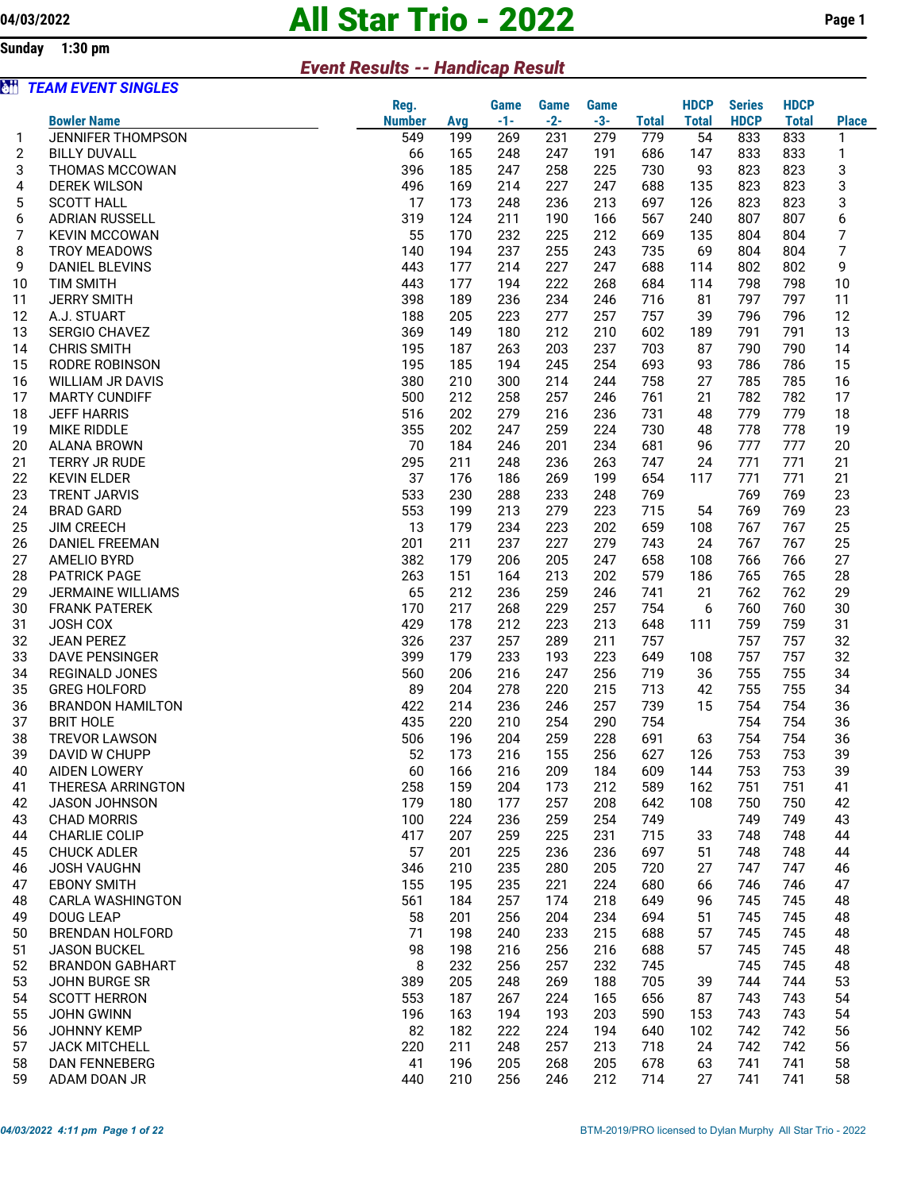04/03/2022

Sunday 1:30 pm

# All Star Trio - 2022

## Event Results -- Handicap Result

### TEAM EVENT SINGLES

| | Bowler Name | Reg. Number | Avg | Game -1- | Game -2- | Game -3- | Total | HDCP Total | Series HDCP | HDCP Total | Place |
|---|---|---|---|---|---|---|---|---|---|---|---|
| 1 | JENNIFER THOMPSON | 549 | 199 | 269 | 231 | 279 | 779 | 54 | 833 | 833 | 1 |
| 2 | BILLY DUVALL | 66 | 165 | 248 | 247 | 191 | 686 | 147 | 833 | 833 | 1 |
| 3 | THOMAS MCCOWAN | 396 | 185 | 247 | 258 | 225 | 730 | 93 | 823 | 823 | 3 |
| 4 | DEREK WILSON | 496 | 169 | 214 | 227 | 247 | 688 | 135 | 823 | 823 | 3 |
| 5 | SCOTT HALL | 17 | 173 | 248 | 236 | 213 | 697 | 126 | 823 | 823 | 3 |
| 6 | ADRIAN RUSSELL | 319 | 124 | 211 | 190 | 166 | 567 | 240 | 807 | 807 | 6 |
| 7 | KEVIN MCCOWAN | 55 | 170 | 232 | 225 | 212 | 669 | 135 | 804 | 804 | 7 |
| 8 | TROY MEADOWS | 140 | 194 | 237 | 255 | 243 | 735 | 69 | 804 | 804 | 7 |
| 9 | DANIEL BLEVINS | 443 | 177 | 214 | 227 | 247 | 688 | 114 | 802 | 802 | 9 |
| 10 | TIM SMITH | 443 | 177 | 194 | 222 | 268 | 684 | 114 | 798 | 798 | 10 |
| 11 | JERRY SMITH | 398 | 189 | 236 | 234 | 246 | 716 | 81 | 797 | 797 | 11 |
| 12 | A.J. STUART | 188 | 205 | 223 | 277 | 257 | 757 | 39 | 796 | 796 | 12 |
| 13 | SERGIO CHAVEZ | 369 | 149 | 180 | 212 | 210 | 602 | 189 | 791 | 791 | 13 |
| 14 | CHRIS SMITH | 195 | 187 | 263 | 203 | 237 | 703 | 87 | 790 | 790 | 14 |
| 15 | RODRE ROBINSON | 195 | 185 | 194 | 245 | 254 | 693 | 93 | 786 | 786 | 15 |
| 16 | WILLIAM JR DAVIS | 380 | 210 | 300 | 214 | 244 | 758 | 27 | 785 | 785 | 16 |
| 17 | MARTY CUNDIFF | 500 | 212 | 258 | 257 | 246 | 761 | 21 | 782 | 782 | 17 |
| 18 | JEFF HARRIS | 516 | 202 | 279 | 216 | 236 | 731 | 48 | 779 | 779 | 18 |
| 19 | MIKE RIDDLE | 355 | 202 | 247 | 259 | 224 | 730 | 48 | 778 | 778 | 19 |
| 20 | ALANA BROWN | 70 | 184 | 246 | 201 | 234 | 681 | 96 | 777 | 777 | 20 |
| 21 | TERRY JR RUDE | 295 | 211 | 248 | 236 | 263 | 747 | 24 | 771 | 771 | 21 |
| 22 | KEVIN ELDER | 37 | 176 | 186 | 269 | 199 | 654 | 117 | 771 | 771 | 21 |
| 23 | TRENT JARVIS | 533 | 230 | 288 | 233 | 248 | 769 | | 769 | 769 | 23 |
| 24 | BRAD GARD | 553 | 199 | 213 | 279 | 223 | 715 | 54 | 769 | 769 | 23 |
| 25 | JIM CREECH | 13 | 179 | 234 | 223 | 202 | 659 | 108 | 767 | 767 | 25 |
| 26 | DANIEL FREEMAN | 201 | 211 | 237 | 227 | 279 | 743 | 24 | 767 | 767 | 25 |
| 27 | AMELIO BYRD | 382 | 179 | 206 | 205 | 247 | 658 | 108 | 766 | 766 | 27 |
| 28 | PATRICK PAGE | 263 | 151 | 164 | 213 | 202 | 579 | 186 | 765 | 765 | 28 |
| 29 | JERMAINE WILLIAMS | 65 | 212 | 236 | 259 | 246 | 741 | 21 | 762 | 762 | 29 |
| 30 | FRANK PATEREK | 170 | 217 | 268 | 229 | 257 | 754 | 6 | 760 | 760 | 30 |
| 31 | JOSH COX | 429 | 178 | 212 | 223 | 213 | 648 | 111 | 759 | 759 | 31 |
| 32 | JEAN PEREZ | 326 | 237 | 257 | 289 | 211 | 757 | | 757 | 757 | 32 |
| 33 | DAVE PENSINGER | 399 | 179 | 233 | 193 | 223 | 649 | 108 | 757 | 757 | 32 |
| 34 | REGINALD JONES | 560 | 206 | 216 | 247 | 256 | 719 | 36 | 755 | 755 | 34 |
| 35 | GREG HOLFORD | 89 | 204 | 278 | 220 | 215 | 713 | 42 | 755 | 755 | 34 |
| 36 | BRANDON HAMILTON | 422 | 214 | 236 | 246 | 257 | 739 | 15 | 754 | 754 | 36 |
| 37 | BRIT HOLE | 435 | 220 | 210 | 254 | 290 | 754 | | 754 | 754 | 36 |
| 38 | TREVOR LAWSON | 506 | 196 | 204 | 259 | 228 | 691 | 63 | 754 | 754 | 36 |
| 39 | DAVID W CHUPP | 52 | 173 | 216 | 155 | 256 | 627 | 126 | 753 | 753 | 39 |
| 40 | AIDEN LOWERY | 60 | 166 | 216 | 209 | 184 | 609 | 144 | 753 | 753 | 39 |
| 41 | THERESA ARRINGTON | 258 | 159 | 204 | 173 | 212 | 589 | 162 | 751 | 751 | 41 |
| 42 | JASON JOHNSON | 179 | 180 | 177 | 257 | 208 | 642 | 108 | 750 | 750 | 42 |
| 43 | CHAD MORRIS | 100 | 224 | 236 | 259 | 254 | 749 | | 749 | 749 | 43 |
| 44 | CHARLIE COLIP | 417 | 207 | 259 | 225 | 231 | 715 | 33 | 748 | 748 | 44 |
| 45 | CHUCK ADLER | 57 | 201 | 225 | 236 | 236 | 697 | 51 | 748 | 748 | 44 |
| 46 | JOSH VAUGHN | 346 | 210 | 235 | 280 | 205 | 720 | 27 | 747 | 747 | 46 |
| 47 | EBONY SMITH | 155 | 195 | 235 | 221 | 224 | 680 | 66 | 746 | 746 | 47 |
| 48 | CARLA WASHINGTON | 561 | 184 | 257 | 174 | 218 | 649 | 96 | 745 | 745 | 48 |
| 49 | DOUG LEAP | 58 | 201 | 256 | 204 | 234 | 694 | 51 | 745 | 745 | 48 |
| 50 | BRENDAN HOLFORD | 71 | 198 | 240 | 233 | 215 | 688 | 57 | 745 | 745 | 48 |
| 51 | JASON BUCKEL | 98 | 198 | 216 | 256 | 216 | 688 | 57 | 745 | 745 | 48 |
| 52 | BRANDON GABHART | 8 | 232 | 256 | 257 | 232 | 745 | | 745 | 745 | 48 |
| 53 | JOHN BURGE SR | 389 | 205 | 248 | 269 | 188 | 705 | 39 | 744 | 744 | 53 |
| 54 | SCOTT HERRON | 553 | 187 | 267 | 224 | 165 | 656 | 87 | 743 | 743 | 54 |
| 55 | JOHN GWINN | 196 | 163 | 194 | 193 | 203 | 590 | 153 | 743 | 743 | 54 |
| 56 | JOHNNY KEMP | 82 | 182 | 222 | 224 | 194 | 640 | 102 | 742 | 742 | 56 |
| 57 | JACK MITCHELL | 220 | 211 | 248 | 257 | 213 | 718 | 24 | 742 | 742 | 56 |
| 58 | DAN FENNEBERG | 41 | 196 | 205 | 268 | 205 | 678 | 63 | 741 | 741 | 58 |
| 59 | ADAM DOAN JR | 440 | 210 | 256 | 246 | 212 | 714 | 27 | 741 | 741 | 58 |

04/03/2022 4:11 pm

BTM-2019/PRO licensed to Dylan Murphy All Star Trio - 2022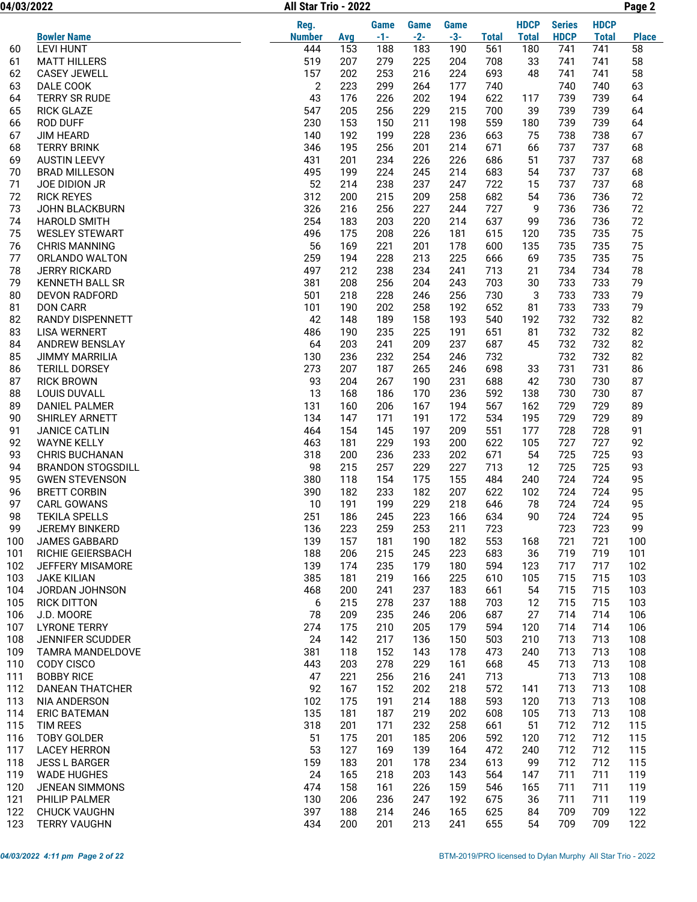# All Star Trio - 2022

04/03/2022

| | Bowler Name | Reg. Number | Avg | Game -1- | Game -2- | Game -3- | Total | HDCP Total | Series HDCP | HDCP Total | Place |
|---|---|---|---|---|---|---|---|---|---|---|---|
| 60 | LEVI HUNT | 444 | 153 | 188 | 183 | 190 | 561 | 180 | 741 | 741 | 58 |
| 61 | MATT HILLERS | 519 | 207 | 279 | 225 | 204 | 708 | 33 | 741 | 741 | 58 |
| 62 | CASEY JEWELL | 157 | 202 | 253 | 216 | 224 | 693 | 48 | 741 | 741 | 58 |
| 63 | DALE COOK | 2 | 223 | 299 | 264 | 177 | 740 | | 740 | 740 | 63 |
| 64 | TERRY SR RUDE | 43 | 176 | 226 | 202 | 194 | 622 | 117 | 739 | 739 | 64 |
| 65 | RICK GLAZE | 547 | 205 | 256 | 229 | 215 | 700 | 39 | 739 | 739 | 64 |
| 66 | ROD DUFF | 230 | 153 | 150 | 211 | 198 | 559 | 180 | 739 | 739 | 64 |
| 67 | JIM HEARD | 140 | 192 | 199 | 228 | 236 | 663 | 75 | 738 | 738 | 67 |
| 68 | TERRY BRINK | 346 | 195 | 256 | 201 | 214 | 671 | 66 | 737 | 737 | 68 |
| 69 | AUSTIN LEEVY | 431 | 201 | 234 | 226 | 226 | 686 | 51 | 737 | 737 | 68 |
| 70 | BRAD MILLESON | 495 | 199 | 224 | 245 | 214 | 683 | 54 | 737 | 737 | 68 |
| 71 | JOE DIDION JR | 52 | 214 | 238 | 237 | 247 | 722 | 15 | 737 | 737 | 68 |
| 72 | RICK REYES | 312 | 200 | 215 | 209 | 258 | 682 | 54 | 736 | 736 | 72 |
| 73 | JOHN BLACKBURN | 326 | 216 | 256 | 227 | 244 | 727 | 9 | 736 | 736 | 72 |
| 74 | HAROLD SMITH | 254 | 183 | 203 | 220 | 214 | 637 | 99 | 736 | 736 | 72 |
| 75 | WESLEY STEWART | 496 | 175 | 208 | 226 | 181 | 615 | 120 | 735 | 735 | 75 |
| 76 | CHRIS MANNING | 56 | 169 | 221 | 201 | 178 | 600 | 135 | 735 | 735 | 75 |
| 77 | ORLANDO WALTON | 259 | 194 | 228 | 213 | 225 | 666 | 69 | 735 | 735 | 75 |
| 78 | JERRY RICKARD | 497 | 212 | 238 | 234 | 241 | 713 | 21 | 734 | 734 | 78 |
| 79 | KENNETH BALL SR | 381 | 208 | 256 | 204 | 243 | 703 | 30 | 733 | 733 | 79 |
| 80 | DEVON RADFORD | 501 | 218 | 228 | 246 | 256 | 730 | 3 | 733 | 733 | 79 |
| 81 | DON CARR | 101 | 190 | 202 | 258 | 192 | 652 | 81 | 733 | 733 | 79 |
| 82 | RANDY DISPENNETT | 42 | 148 | 189 | 158 | 193 | 540 | 192 | 732 | 732 | 82 |
| 83 | LISA WERNERT | 486 | 190 | 235 | 225 | 191 | 651 | 81 | 732 | 732 | 82 |
| 84 | ANDREW BENSLAY | 64 | 203 | 241 | 209 | 237 | 687 | 45 | 732 | 732 | 82 |
| 85 | JIMMY MARRILIA | 130 | 236 | 232 | 254 | 246 | 732 | | 732 | 732 | 82 |
| 86 | TERILL DORSEY | 273 | 207 | 187 | 265 | 246 | 698 | 33 | 731 | 731 | 86 |
| 87 | RICK BROWN | 93 | 204 | 267 | 190 | 231 | 688 | 42 | 730 | 730 | 87 |
| 88 | LOUIS DUVALL | 13 | 168 | 186 | 170 | 236 | 592 | 138 | 730 | 730 | 87 |
| 89 | DANIEL PALMER | 131 | 160 | 206 | 167 | 194 | 567 | 162 | 729 | 729 | 89 |
| 90 | SHIRLEY ARNETT | 134 | 147 | 171 | 191 | 172 | 534 | 195 | 729 | 729 | 89 |
| 91 | JANICE CATLIN | 464 | 154 | 145 | 197 | 209 | 551 | 177 | 728 | 728 | 91 |
| 92 | WAYNE KELLY | 463 | 181 | 229 | 193 | 200 | 622 | 105 | 727 | 727 | 92 |
| 93 | CHRIS BUCHANAN | 318 | 200 | 236 | 233 | 202 | 671 | 54 | 725 | 725 | 93 |
| 94 | BRANDON STOGSDILL | 98 | 215 | 257 | 229 | 227 | 713 | 12 | 725 | 725 | 93 |
| 95 | GWEN STEVENSON | 380 | 118 | 154 | 175 | 155 | 484 | 240 | 724 | 724 | 95 |
| 96 | BRETT CORBIN | 390 | 182 | 233 | 182 | 207 | 622 | 102 | 724 | 724 | 95 |
| 97 | CARL GOWANS | 10 | 191 | 199 | 229 | 218 | 646 | 78 | 724 | 724 | 95 |
| 98 | TEKILA SPELLS | 251 | 186 | 245 | 223 | 166 | 634 | 90 | 724 | 724 | 95 |
| 99 | JEREMY BINKERD | 136 | 223 | 259 | 253 | 211 | 723 | | 723 | 723 | 99 |
| 100 | JAMES GABBARD | 139 | 157 | 181 | 190 | 182 | 553 | 168 | 721 | 721 | 100 |
| 101 | RICHIE GEIERSBACH | 188 | 206 | 215 | 245 | 223 | 683 | 36 | 719 | 719 | 101 |
| 102 | JEFFERY MISAMORE | 139 | 174 | 235 | 179 | 180 | 594 | 123 | 717 | 717 | 102 |
| 103 | JAKE KILIAN | 385 | 181 | 219 | 166 | 225 | 610 | 105 | 715 | 715 | 103 |
| 104 | JORDAN JOHNSON | 468 | 200 | 241 | 237 | 183 | 661 | 54 | 715 | 715 | 103 |
| 105 | RICK DITTON | 6 | 215 | 278 | 237 | 188 | 703 | 12 | 715 | 715 | 103 |
| 106 | J.D. MOORE | 78 | 209 | 235 | 246 | 206 | 687 | 27 | 714 | 714 | 106 |
| 107 | LYRONE TERRY | 274 | 175 | 210 | 205 | 179 | 594 | 120 | 714 | 714 | 106 |
| 108 | JENNIFER SCUDDER | 24 | 142 | 217 | 136 | 150 | 503 | 210 | 713 | 713 | 108 |
| 109 | TAMRA MANDELDOVE | 381 | 118 | 152 | 143 | 178 | 473 | 240 | 713 | 713 | 108 |
| 110 | CODY CISCO | 443 | 203 | 278 | 229 | 161 | 668 | 45 | 713 | 713 | 108 |
| 111 | BOBBY RICE | 47 | 221 | 256 | 216 | 241 | 713 | | 713 | 713 | 108 |
| 112 | DANEAN THATCHER | 92 | 167 | 152 | 202 | 218 | 572 | 141 | 713 | 713 | 108 |
| 113 | NIA ANDERSON | 102 | 175 | 191 | 214 | 188 | 593 | 120 | 713 | 713 | 108 |
| 114 | ERIC BATEMAN | 135 | 181 | 187 | 219 | 202 | 608 | 105 | 713 | 713 | 108 |
| 115 | TIM REES | 318 | 201 | 171 | 232 | 258 | 661 | 51 | 712 | 712 | 115 |
| 116 | TOBY GOLDER | 51 | 175 | 201 | 185 | 206 | 592 | 120 | 712 | 712 | 115 |
| 117 | LACEY HERRON | 53 | 127 | 169 | 139 | 164 | 472 | 240 | 712 | 712 | 115 |
| 118 | JESS L BARGER | 159 | 183 | 201 | 178 | 234 | 613 | 99 | 712 | 712 | 115 |
| 119 | WADE HUGHES | 24 | 165 | 218 | 203 | 143 | 564 | 147 | 711 | 711 | 119 |
| 120 | JENEAN SIMMONS | 474 | 158 | 161 | 226 | 159 | 546 | 165 | 711 | 711 | 119 |
| 121 | PHILIP PALMER | 130 | 206 | 236 | 247 | 192 | 675 | 36 | 711 | 711 | 119 |
| 122 | CHUCK VAUGHN | 397 | 188 | 214 | 246 | 165 | 625 | 84 | 709 | 709 | 122 |
| 123 | TERRY VAUGHN | 434 | 200 | 201 | 213 | 241 | 655 | 54 | 709 | 709 | 122 |

BTM-2019/PRO licensed to Dylan Murphy All Star Trio - 2022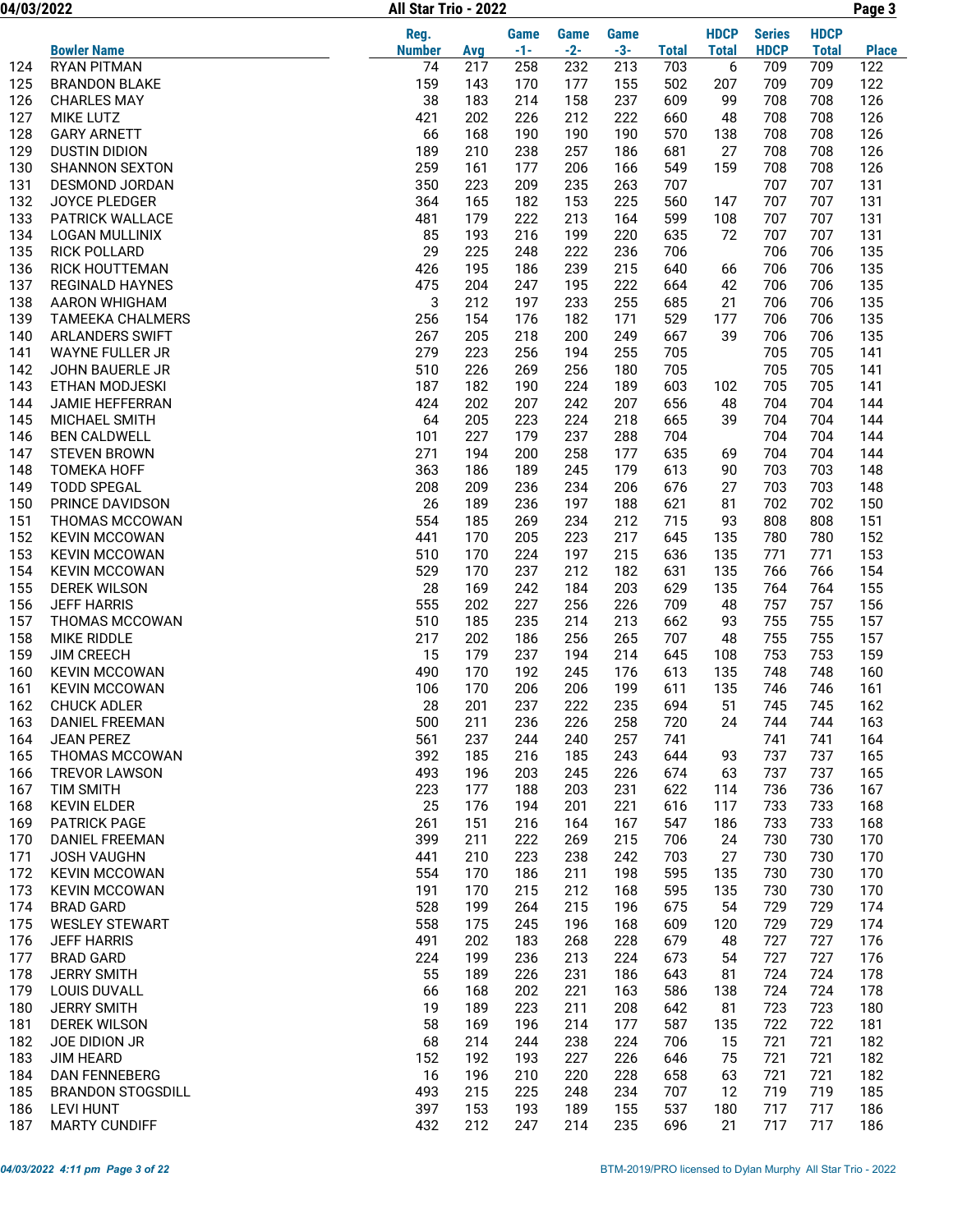| | Bowler Name | Reg. Number | Avg | Game -1- | Game -2- | Game -3- | Total | HDCP Total | Series HDCP | HDCP Total | Place |
|---|---|---|---|---|---|---|---|---|---|---|---|
| 124 | RYAN PITMAN | 74 | 217 | 258 | 232 | 213 | 703 | 6 | 709 | 709 | 122 |
| 125 | BRANDON BLAKE | 159 | 143 | 170 | 177 | 155 | 502 | 207 | 709 | 709 | 122 |
| 126 | CHARLES MAY | 38 | 183 | 214 | 158 | 237 | 609 | 99 | 708 | 708 | 126 |
| 127 | MIKE LUTZ | 421 | 202 | 226 | 212 | 222 | 660 | 48 | 708 | 708 | 126 |
| 128 | GARY ARNETT | 66 | 168 | 190 | 190 | 190 | 570 | 138 | 708 | 708 | 126 |
| 129 | DUSTIN DIDION | 189 | 210 | 238 | 257 | 186 | 681 | 27 | 708 | 708 | 126 |
| 130 | SHANNON SEXTON | 259 | 161 | 177 | 206 | 166 | 549 | 159 | 708 | 708 | 126 |
| 131 | DESMOND JORDAN | 350 | 223 | 209 | 235 | 263 | 707 | | 707 | 707 | 131 |
| 132 | JOYCE PLEDGER | 364 | 165 | 182 | 153 | 225 | 560 | 147 | 707 | 707 | 131 |
| 133 | PATRICK WALLACE | 481 | 179 | 222 | 213 | 164 | 599 | 108 | 707 | 707 | 131 |
| 134 | LOGAN MULLINIX | 85 | 193 | 216 | 199 | 220 | 635 | 72 | 707 | 707 | 131 |
| 135 | RICK POLLARD | 29 | 225 | 248 | 222 | 236 | 706 | | 706 | 706 | 135 |
| 136 | RICK HOUTTEMAN | 426 | 195 | 186 | 239 | 215 | 640 | 66 | 706 | 706 | 135 |
| 137 | REGINALD HAYNES | 475 | 204 | 247 | 195 | 222 | 664 | 42 | 706 | 706 | 135 |
| 138 | AARON WHIGHAM | 3 | 212 | 197 | 233 | 255 | 685 | 21 | 706 | 706 | 135 |
| 139 | TAMEEKA CHALMERS | 256 | 154 | 176 | 182 | 171 | 529 | 177 | 706 | 706 | 135 |
| 140 | ARLANDERS SWIFT | 267 | 205 | 218 | 200 | 249 | 667 | 39 | 706 | 706 | 135 |
| 141 | WAYNE FULLER JR | 279 | 223 | 256 | 194 | 255 | 705 | | 705 | 705 | 141 |
| 142 | JOHN BAUERLE JR | 510 | 226 | 269 | 256 | 180 | 705 | | 705 | 705 | 141 |
| 143 | ETHAN MODJESKI | 187 | 182 | 190 | 224 | 189 | 603 | 102 | 705 | 705 | 141 |
| 144 | JAMIE HEFFERRAN | 424 | 202 | 207 | 242 | 207 | 656 | 48 | 704 | 704 | 144 |
| 145 | MICHAEL SMITH | 64 | 205 | 223 | 224 | 218 | 665 | 39 | 704 | 704 | 144 |
| 146 | BEN CALDWELL | 101 | 227 | 179 | 237 | 288 | 704 | | 704 | 704 | 144 |
| 147 | STEVEN BROWN | 271 | 194 | 200 | 258 | 177 | 635 | 69 | 704 | 704 | 144 |
| 148 | TOMEKA HOFF | 363 | 186 | 189 | 245 | 179 | 613 | 90 | 703 | 703 | 148 |
| 149 | TODD SPEGAL | 208 | 209 | 236 | 234 | 206 | 676 | 27 | 703 | 703 | 148 |
| 150 | PRINCE DAVIDSON | 26 | 189 | 236 | 197 | 188 | 621 | 81 | 702 | 702 | 150 |
| 151 | THOMAS MCCOWAN | 554 | 185 | 269 | 234 | 212 | 715 | 93 | 808 | 808 | 151 |
| 152 | KEVIN MCCOWAN | 441 | 170 | 205 | 223 | 217 | 645 | 135 | 780 | 780 | 152 |
| 153 | KEVIN MCCOWAN | 510 | 170 | 224 | 197 | 215 | 636 | 135 | 771 | 771 | 153 |
| 154 | KEVIN MCCOWAN | 529 | 170 | 237 | 212 | 182 | 631 | 135 | 766 | 766 | 154 |
| 155 | DEREK WILSON | 28 | 169 | 242 | 184 | 203 | 629 | 135 | 764 | 764 | 155 |
| 156 | JEFF HARRIS | 555 | 202 | 227 | 256 | 226 | 709 | 48 | 757 | 757 | 156 |
| 157 | THOMAS MCCOWAN | 510 | 185 | 235 | 214 | 213 | 662 | 93 | 755 | 755 | 157 |
| 158 | MIKE RIDDLE | 217 | 202 | 186 | 256 | 265 | 707 | 48 | 755 | 755 | 157 |
| 159 | JIM CREECH | 15 | 179 | 237 | 194 | 214 | 645 | 108 | 753 | 753 | 159 |
| 160 | KEVIN MCCOWAN | 490 | 170 | 192 | 245 | 176 | 613 | 135 | 748 | 748 | 160 |
| 161 | KEVIN MCCOWAN | 106 | 170 | 206 | 206 | 199 | 611 | 135 | 746 | 746 | 161 |
| 162 | CHUCK ADLER | 28 | 201 | 237 | 222 | 235 | 694 | 51 | 745 | 745 | 162 |
| 163 | DANIEL FREEMAN | 500 | 211 | 236 | 226 | 258 | 720 | 24 | 744 | 744 | 163 |
| 164 | JEAN PEREZ | 561 | 237 | 244 | 240 | 257 | 741 | | 741 | 741 | 164 |
| 165 | THOMAS MCCOWAN | 392 | 185 | 216 | 185 | 243 | 644 | 93 | 737 | 737 | 165 |
| 166 | TREVOR LAWSON | 493 | 196 | 203 | 245 | 226 | 674 | 63 | 737 | 737 | 165 |
| 167 | TIM SMITH | 223 | 177 | 188 | 203 | 231 | 622 | 114 | 736 | 736 | 167 |
| 168 | KEVIN ELDER | 25 | 176 | 194 | 201 | 221 | 616 | 117 | 733 | 733 | 168 |
| 169 | PATRICK PAGE | 261 | 151 | 216 | 164 | 167 | 547 | 186 | 733 | 733 | 168 |
| 170 | DANIEL FREEMAN | 399 | 211 | 222 | 269 | 215 | 706 | 24 | 730 | 730 | 170 |
| 171 | JOSH VAUGHN | 441 | 210 | 223 | 238 | 242 | 703 | 27 | 730 | 730 | 170 |
| 172 | KEVIN MCCOWAN | 554 | 170 | 186 | 211 | 198 | 595 | 135 | 730 | 730 | 170 |
| 173 | KEVIN MCCOWAN | 191 | 170 | 215 | 212 | 168 | 595 | 135 | 730 | 730 | 170 |
| 174 | BRAD GARD | 528 | 199 | 264 | 215 | 196 | 675 | 54 | 729 | 729 | 174 |
| 175 | WESLEY STEWART | 558 | 175 | 245 | 196 | 168 | 609 | 120 | 729 | 729 | 174 |
| 176 | JEFF HARRIS | 491 | 202 | 183 | 268 | 228 | 679 | 48 | 727 | 727 | 176 |
| 177 | BRAD GARD | 224 | 199 | 236 | 213 | 224 | 673 | 54 | 727 | 727 | 176 |
| 178 | JERRY SMITH | 55 | 189 | 226 | 231 | 186 | 643 | 81 | 724 | 724 | 178 |
| 179 | LOUIS DUVALL | 66 | 168 | 202 | 221 | 163 | 586 | 138 | 724 | 724 | 178 |
| 180 | JERRY SMITH | 19 | 189 | 223 | 211 | 208 | 642 | 81 | 723 | 723 | 180 |
| 181 | DEREK WILSON | 58 | 169 | 196 | 214 | 177 | 587 | 135 | 722 | 722 | 181 |
| 182 | JOE DIDION JR | 68 | 214 | 244 | 238 | 224 | 706 | 15 | 721 | 721 | 182 |
| 183 | JIM HEARD | 152 | 192 | 193 | 227 | 226 | 646 | 75 | 721 | 721 | 182 |
| 184 | DAN FENNEBERG | 16 | 196 | 210 | 220 | 228 | 658 | 63 | 721 | 721 | 182 |
| 185 | BRANDON STOGSDILL | 493 | 215 | 225 | 248 | 234 | 707 | 12 | 719 | 719 | 185 |
| 186 | LEVI HUNT | 397 | 153 | 193 | 189 | 155 | 537 | 180 | 717 | 717 | 186 |
| 187 | MARTY CUNDIFF | 432 | 212 | 247 | 214 | 235 | 696 | 21 | 717 | 717 | 186 |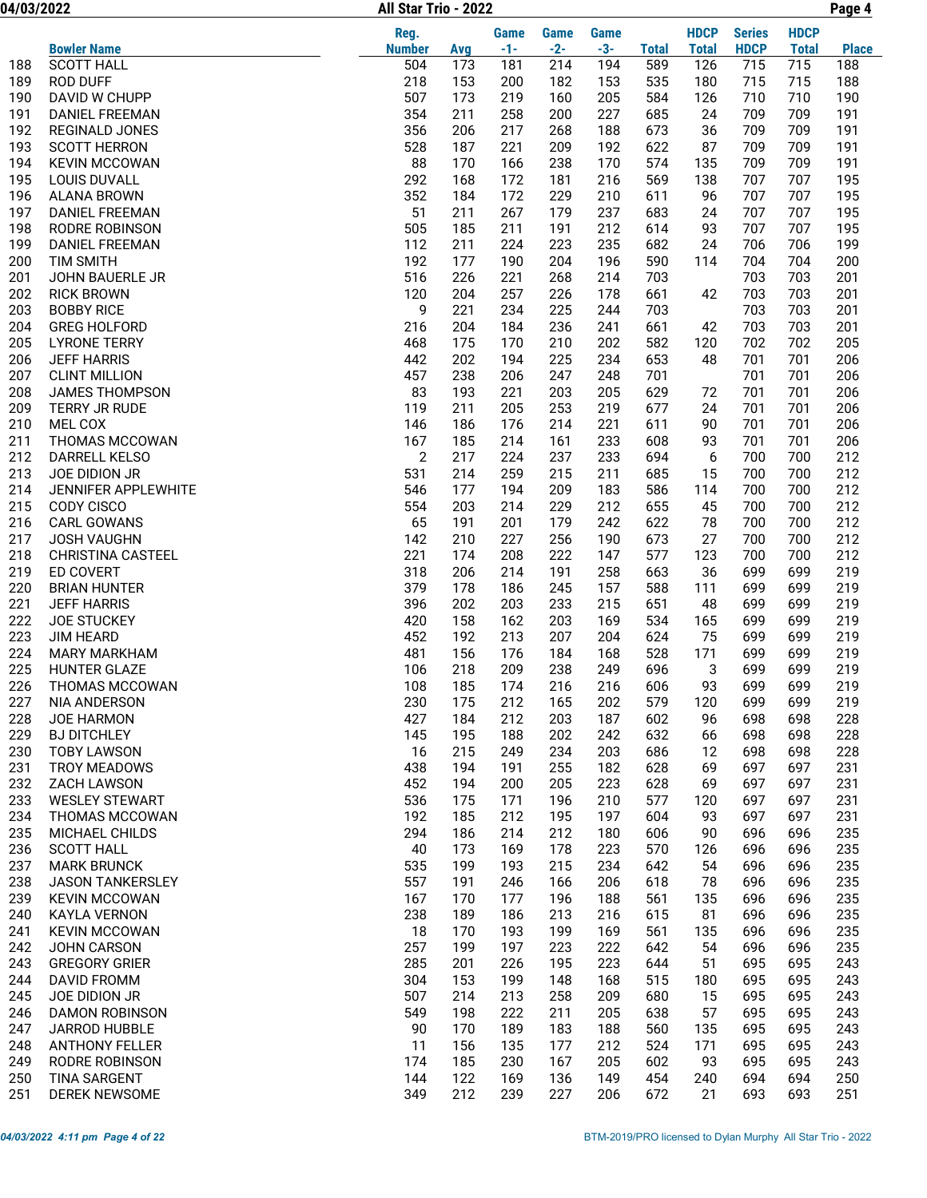| | Bowler Name | Reg. Number | Avg | Game -1- | Game -2- | Game -3- | Total | HDCP Total | Series HDCP | HDCP Total | Place |
|---|---|---|---|---|---|---|---|---|---|---|---|
| 188 | SCOTT HALL | 504 | 173 | 181 | 214 | 194 | 589 | 126 | 715 | 715 | 188 |
| 189 | ROD DUFF | 218 | 153 | 200 | 182 | 153 | 535 | 180 | 715 | 715 | 188 |
| 190 | DAVID W CHUPP | 507 | 173 | 219 | 160 | 205 | 584 | 126 | 710 | 710 | 190 |
| 191 | DANIEL FREEMAN | 354 | 211 | 258 | 200 | 227 | 685 | 24 | 709 | 709 | 191 |
| 192 | REGINALD JONES | 356 | 206 | 217 | 268 | 188 | 673 | 36 | 709 | 709 | 191 |
| 193 | SCOTT HERRON | 528 | 187 | 221 | 209 | 192 | 622 | 87 | 709 | 709 | 191 |
| 194 | KEVIN MCCOWAN | 88 | 170 | 166 | 238 | 170 | 574 | 135 | 709 | 709 | 191 |
| 195 | LOUIS DUVALL | 292 | 168 | 172 | 181 | 216 | 569 | 138 | 707 | 707 | 195 |
| 196 | ALANA BROWN | 352 | 184 | 172 | 229 | 210 | 611 | 96 | 707 | 707 | 195 |
| 197 | DANIEL FREEMAN | 51 | 211 | 267 | 179 | 237 | 683 | 24 | 707 | 707 | 195 |
| 198 | RODRE ROBINSON | 505 | 185 | 211 | 191 | 212 | 614 | 93 | 707 | 707 | 195 |
| 199 | DANIEL FREEMAN | 112 | 211 | 224 | 223 | 235 | 682 | 24 | 706 | 706 | 199 |
| 200 | TIM SMITH | 192 | 177 | 190 | 204 | 196 | 590 | 114 | 704 | 704 | 200 |
| 201 | JOHN BAUERLE JR | 516 | 226 | 221 | 268 | 214 | 703 | | 703 | 703 | 201 |
| 202 | RICK BROWN | 120 | 204 | 257 | 226 | 178 | 661 | 42 | 703 | 703 | 201 |
| 203 | BOBBY RICE | 9 | 221 | 234 | 225 | 244 | 703 | | 703 | 703 | 201 |
| 204 | GREG HOLFORD | 216 | 204 | 184 | 236 | 241 | 661 | 42 | 703 | 703 | 201 |
| 205 | LYRONE TERRY | 468 | 175 | 170 | 210 | 202 | 582 | 120 | 702 | 702 | 205 |
| 206 | JEFF HARRIS | 442 | 202 | 194 | 225 | 234 | 653 | 48 | 701 | 701 | 206 |
| 207 | CLINT MILLION | 457 | 238 | 206 | 247 | 248 | 701 | | 701 | 701 | 206 |
| 208 | JAMES THOMPSON | 83 | 193 | 221 | 203 | 205 | 629 | 72 | 701 | 701 | 206 |
| 209 | TERRY JR RUDE | 119 | 211 | 205 | 253 | 219 | 677 | 24 | 701 | 701 | 206 |
| 210 | MEL COX | 146 | 186 | 176 | 214 | 221 | 611 | 90 | 701 | 701 | 206 |
| 211 | THOMAS MCCOWAN | 167 | 185 | 214 | 161 | 233 | 608 | 93 | 701 | 701 | 206 |
| 212 | DARRELL KELSO | 2 | 217 | 224 | 237 | 233 | 694 | 6 | 700 | 700 | 212 |
| 213 | JOE DIDION JR | 531 | 214 | 259 | 215 | 211 | 685 | 15 | 700 | 700 | 212 |
| 214 | JENNIFER APPLEWHITE | 546 | 177 | 194 | 209 | 183 | 586 | 114 | 700 | 700 | 212 |
| 215 | CODY CISCO | 554 | 203 | 214 | 229 | 212 | 655 | 45 | 700 | 700 | 212 |
| 216 | CARL GOWANS | 65 | 191 | 201 | 179 | 242 | 622 | 78 | 700 | 700 | 212 |
| 217 | JOSH VAUGHN | 142 | 210 | 227 | 256 | 190 | 673 | 27 | 700 | 700 | 212 |
| 218 | CHRISTINA CASTEEL | 221 | 174 | 208 | 222 | 147 | 577 | 123 | 700 | 700 | 212 |
| 219 | ED COVERT | 318 | 206 | 214 | 191 | 258 | 663 | 36 | 699 | 699 | 219 |
| 220 | BRIAN HUNTER | 379 | 178 | 186 | 245 | 157 | 588 | 111 | 699 | 699 | 219 |
| 221 | JEFF HARRIS | 396 | 202 | 203 | 233 | 215 | 651 | 48 | 699 | 699 | 219 |
| 222 | JOE STUCKEY | 420 | 158 | 162 | 203 | 169 | 534 | 165 | 699 | 699 | 219 |
| 223 | JIM HEARD | 452 | 192 | 213 | 207 | 204 | 624 | 75 | 699 | 699 | 219 |
| 224 | MARY MARKHAM | 481 | 156 | 176 | 184 | 168 | 528 | 171 | 699 | 699 | 219 |
| 225 | HUNTER GLAZE | 106 | 218 | 209 | 238 | 249 | 696 | 3 | 699 | 699 | 219 |
| 226 | THOMAS MCCOWAN | 108 | 185 | 174 | 216 | 216 | 606 | 93 | 699 | 699 | 219 |
| 227 | NIA ANDERSON | 230 | 175 | 212 | 165 | 202 | 579 | 120 | 699 | 699 | 219 |
| 228 | JOE HARMON | 427 | 184 | 212 | 203 | 187 | 602 | 96 | 698 | 698 | 228 |
| 229 | BJ DITCHLEY | 145 | 195 | 188 | 202 | 242 | 632 | 66 | 698 | 698 | 228 |
| 230 | TOBY LAWSON | 16 | 215 | 249 | 234 | 203 | 686 | 12 | 698 | 698 | 228 |
| 231 | TROY MEADOWS | 438 | 194 | 191 | 255 | 182 | 628 | 69 | 697 | 697 | 231 |
| 232 | ZACH LAWSON | 452 | 194 | 200 | 205 | 223 | 628 | 69 | 697 | 697 | 231 |
| 233 | WESLEY STEWART | 536 | 175 | 171 | 196 | 210 | 577 | 120 | 697 | 697 | 231 |
| 234 | THOMAS MCCOWAN | 192 | 185 | 212 | 195 | 197 | 604 | 93 | 697 | 697 | 231 |
| 235 | MICHAEL CHILDS | 294 | 186 | 214 | 212 | 180 | 606 | 90 | 696 | 696 | 235 |
| 236 | SCOTT HALL | 40 | 173 | 169 | 178 | 223 | 570 | 126 | 696 | 696 | 235 |
| 237 | MARK BRUNCK | 535 | 199 | 193 | 215 | 234 | 642 | 54 | 696 | 696 | 235 |
| 238 | JASON TANKERSLEY | 557 | 191 | 246 | 166 | 206 | 618 | 78 | 696 | 696 | 235 |
| 239 | KEVIN MCCOWAN | 167 | 170 | 177 | 196 | 188 | 561 | 135 | 696 | 696 | 235 |
| 240 | KAYLA VERNON | 238 | 189 | 186 | 213 | 216 | 615 | 81 | 696 | 696 | 235 |
| 241 | KEVIN MCCOWAN | 18 | 170 | 193 | 199 | 169 | 561 | 135 | 696 | 696 | 235 |
| 242 | JOHN CARSON | 257 | 198 | 197 | 223 | 222 | 642 | 54 | 696 | 696 | 235 |
| 243 | GREGORY GRIER | 285 | 201 | 226 | 195 | 223 | 644 | 51 | 695 | 695 | 243 |
| 244 | DAVID FROMM | 304 | 153 | 199 | 148 | 168 | 515 | 180 | 695 | 695 | 243 |
| 245 | JOE DIDION JR | 507 | 214 | 213 | 258 | 209 | 680 | 15 | 695 | 695 | 243 |
| 246 | DAMON ROBINSON | 549 | 198 | 222 | 211 | 205 | 638 | 57 | 695 | 695 | 243 |
| 247 | JARROD HUBBLE | 90 | 170 | 189 | 183 | 188 | 560 | 135 | 695 | 695 | 243 |
| 248 | ANTHONY FELLER | 11 | 156 | 135 | 177 | 212 | 524 | 171 | 695 | 695 | 243 |
| 249 | RODRE ROBINSON | 174 | 185 | 230 | 167 | 205 | 602 | 93 | 695 | 695 | 243 |
| 250 | TINA SARGENT | 144 | 122 | 169 | 136 | 149 | 454 | 240 | 694 | 694 | 250 |
| 251 | DEREK NEWSOME | 349 | 212 | 239 | 227 | 206 | 672 | 21 | 693 | 693 | 251 |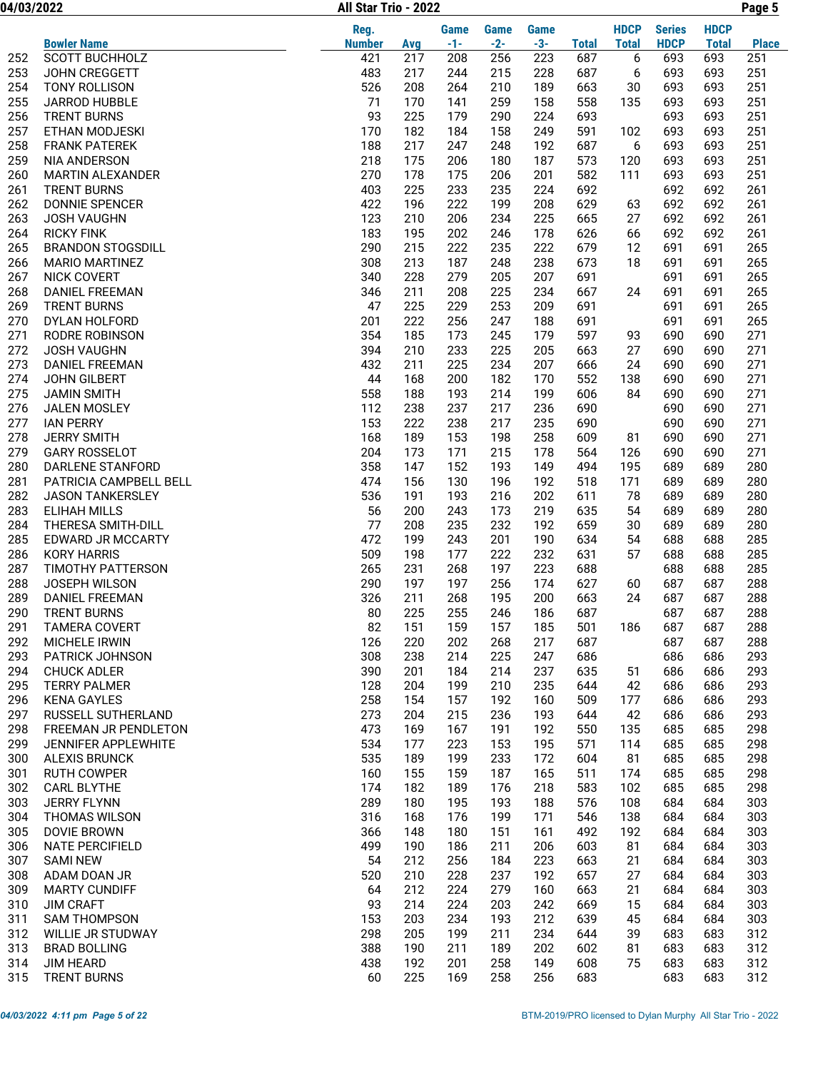# All Star Trio - 2022

|  | Bowler Name | Reg. Number | Avg | Game -1- | Game -2- | Game -3- | Total | HDCP Total | Series HDCP | HDCP Total | Place |
|---|---|---|---|---|---|---|---|---|---|---|---|
| 252 | SCOTT BUCHHOLZ | 421 | 217 | 208 | 256 | 223 | 687 | 6 | 693 | 693 | 251 |
| 253 | JOHN CREGGETT | 483 | 217 | 244 | 215 | 228 | 687 | 6 | 693 | 693 | 251 |
| 254 | TONY ROLLISON | 526 | 208 | 264 | 210 | 189 | 663 | 30 | 693 | 693 | 251 |
| 255 | JARROD HUBBLE | 71 | 170 | 141 | 259 | 158 | 558 | 135 | 693 | 693 | 251 |
| 256 | TRENT BURNS | 93 | 225 | 179 | 290 | 224 | 693 |  | 693 | 693 | 251 |
| 257 | ETHAN MODJESKI | 170 | 182 | 184 | 158 | 249 | 591 | 102 | 693 | 693 | 251 |
| 258 | FRANK PATEREK | 188 | 217 | 247 | 248 | 192 | 687 | 6 | 693 | 693 | 251 |
| 259 | NIA ANDERSON | 218 | 175 | 206 | 180 | 187 | 573 | 120 | 693 | 693 | 251 |
| 260 | MARTIN ALEXANDER | 270 | 178 | 175 | 206 | 201 | 582 | 111 | 693 | 693 | 251 |
| 261 | TRENT BURNS | 403 | 225 | 233 | 235 | 224 | 692 |  | 692 | 692 | 261 |
| 262 | DONNIE SPENCER | 422 | 196 | 222 | 199 | 208 | 629 | 63 | 692 | 692 | 261 |
| 263 | JOSH VAUGHN | 123 | 210 | 206 | 234 | 225 | 665 | 27 | 692 | 692 | 261 |
| 264 | RICKY FINK | 183 | 195 | 202 | 246 | 178 | 626 | 66 | 692 | 692 | 261 |
| 265 | BRANDON STOGSDILL | 290 | 215 | 222 | 235 | 222 | 679 | 12 | 691 | 691 | 265 |
| 266 | MARIO MARTINEZ | 308 | 213 | 187 | 248 | 238 | 673 | 18 | 691 | 691 | 265 |
| 267 | NICK COVERT | 340 | 228 | 279 | 205 | 207 | 691 |  | 691 | 691 | 265 |
| 268 | DANIEL FREEMAN | 346 | 211 | 208 | 225 | 234 | 667 | 24 | 691 | 691 | 265 |
| 269 | TRENT BURNS | 47 | 225 | 229 | 253 | 209 | 691 |  | 691 | 691 | 265 |
| 270 | DYLAN HOLFORD | 201 | 222 | 256 | 247 | 188 | 691 |  | 691 | 691 | 265 |
| 271 | RODRE ROBINSON | 354 | 185 | 173 | 245 | 179 | 597 | 93 | 690 | 690 | 271 |
| 272 | JOSH VAUGHN | 394 | 210 | 233 | 225 | 205 | 663 | 27 | 690 | 690 | 271 |
| 273 | DANIEL FREEMAN | 432 | 211 | 225 | 234 | 207 | 666 | 24 | 690 | 690 | 271 |
| 274 | JOHN GILBERT | 44 | 168 | 200 | 182 | 170 | 552 | 138 | 690 | 690 | 271 |
| 275 | JAMIN SMITH | 558 | 188 | 193 | 214 | 199 | 606 | 84 | 690 | 690 | 271 |
| 276 | JALEN MOSLEY | 112 | 238 | 237 | 217 | 236 | 690 |  | 690 | 690 | 271 |
| 277 | IAN PERRY | 153 | 222 | 238 | 217 | 235 | 690 |  | 690 | 690 | 271 |
| 278 | JERRY SMITH | 168 | 189 | 153 | 198 | 258 | 609 | 81 | 690 | 690 | 271 |
| 279 | GARY ROSSELOT | 204 | 173 | 171 | 215 | 178 | 564 | 126 | 690 | 690 | 271 |
| 280 | DARLENE STANFORD | 358 | 147 | 152 | 193 | 149 | 494 | 195 | 689 | 689 | 280 |
| 281 | PATRICIA CAMPBELL BELL | 474 | 156 | 130 | 196 | 192 | 518 | 171 | 689 | 689 | 280 |
| 282 | JASON TANKERSLEY | 536 | 191 | 193 | 216 | 202 | 611 | 78 | 689 | 689 | 280 |
| 283 | ELIHAH MILLS | 56 | 200 | 243 | 173 | 219 | 635 | 54 | 689 | 689 | 280 |
| 284 | THERESA SMITH-DILL | 77 | 208 | 235 | 232 | 192 | 659 | 30 | 689 | 689 | 280 |
| 285 | EDWARD JR MCCARTY | 472 | 199 | 243 | 201 | 190 | 634 | 54 | 688 | 688 | 285 |
| 286 | KORY HARRIS | 509 | 198 | 177 | 222 | 232 | 631 | 57 | 688 | 688 | 285 |
| 287 | TIMOTHY PATTERSON | 265 | 231 | 268 | 197 | 223 | 688 |  | 688 | 688 | 285 |
| 288 | JOSEPH WILSON | 290 | 197 | 197 | 256 | 174 | 627 | 60 | 687 | 687 | 288 |
| 289 | DANIEL FREEMAN | 326 | 211 | 268 | 195 | 200 | 663 | 24 | 687 | 687 | 288 |
| 290 | TRENT BURNS | 80 | 225 | 255 | 246 | 186 | 687 |  | 687 | 687 | 288 |
| 291 | TAMERA COVERT | 82 | 151 | 159 | 157 | 185 | 501 | 186 | 687 | 687 | 288 |
| 292 | MICHELE IRWIN | 126 | 220 | 202 | 268 | 217 | 687 |  | 687 | 687 | 288 |
| 293 | PATRICK JOHNSON | 308 | 238 | 214 | 225 | 247 | 686 |  | 686 | 686 | 293 |
| 294 | CHUCK ADLER | 390 | 201 | 184 | 214 | 237 | 635 | 51 | 686 | 686 | 293 |
| 295 | TERRY PALMER | 128 | 204 | 199 | 210 | 235 | 644 | 42 | 686 | 686 | 293 |
| 296 | KENA GAYLES | 258 | 154 | 157 | 192 | 160 | 509 | 177 | 686 | 686 | 293 |
| 297 | RUSSELL SUTHERLAND | 273 | 204 | 215 | 236 | 193 | 644 | 42 | 686 | 686 | 293 |
| 298 | FREEMAN JR PENDLETON | 473 | 169 | 167 | 191 | 192 | 550 | 135 | 685 | 685 | 298 |
| 299 | JENNIFER APPLEWHITE | 534 | 177 | 223 | 153 | 195 | 571 | 114 | 685 | 685 | 298 |
| 300 | ALEXIS BRUNCK | 535 | 189 | 199 | 233 | 172 | 604 | 81 | 685 | 685 | 298 |
| 301 | RUTH COWPER | 160 | 155 | 159 | 187 | 165 | 511 | 174 | 685 | 685 | 298 |
| 302 | CARL BLYTHE | 174 | 182 | 189 | 176 | 218 | 583 | 102 | 685 | 685 | 298 |
| 303 | JERRY FLYNN | 289 | 180 | 195 | 193 | 188 | 576 | 108 | 684 | 684 | 303 |
| 304 | THOMAS WILSON | 316 | 168 | 176 | 199 | 171 | 546 | 138 | 684 | 684 | 303 |
| 305 | DOVIE BROWN | 366 | 148 | 180 | 151 | 161 | 492 | 192 | 684 | 684 | 303 |
| 306 | NATE PERCIFIELD | 499 | 190 | 186 | 211 | 206 | 603 | 81 | 684 | 684 | 303 |
| 307 | SAMI NEW | 54 | 212 | 256 | 184 | 223 | 663 | 21 | 684 | 684 | 303 |
| 308 | ADAM DOAN JR | 520 | 210 | 228 | 237 | 192 | 657 | 27 | 684 | 684 | 303 |
| 309 | MARTY CUNDIFF | 64 | 212 | 224 | 279 | 160 | 663 | 21 | 684 | 684 | 303 |
| 310 | JIM CRAFT | 93 | 214 | 224 | 203 | 242 | 669 | 15 | 684 | 684 | 303 |
| 311 | SAM THOMPSON | 153 | 203 | 234 | 193 | 212 | 639 | 45 | 684 | 684 | 303 |
| 312 | WILLIE JR STUDWAY | 298 | 205 | 199 | 211 | 234 | 644 | 39 | 683 | 683 | 312 |
| 313 | BRAD BOLLING | 388 | 190 | 211 | 189 | 202 | 602 | 81 | 683 | 683 | 312 |
| 314 | JIM HEARD | 438 | 192 | 201 | 258 | 149 | 608 | 75 | 683 | 683 | 312 |
| 315 | TRENT BURNS | 60 | 225 | 169 | 258 | 256 | 683 |  | 683 | 683 | 312 |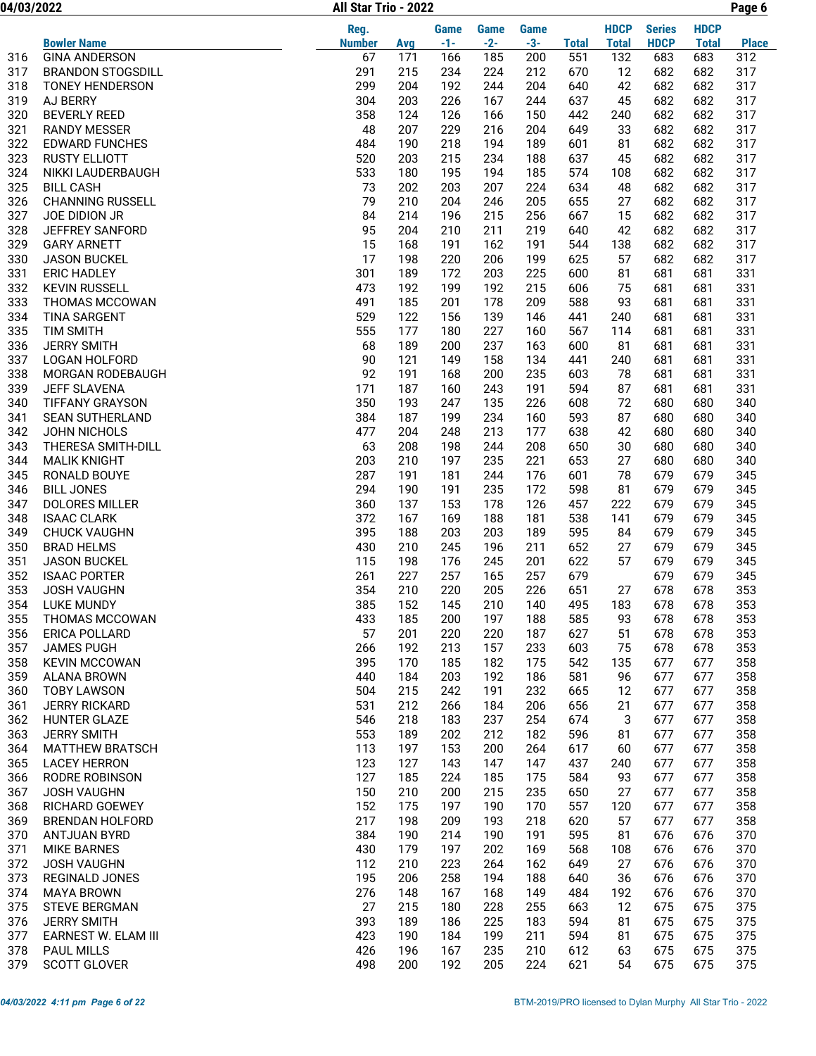| | Bowler Name | Reg. Number | Avg | Game -1- | Game -2- | Game -3- | Total | HDCP Total | Series HDCP | HDCP Total | Place |
|---|---|---|---|---|---|---|---|---|---|---|---|
| 316 | GINA ANDERSON | 67 | 171 | 166 | 185 | 200 | 551 | 132 | 683 | 683 | 312 |
| 317 | BRANDON STOGSDILL | 291 | 215 | 234 | 224 | 212 | 670 | 12 | 682 | 682 | 317 |
| 318 | TONEY HENDERSON | 299 | 204 | 192 | 244 | 204 | 640 | 42 | 682 | 682 | 317 |
| 319 | AJ BERRY | 304 | 203 | 226 | 167 | 244 | 637 | 45 | 682 | 682 | 317 |
| 320 | BEVERLY REED | 358 | 124 | 126 | 166 | 150 | 442 | 240 | 682 | 682 | 317 |
| 321 | RANDY MESSER | 48 | 207 | 229 | 216 | 204 | 649 | 33 | 682 | 682 | 317 |
| 322 | EDWARD FUNCHES | 484 | 190 | 218 | 194 | 189 | 601 | 81 | 682 | 682 | 317 |
| 323 | RUSTY ELLIOTT | 520 | 203 | 215 | 234 | 188 | 637 | 45 | 682 | 682 | 317 |
| 324 | NIKKI LAUDERBAUGH | 533 | 180 | 195 | 194 | 185 | 574 | 108 | 682 | 682 | 317 |
| 325 | BILL CASH | 73 | 202 | 203 | 207 | 224 | 634 | 48 | 682 | 682 | 317 |
| 326 | CHANNING RUSSELL | 79 | 210 | 204 | 246 | 205 | 655 | 27 | 682 | 682 | 317 |
| 327 | JOE DIDION JR | 84 | 214 | 196 | 215 | 256 | 667 | 15 | 682 | 682 | 317 |
| 328 | JEFFREY SANFORD | 95 | 204 | 210 | 211 | 219 | 640 | 42 | 682 | 682 | 317 |
| 329 | GARY ARNETT | 15 | 168 | 191 | 162 | 191 | 544 | 138 | 682 | 682 | 317 |
| 330 | JASON BUCKEL | 17 | 198 | 220 | 206 | 199 | 625 | 57 | 682 | 682 | 317 |
| 331 | ERIC HADLEY | 301 | 189 | 172 | 203 | 225 | 600 | 81 | 681 | 681 | 331 |
| 332 | KEVIN RUSSELL | 473 | 192 | 199 | 192 | 215 | 606 | 75 | 681 | 681 | 331 |
| 333 | THOMAS MCCOWAN | 491 | 185 | 201 | 178 | 209 | 588 | 93 | 681 | 681 | 331 |
| 334 | TINA SARGENT | 529 | 122 | 156 | 139 | 146 | 441 | 240 | 681 | 681 | 331 |
| 335 | TIM SMITH | 555 | 177 | 180 | 227 | 160 | 567 | 114 | 681 | 681 | 331 |
| 336 | JERRY SMITH | 68 | 189 | 200 | 237 | 163 | 600 | 81 | 681 | 681 | 331 |
| 337 | LOGAN HOLFORD | 90 | 121 | 149 | 158 | 134 | 441 | 240 | 681 | 681 | 331 |
| 338 | MORGAN RODEBAUGH | 92 | 191 | 168 | 200 | 235 | 603 | 78 | 681 | 681 | 331 |
| 339 | JEFF SLAVENA | 171 | 187 | 160 | 243 | 191 | 594 | 87 | 681 | 681 | 331 |
| 340 | TIFFANY GRAYSON | 350 | 193 | 247 | 135 | 226 | 608 | 72 | 680 | 680 | 340 |
| 341 | SEAN SUTHERLAND | 384 | 187 | 199 | 234 | 160 | 593 | 87 | 680 | 680 | 340 |
| 342 | JOHN NICHOLS | 477 | 204 | 248 | 213 | 177 | 638 | 42 | 680 | 680 | 340 |
| 343 | THERESA SMITH-DILL | 63 | 208 | 198 | 244 | 208 | 650 | 30 | 680 | 680 | 340 |
| 344 | MALIK KNIGHT | 203 | 210 | 197 | 235 | 221 | 653 | 27 | 680 | 680 | 340 |
| 345 | RONALD BOUYE | 287 | 191 | 181 | 244 | 176 | 601 | 78 | 679 | 679 | 345 |
| 346 | BILL JONES | 294 | 190 | 191 | 235 | 172 | 598 | 81 | 679 | 679 | 345 |
| 347 | DOLORES MILLER | 360 | 137 | 153 | 178 | 126 | 457 | 222 | 679 | 679 | 345 |
| 348 | ISAAC CLARK | 372 | 167 | 169 | 188 | 181 | 538 | 141 | 679 | 679 | 345 |
| 349 | CHUCK VAUGHN | 395 | 188 | 203 | 203 | 189 | 595 | 84 | 679 | 679 | 345 |
| 350 | BRAD HELMS | 430 | 210 | 245 | 196 | 211 | 652 | 27 | 679 | 679 | 345 |
| 351 | JASON BUCKEL | 115 | 198 | 176 | 245 | 201 | 622 | 57 | 679 | 679 | 345 |
| 352 | ISAAC PORTER | 261 | 227 | 257 | 165 | 257 | 679 | | 679 | 679 | 345 |
| 353 | JOSH VAUGHN | 354 | 210 | 220 | 205 | 226 | 651 | 27 | 678 | 678 | 353 |
| 354 | LUKE MUNDY | 385 | 152 | 145 | 210 | 140 | 495 | 183 | 678 | 678 | 353 |
| 355 | THOMAS MCCOWAN | 433 | 185 | 200 | 197 | 188 | 585 | 93 | 678 | 678 | 353 |
| 356 | ERICA POLLARD | 57 | 201 | 220 | 220 | 187 | 627 | 51 | 678 | 678 | 353 |
| 357 | JAMES PUGH | 266 | 192 | 213 | 157 | 233 | 603 | 75 | 678 | 678 | 353 |
| 358 | KEVIN MCCOWAN | 395 | 170 | 185 | 182 | 175 | 542 | 135 | 677 | 677 | 358 |
| 359 | ALANA BROWN | 440 | 184 | 203 | 192 | 186 | 581 | 96 | 677 | 677 | 358 |
| 360 | TOBY LAWSON | 504 | 215 | 242 | 191 | 232 | 665 | 12 | 677 | 677 | 358 |
| 361 | JERRY RICKARD | 531 | 212 | 266 | 184 | 206 | 656 | 21 | 677 | 677 | 358 |
| 362 | HUNTER GLAZE | 546 | 218 | 183 | 237 | 254 | 674 | 3 | 677 | 677 | 358 |
| 363 | JERRY SMITH | 553 | 189 | 202 | 212 | 182 | 596 | 81 | 677 | 677 | 358 |
| 364 | MATTHEW BRATSCH | 113 | 197 | 153 | 200 | 264 | 617 | 60 | 677 | 677 | 358 |
| 365 | LACEY HERRON | 123 | 127 | 143 | 147 | 147 | 437 | 240 | 677 | 677 | 358 |
| 366 | RODRE ROBINSON | 127 | 185 | 224 | 185 | 175 | 584 | 93 | 677 | 677 | 358 |
| 367 | JOSH VAUGHN | 150 | 210 | 200 | 215 | 235 | 650 | 27 | 677 | 677 | 358 |
| 368 | RICHARD GOEWEY | 152 | 175 | 197 | 190 | 170 | 557 | 120 | 677 | 677 | 358 |
| 369 | BRENDAN HOLFORD | 217 | 198 | 209 | 193 | 218 | 620 | 57 | 677 | 677 | 358 |
| 370 | ANTJUAN BYRD | 384 | 190 | 214 | 190 | 191 | 595 | 81 | 676 | 676 | 370 |
| 371 | MIKE BARNES | 430 | 179 | 197 | 202 | 169 | 568 | 108 | 676 | 676 | 370 |
| 372 | JOSH VAUGHN | 112 | 210 | 223 | 264 | 162 | 649 | 27 | 676 | 676 | 370 |
| 373 | REGINALD JONES | 195 | 206 | 258 | 194 | 188 | 640 | 36 | 676 | 676 | 370 |
| 374 | MAYA BROWN | 276 | 148 | 167 | 168 | 149 | 484 | 192 | 676 | 676 | 370 |
| 375 | STEVE BERGMAN | 27 | 215 | 180 | 228 | 255 | 663 | 12 | 675 | 675 | 375 |
| 376 | JERRY SMITH | 393 | 189 | 186 | 225 | 183 | 594 | 81 | 675 | 675 | 375 |
| 377 | EARNEST W. ELAM III | 423 | 190 | 184 | 199 | 211 | 594 | 81 | 675 | 675 | 375 |
| 378 | PAUL MILLS | 426 | 196 | 167 | 235 | 210 | 612 | 63 | 675 | 675 | 375 |
| 379 | SCOTT GLOVER | 498 | 200 | 192 | 205 | 224 | 621 | 54 | 675 | 675 | 375 |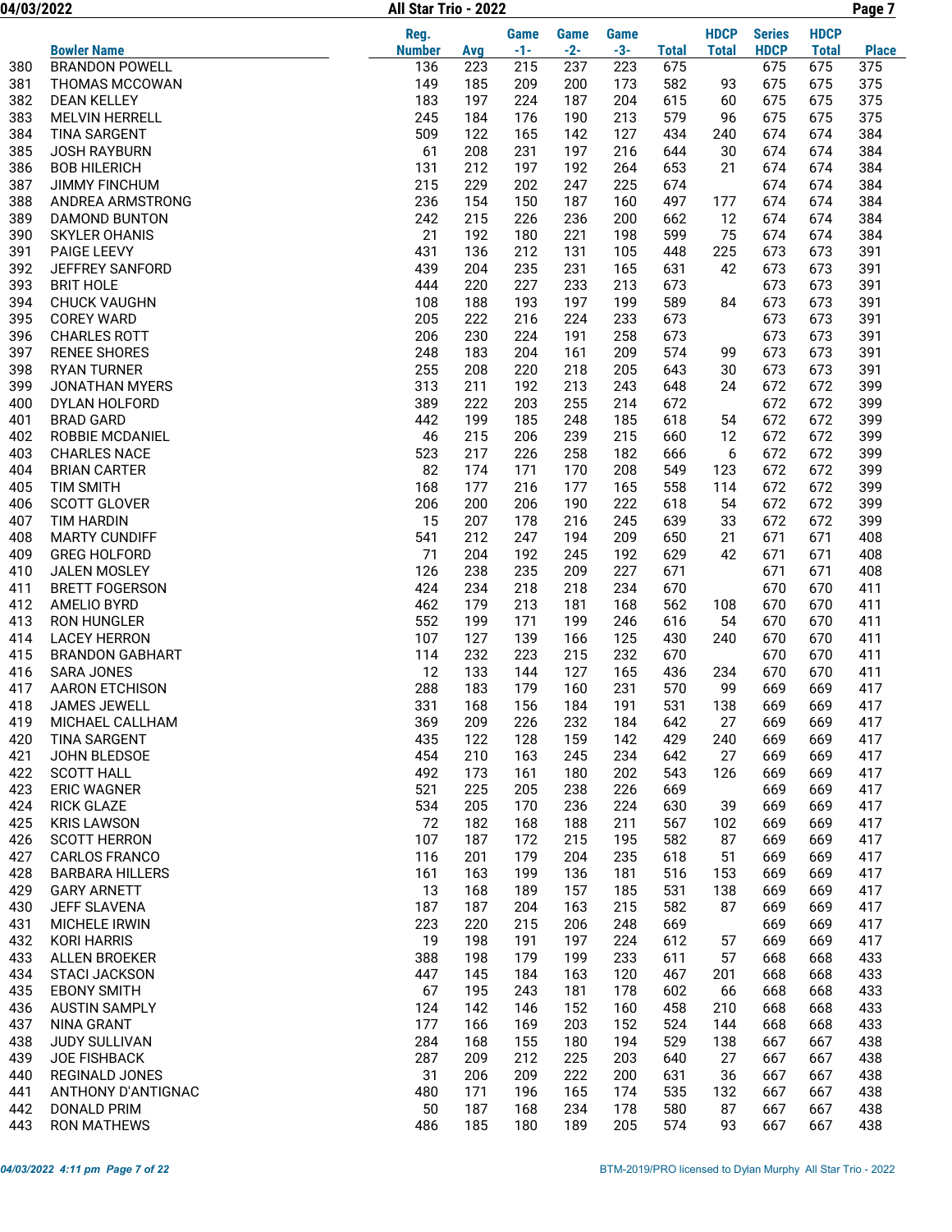| | Bowler Name | Reg. Number | Avg | Game -1- | Game -2- | Game -3- | Total | HDCP Total | Series HDCP | HDCP Total | Place |
|---|---|---|---|---|---|---|---|---|---|---|---|
| 380 | BRANDON POWELL | 136 | 223 | 215 | 237 | 223 | 675 | | 675 | 675 | 375 |
| 381 | THOMAS MCCOWAN | 149 | 185 | 209 | 200 | 173 | 582 | 93 | 675 | 675 | 375 |
| 382 | DEAN KELLEY | 183 | 197 | 224 | 187 | 204 | 615 | 60 | 675 | 675 | 375 |
| 383 | MELVIN HERRELL | 245 | 184 | 176 | 190 | 213 | 579 | 96 | 675 | 675 | 375 |
| 384 | TINA SARGENT | 509 | 122 | 165 | 142 | 127 | 434 | 240 | 674 | 674 | 384 |
| 385 | JOSH RAYBURN | 61 | 208 | 231 | 197 | 216 | 644 | 30 | 674 | 674 | 384 |
| 386 | BOB HILERICH | 131 | 212 | 197 | 192 | 264 | 653 | 21 | 674 | 674 | 384 |
| 387 | JIMMY FINCHUM | 215 | 229 | 202 | 247 | 225 | 674 | | 674 | 674 | 384 |
| 388 | ANDREA ARMSTRONG | 236 | 154 | 150 | 187 | 160 | 497 | 177 | 674 | 674 | 384 |
| 389 | DAMOND BUNTON | 242 | 215 | 226 | 236 | 200 | 662 | 12 | 674 | 674 | 384 |
| 390 | SKYLER OHANIS | 21 | 192 | 180 | 221 | 198 | 599 | 75 | 674 | 674 | 384 |
| 391 | PAIGE LEEVY | 431 | 136 | 212 | 131 | 105 | 448 | 225 | 673 | 673 | 391 |
| 392 | JEFFREY SANFORD | 439 | 204 | 235 | 231 | 165 | 631 | 42 | 673 | 673 | 391 |
| 393 | BRIT HOLE | 444 | 220 | 227 | 233 | 213 | 673 | | 673 | 673 | 391 |
| 394 | CHUCK VAUGHN | 108 | 188 | 193 | 197 | 199 | 589 | 84 | 673 | 673 | 391 |
| 395 | COREY WARD | 205 | 222 | 216 | 224 | 233 | 673 | | 673 | 673 | 391 |
| 396 | CHARLES ROTT | 206 | 230 | 224 | 191 | 258 | 673 | | 673 | 673 | 391 |
| 397 | RENEE SHORES | 248 | 183 | 204 | 161 | 209 | 574 | 99 | 673 | 673 | 391 |
| 398 | RYAN TURNER | 255 | 208 | 220 | 218 | 205 | 643 | 30 | 673 | 673 | 391 |
| 399 | JONATHAN MYERS | 313 | 211 | 192 | 213 | 243 | 648 | 24 | 672 | 672 | 399 |
| 400 | DYLAN HOLFORD | 389 | 222 | 203 | 255 | 214 | 672 | | 672 | 672 | 399 |
| 401 | BRAD GARD | 442 | 199 | 185 | 248 | 185 | 618 | 54 | 672 | 672 | 399 |
| 402 | ROBBIE MCDANIEL | 46 | 215 | 206 | 239 | 215 | 660 | 12 | 672 | 672 | 399 |
| 403 | CHARLES NACE | 523 | 217 | 226 | 258 | 182 | 666 | 6 | 672 | 672 | 399 |
| 404 | BRIAN CARTER | 82 | 174 | 171 | 170 | 208 | 549 | 123 | 672 | 672 | 399 |
| 405 | TIM SMITH | 168 | 177 | 216 | 177 | 165 | 558 | 114 | 672 | 672 | 399 |
| 406 | SCOTT GLOVER | 206 | 200 | 206 | 190 | 222 | 618 | 54 | 672 | 672 | 399 |
| 407 | TIM HARDIN | 15 | 207 | 178 | 216 | 245 | 639 | 33 | 672 | 672 | 399 |
| 408 | MARTY CUNDIFF | 541 | 212 | 247 | 194 | 209 | 650 | 21 | 671 | 671 | 408 |
| 409 | GREG HOLFORD | 71 | 204 | 192 | 245 | 192 | 629 | 42 | 671 | 671 | 408 |
| 410 | JALEN MOSLEY | 126 | 238 | 235 | 209 | 227 | 671 | | 671 | 671 | 408 |
| 411 | BRETT FOGERSON | 424 | 234 | 218 | 218 | 234 | 670 | | 670 | 670 | 411 |
| 412 | AMELIO BYRD | 462 | 179 | 213 | 181 | 168 | 562 | 108 | 670 | 670 | 411 |
| 413 | RON HUNGLER | 552 | 199 | 171 | 199 | 246 | 616 | 54 | 670 | 670 | 411 |
| 414 | LACEY HERRON | 107 | 127 | 139 | 166 | 125 | 430 | 240 | 670 | 670 | 411 |
| 415 | BRANDON GABHART | 114 | 232 | 223 | 215 | 232 | 670 | | 670 | 670 | 411 |
| 416 | SARA JONES | 12 | 133 | 144 | 127 | 165 | 436 | 234 | 670 | 670 | 411 |
| 417 | AARON ETCHISON | 288 | 183 | 179 | 160 | 231 | 570 | 99 | 669 | 669 | 417 |
| 418 | JAMES JEWELL | 331 | 168 | 156 | 184 | 191 | 531 | 138 | 669 | 669 | 417 |
| 419 | MICHAEL CALLHAM | 369 | 209 | 226 | 232 | 184 | 642 | 27 | 669 | 669 | 417 |
| 420 | TINA SARGENT | 435 | 122 | 128 | 159 | 142 | 429 | 240 | 669 | 669 | 417 |
| 421 | JOHN BLEDSOE | 454 | 210 | 163 | 245 | 234 | 642 | 27 | 669 | 669 | 417 |
| 422 | SCOTT HALL | 492 | 173 | 161 | 180 | 202 | 543 | 126 | 669 | 669 | 417 |
| 423 | ERIC WAGNER | 521 | 225 | 205 | 238 | 226 | 669 | | 669 | 669 | 417 |
| 424 | RICK GLAZE | 534 | 205 | 170 | 236 | 224 | 630 | 39 | 669 | 669 | 417 |
| 425 | KRIS LAWSON | 72 | 182 | 168 | 188 | 211 | 567 | 102 | 669 | 669 | 417 |
| 426 | SCOTT HERRON | 107 | 187 | 172 | 215 | 195 | 582 | 87 | 669 | 669 | 417 |
| 427 | CARLOS FRANCO | 116 | 201 | 179 | 204 | 235 | 618 | 51 | 669 | 669 | 417 |
| 428 | BARBARA HILLERS | 161 | 163 | 199 | 136 | 181 | 516 | 153 | 669 | 669 | 417 |
| 429 | GARY ARNETT | 13 | 168 | 189 | 157 | 185 | 531 | 138 | 669 | 669 | 417 |
| 430 | JEFF SLAVENA | 187 | 187 | 204 | 163 | 215 | 582 | 87 | 669 | 669 | 417 |
| 431 | MICHELE IRWIN | 223 | 220 | 215 | 206 | 248 | 669 | | 669 | 669 | 417 |
| 432 | KORI HARRIS | 19 | 198 | 191 | 197 | 224 | 612 | 57 | 669 | 669 | 417 |
| 433 | ALLEN BROEKER | 388 | 198 | 179 | 199 | 233 | 611 | 57 | 668 | 668 | 433 |
| 434 | STACI JACKSON | 447 | 145 | 184 | 163 | 120 | 467 | 201 | 668 | 668 | 433 |
| 435 | EBONY SMITH | 67 | 195 | 243 | 181 | 178 | 602 | 66 | 668 | 668 | 433 |
| 436 | AUSTIN SAMPLY | 124 | 142 | 146 | 152 | 160 | 458 | 210 | 668 | 668 | 433 |
| 437 | NINA GRANT | 177 | 166 | 169 | 203 | 152 | 524 | 144 | 668 | 668 | 433 |
| 438 | JUDY SULLIVAN | 284 | 168 | 155 | 180 | 194 | 529 | 138 | 667 | 667 | 438 |
| 439 | JOE FISHBACK | 287 | 209 | 212 | 225 | 203 | 640 | 27 | 667 | 667 | 438 |
| 440 | REGINALD JONES | 31 | 206 | 209 | 222 | 200 | 631 | 36 | 667 | 667 | 438 |
| 441 | ANTHONY D'ANTIGNAC | 480 | 171 | 196 | 165 | 174 | 535 | 132 | 667 | 667 | 438 |
| 442 | DONALD PRIM | 50 | 187 | 168 | 234 | 178 | 580 | 87 | 667 | 667 | 438 |
| 443 | RON MATHEWS | 486 | 185 | 180 | 189 | 205 | 574 | 93 | 667 | 667 | 438 |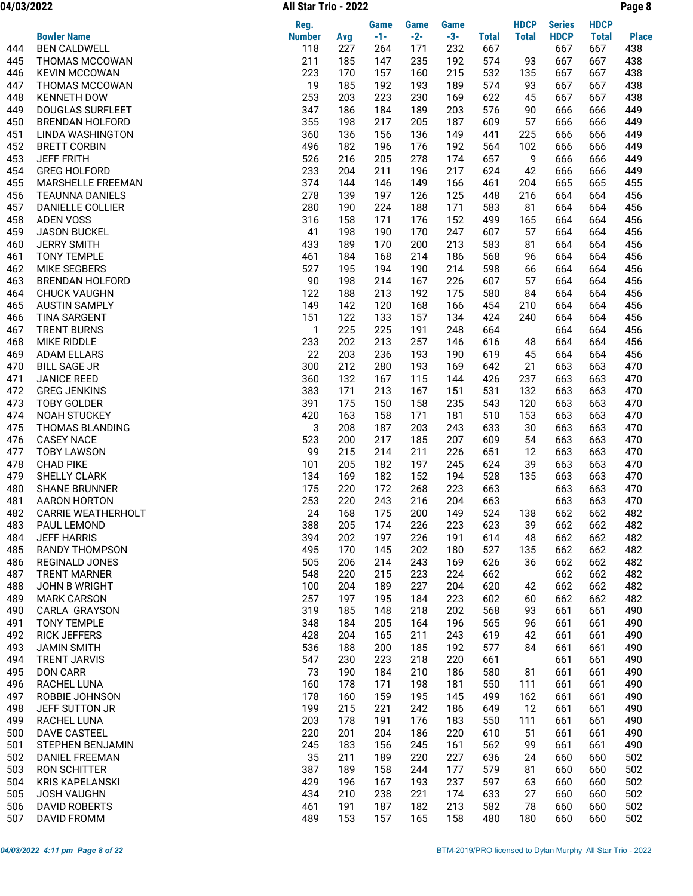| | Bowler Name | Reg. Number | Avg | Game -1- | Game -2- | Game -3- | Total | HDCP Total | Series HDCP | HDCP Total | Place |
|---|---|---|---|---|---|---|---|---|---|---|---|
| 444 | BEN CALDWELL | 118 | 227 | 264 | 171 | 232 | 667 | | 667 | 667 | 438 |
| 445 | THOMAS MCCOWAN | 211 | 185 | 147 | 235 | 192 | 574 | 93 | 667 | 667 | 438 |
| 446 | KEVIN MCCOWAN | 223 | 170 | 157 | 160 | 215 | 532 | 135 | 667 | 667 | 438 |
| 447 | THOMAS MCCOWAN | 19 | 185 | 192 | 193 | 189 | 574 | 93 | 667 | 667 | 438 |
| 448 | KENNETH DOW | 253 | 203 | 223 | 230 | 169 | 622 | 45 | 667 | 667 | 438 |
| 449 | DOUGLAS SURFLEET | 347 | 186 | 184 | 189 | 203 | 576 | 90 | 666 | 666 | 449 |
| 450 | BRENDAN HOLFORD | 355 | 198 | 217 | 205 | 187 | 609 | 57 | 666 | 666 | 449 |
| 451 | LINDA WASHINGTON | 360 | 136 | 156 | 136 | 149 | 441 | 225 | 666 | 666 | 449 |
| 452 | BRETT CORBIN | 496 | 182 | 196 | 176 | 192 | 564 | 102 | 666 | 666 | 449 |
| 453 | JEFF FRITH | 526 | 216 | 205 | 278 | 174 | 657 | 9 | 666 | 666 | 449 |
| 454 | GREG HOLFORD | 233 | 204 | 211 | 196 | 217 | 624 | 42 | 666 | 666 | 449 |
| 455 | MARSHELLE FREEMAN | 374 | 144 | 146 | 149 | 166 | 461 | 204 | 665 | 665 | 455 |
| 456 | TEAUNNA DANIELS | 278 | 139 | 197 | 126 | 125 | 448 | 216 | 664 | 664 | 456 |
| 457 | DANIELLE COLLIER | 280 | 190 | 224 | 188 | 171 | 583 | 81 | 664 | 664 | 456 |
| 458 | ADEN VOSS | 316 | 158 | 171 | 176 | 152 | 499 | 165 | 664 | 664 | 456 |
| 459 | JASON BUCKEL | 41 | 198 | 190 | 170 | 247 | 607 | 57 | 664 | 664 | 456 |
| 460 | JERRY SMITH | 433 | 189 | 170 | 200 | 213 | 583 | 81 | 664 | 664 | 456 |
| 461 | TONY TEMPLE | 461 | 184 | 168 | 214 | 186 | 568 | 96 | 664 | 664 | 456 |
| 462 | MIKE SEGBERS | 527 | 195 | 194 | 190 | 214 | 598 | 66 | 664 | 664 | 456 |
| 463 | BRENDAN HOLFORD | 90 | 198 | 214 | 167 | 226 | 607 | 57 | 664 | 664 | 456 |
| 464 | CHUCK VAUGHN | 122 | 188 | 213 | 192 | 175 | 580 | 84 | 664 | 664 | 456 |
| 465 | AUSTIN SAMPLY | 149 | 142 | 120 | 168 | 166 | 454 | 210 | 664 | 664 | 456 |
| 466 | TINA SARGENT | 151 | 122 | 133 | 157 | 134 | 424 | 240 | 664 | 664 | 456 |
| 467 | TRENT BURNS | 1 | 225 | 225 | 191 | 248 | 664 | | 664 | 664 | 456 |
| 468 | MIKE RIDDLE | 233 | 202 | 213 | 257 | 146 | 616 | 48 | 664 | 664 | 456 |
| 469 | ADAM ELLARS | 22 | 203 | 236 | 193 | 190 | 619 | 45 | 664 | 664 | 456 |
| 470 | BILL SAGE JR | 300 | 212 | 280 | 193 | 169 | 642 | 21 | 663 | 663 | 470 |
| 471 | JANICE REED | 360 | 132 | 167 | 115 | 144 | 426 | 237 | 663 | 663 | 470 |
| 472 | GREG JENKINS | 383 | 171 | 213 | 167 | 151 | 531 | 132 | 663 | 663 | 470 |
| 473 | TOBY GOLDER | 391 | 175 | 150 | 158 | 235 | 543 | 120 | 663 | 663 | 470 |
| 474 | NOAH STUCKEY | 420 | 163 | 158 | 171 | 181 | 510 | 153 | 663 | 663 | 470 |
| 475 | THOMAS BLANDING | 3 | 208 | 187 | 203 | 243 | 633 | 30 | 663 | 663 | 470 |
| 476 | CASEY NACE | 523 | 200 | 217 | 185 | 207 | 609 | 54 | 663 | 663 | 470 |
| 477 | TOBY LAWSON | 99 | 215 | 214 | 211 | 226 | 651 | 12 | 663 | 663 | 470 |
| 478 | CHAD PIKE | 101 | 205 | 182 | 197 | 245 | 624 | 39 | 663 | 663 | 470 |
| 479 | SHELLY CLARK | 134 | 169 | 182 | 152 | 194 | 528 | 135 | 663 | 663 | 470 |
| 480 | SHANE BRUNNER | 175 | 220 | 172 | 268 | 223 | 663 | | 663 | 663 | 470 |
| 481 | AARON HORTON | 253 | 220 | 243 | 216 | 204 | 663 | | 663 | 663 | 470 |
| 482 | CARRIE WEATHERHOLT | 24 | 168 | 175 | 200 | 149 | 524 | 138 | 662 | 662 | 482 |
| 483 | PAUL LEMOND | 388 | 205 | 174 | 226 | 223 | 623 | 39 | 662 | 662 | 482 |
| 484 | JEFF HARRIS | 394 | 202 | 197 | 226 | 191 | 614 | 48 | 662 | 662 | 482 |
| 485 | RANDY THOMPSON | 495 | 170 | 145 | 202 | 180 | 527 | 135 | 662 | 662 | 482 |
| 486 | REGINALD JONES | 505 | 206 | 214 | 243 | 169 | 626 | 36 | 662 | 662 | 482 |
| 487 | TRENT MARNER | 548 | 220 | 215 | 223 | 224 | 662 | | 662 | 662 | 482 |
| 488 | JOHN B WRIGHT | 100 | 204 | 189 | 227 | 204 | 620 | 42 | 662 | 662 | 482 |
| 489 | MARK CARSON | 257 | 197 | 195 | 184 | 223 | 602 | 60 | 662 | 662 | 482 |
| 490 | CARLA GRAYSON | 319 | 185 | 148 | 218 | 202 | 568 | 93 | 661 | 661 | 490 |
| 491 | TONY TEMPLE | 348 | 184 | 205 | 164 | 196 | 565 | 96 | 661 | 661 | 490 |
| 492 | RICK JEFFERS | 428 | 204 | 165 | 211 | 243 | 619 | 42 | 661 | 661 | 490 |
| 493 | JAMIN SMITH | 536 | 188 | 200 | 185 | 192 | 577 | 84 | 661 | 661 | 490 |
| 494 | TRENT JARVIS | 547 | 230 | 223 | 218 | 220 | 661 | | 661 | 661 | 490 |
| 495 | DON CARR | 73 | 190 | 184 | 210 | 186 | 580 | 81 | 661 | 661 | 490 |
| 496 | RACHEL LUNA | 160 | 178 | 171 | 198 | 181 | 550 | 111 | 661 | 661 | 490 |
| 497 | ROBBIE JOHNSON | 178 | 160 | 159 | 195 | 145 | 499 | 162 | 661 | 661 | 490 |
| 498 | JEFF SUTTON JR | 199 | 215 | 221 | 242 | 186 | 649 | 12 | 661 | 661 | 490 |
| 499 | RACHEL LUNA | 203 | 178 | 191 | 176 | 183 | 550 | 111 | 661 | 661 | 490 |
| 500 | DAVE CASTEEL | 220 | 201 | 204 | 186 | 220 | 610 | 51 | 661 | 661 | 490 |
| 501 | STEPHEN BENJAMIN | 245 | 183 | 156 | 245 | 161 | 562 | 99 | 661 | 661 | 490 |
| 502 | DANIEL FREEMAN | 35 | 211 | 189 | 220 | 227 | 636 | 24 | 660 | 660 | 502 |
| 503 | RON SCHITTER | 387 | 189 | 158 | 244 | 177 | 579 | 81 | 660 | 660 | 502 |
| 504 | KRIS KAPELANSKI | 429 | 196 | 167 | 193 | 237 | 597 | 63 | 660 | 660 | 502 |
| 505 | JOSH VAUGHN | 434 | 210 | 238 | 221 | 174 | 633 | 27 | 660 | 660 | 502 |
| 506 | DAVID ROBERTS | 461 | 191 | 187 | 182 | 213 | 582 | 78 | 660 | 660 | 502 |
| 507 | DAVID FROMM | 489 | 153 | 157 | 165 | 158 | 480 | 180 | 660 | 660 | 502 |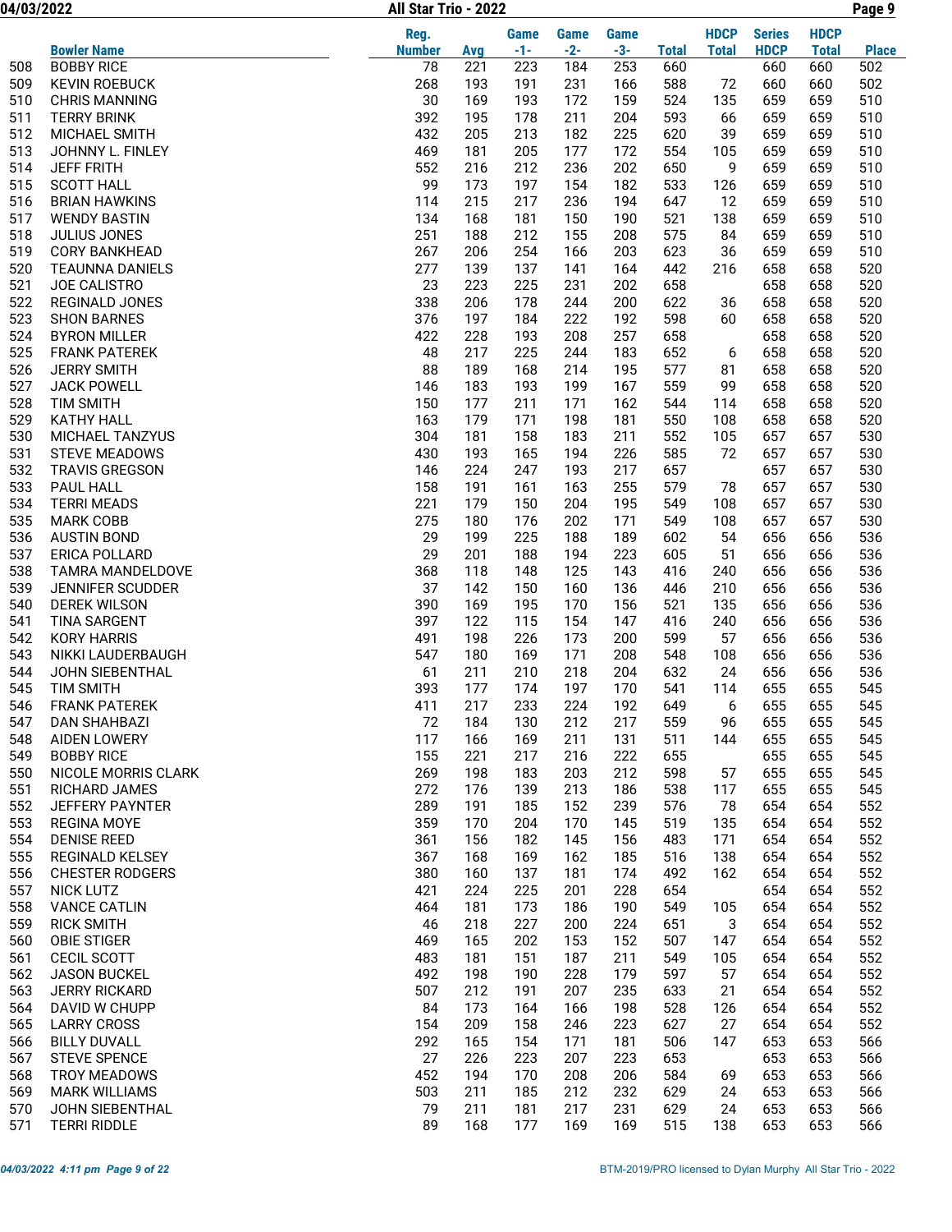| | Bowler Name | Reg. Number | Avg | Game -1- | Game -2- | Game -3- | Total | HDCP Total | Series HDCP | HDCP Total | Place |
|---|---|---|---|---|---|---|---|---|---|---|---|
| 508 | BOBBY RICE | 78 | 221 | 223 | 184 | 253 | 660 | | 660 | 660 | 502 |
| 509 | KEVIN ROEBUCK | 268 | 193 | 191 | 231 | 166 | 588 | 72 | 660 | 660 | 502 |
| 510 | CHRIS MANNING | 30 | 169 | 193 | 172 | 159 | 524 | 135 | 659 | 659 | 510 |
| 511 | TERRY BRINK | 392 | 195 | 178 | 211 | 204 | 593 | 66 | 659 | 659 | 510 |
| 512 | MICHAEL SMITH | 432 | 205 | 213 | 182 | 225 | 620 | 39 | 659 | 659 | 510 |
| 513 | JOHNNY L. FINLEY | 469 | 181 | 205 | 177 | 172 | 554 | 105 | 659 | 659 | 510 |
| 514 | JEFF FRITH | 552 | 216 | 212 | 236 | 202 | 650 | 9 | 659 | 659 | 510 |
| 515 | SCOTT HALL | 99 | 173 | 197 | 154 | 182 | 533 | 126 | 659 | 659 | 510 |
| 516 | BRIAN HAWKINS | 114 | 215 | 217 | 236 | 194 | 647 | 12 | 659 | 659 | 510 |
| 517 | WENDY BASTIN | 134 | 168 | 181 | 150 | 190 | 521 | 138 | 659 | 659 | 510 |
| 518 | JULIUS JONES | 251 | 188 | 212 | 155 | 208 | 575 | 84 | 659 | 659 | 510 |
| 519 | CORY BANKHEAD | 267 | 206 | 254 | 166 | 203 | 623 | 36 | 659 | 659 | 510 |
| 520 | TEAUNNA DANIELS | 277 | 139 | 137 | 141 | 164 | 442 | 216 | 658 | 658 | 520 |
| 521 | JOE CALISTRO | 23 | 223 | 225 | 231 | 202 | 658 | | 658 | 658 | 520 |
| 522 | REGINALD JONES | 338 | 206 | 178 | 244 | 200 | 622 | 36 | 658 | 658 | 520 |
| 523 | SHON BARNES | 376 | 197 | 184 | 222 | 192 | 598 | 60 | 658 | 658 | 520 |
| 524 | BYRON MILLER | 422 | 228 | 193 | 208 | 257 | 658 | | 658 | 658 | 520 |
| 525 | FRANK PATEREK | 48 | 217 | 225 | 244 | 183 | 652 | 6 | 658 | 658 | 520 |
| 526 | JERRY SMITH | 88 | 189 | 168 | 214 | 195 | 577 | 81 | 658 | 658 | 520 |
| 527 | JACK POWELL | 146 | 183 | 193 | 199 | 167 | 559 | 99 | 658 | 658 | 520 |
| 528 | TIM SMITH | 150 | 177 | 211 | 171 | 162 | 544 | 114 | 658 | 658 | 520 |
| 529 | KATHY HALL | 163 | 179 | 171 | 198 | 181 | 550 | 108 | 658 | 658 | 520 |
| 530 | MICHAEL TANZYUS | 304 | 181 | 158 | 183 | 211 | 552 | 105 | 657 | 657 | 530 |
| 531 | STEVE MEADOWS | 430 | 193 | 165 | 194 | 226 | 585 | 72 | 657 | 657 | 530 |
| 532 | TRAVIS GREGSON | 146 | 224 | 247 | 193 | 217 | 657 | | 657 | 657 | 530 |
| 533 | PAUL HALL | 158 | 191 | 161 | 163 | 255 | 579 | 78 | 657 | 657 | 530 |
| 534 | TERRI MEADS | 221 | 179 | 150 | 204 | 195 | 549 | 108 | 657 | 657 | 530 |
| 535 | MARK COBB | 275 | 180 | 176 | 202 | 171 | 549 | 108 | 657 | 657 | 530 |
| 536 | AUSTIN BOND | 29 | 199 | 225 | 188 | 189 | 602 | 54 | 656 | 656 | 536 |
| 537 | ERICA POLLARD | 29 | 201 | 188 | 194 | 223 | 605 | 51 | 656 | 656 | 536 |
| 538 | TAMRA MANDELDOVE | 368 | 118 | 148 | 125 | 143 | 416 | 240 | 656 | 656 | 536 |
| 539 | JENNIFER SCUDDER | 37 | 142 | 150 | 160 | 136 | 446 | 210 | 656 | 656 | 536 |
| 540 | DEREK WILSON | 390 | 169 | 195 | 170 | 156 | 521 | 135 | 656 | 656 | 536 |
| 541 | TINA SARGENT | 397 | 122 | 115 | 154 | 147 | 416 | 240 | 656 | 656 | 536 |
| 542 | KORY HARRIS | 491 | 198 | 226 | 173 | 200 | 599 | 57 | 656 | 656 | 536 |
| 543 | NIKKI LAUDERBAUGH | 547 | 180 | 169 | 171 | 208 | 548 | 108 | 656 | 656 | 536 |
| 544 | JOHN SIEBENTHAL | 61 | 211 | 210 | 218 | 204 | 632 | 24 | 656 | 656 | 536 |
| 545 | TIM SMITH | 393 | 177 | 174 | 197 | 170 | 541 | 114 | 655 | 655 | 545 |
| 546 | FRANK PATEREK | 411 | 217 | 233 | 224 | 192 | 649 | 6 | 655 | 655 | 545 |
| 547 | DAN SHAHBAZI | 72 | 184 | 130 | 212 | 217 | 559 | 96 | 655 | 655 | 545 |
| 548 | AIDEN LOWERY | 117 | 166 | 169 | 211 | 131 | 511 | 144 | 655 | 655 | 545 |
| 549 | BOBBY RICE | 155 | 221 | 217 | 216 | 222 | 655 | | 655 | 655 | 545 |
| 550 | NICOLE MORRIS CLARK | 269 | 198 | 183 | 203 | 212 | 598 | 57 | 655 | 655 | 545 |
| 551 | RICHARD JAMES | 272 | 176 | 139 | 213 | 186 | 538 | 117 | 655 | 655 | 545 |
| 552 | JEFFERY PAYNTER | 289 | 191 | 185 | 152 | 239 | 576 | 78 | 654 | 654 | 552 |
| 553 | REGINA MOYE | 359 | 170 | 204 | 170 | 145 | 519 | 135 | 654 | 654 | 552 |
| 554 | DENISE REED | 361 | 156 | 182 | 145 | 156 | 483 | 171 | 654 | 654 | 552 |
| 555 | REGINALD KELSEY | 367 | 168 | 169 | 162 | 185 | 516 | 138 | 654 | 654 | 552 |
| 556 | CHESTER RODGERS | 380 | 160 | 137 | 181 | 174 | 492 | 162 | 654 | 654 | 552 |
| 557 | NICK LUTZ | 421 | 224 | 225 | 201 | 228 | 654 | | 654 | 654 | 552 |
| 558 | VANCE CATLIN | 464 | 181 | 173 | 186 | 190 | 549 | 105 | 654 | 654 | 552 |
| 559 | RICK SMITH | 46 | 218 | 227 | 200 | 224 | 651 | 3 | 654 | 654 | 552 |
| 560 | OBIE STIGER | 469 | 165 | 202 | 153 | 152 | 507 | 147 | 654 | 654 | 552 |
| 561 | CECIL SCOTT | 483 | 181 | 151 | 187 | 211 | 549 | 105 | 654 | 654 | 552 |
| 562 | JASON BUCKEL | 492 | 198 | 190 | 228 | 179 | 597 | 57 | 654 | 654 | 552 |
| 563 | JERRY RICKARD | 507 | 212 | 191 | 207 | 235 | 633 | 21 | 654 | 654 | 552 |
| 564 | DAVID W CHUPP | 84 | 173 | 164 | 166 | 198 | 528 | 126 | 654 | 654 | 552 |
| 565 | LARRY CROSS | 154 | 209 | 158 | 246 | 223 | 627 | 27 | 654 | 654 | 552 |
| 566 | BILLY DUVALL | 292 | 165 | 154 | 171 | 181 | 506 | 147 | 653 | 653 | 566 |
| 567 | STEVE SPENCE | 27 | 226 | 223 | 207 | 223 | 653 | | 653 | 653 | 566 |
| 568 | TROY MEADOWS | 452 | 194 | 170 | 208 | 206 | 584 | 69 | 653 | 653 | 566 |
| 569 | MARK WILLIAMS | 503 | 211 | 185 | 212 | 232 | 629 | 24 | 653 | 653 | 566 |
| 570 | JOHN SIEBENTHAL | 79 | 211 | 181 | 217 | 231 | 629 | 24 | 653 | 653 | 566 |
| 571 | TERRI RIDDLE | 89 | 168 | 177 | 169 | 169 | 515 | 138 | 653 | 653 | 566 |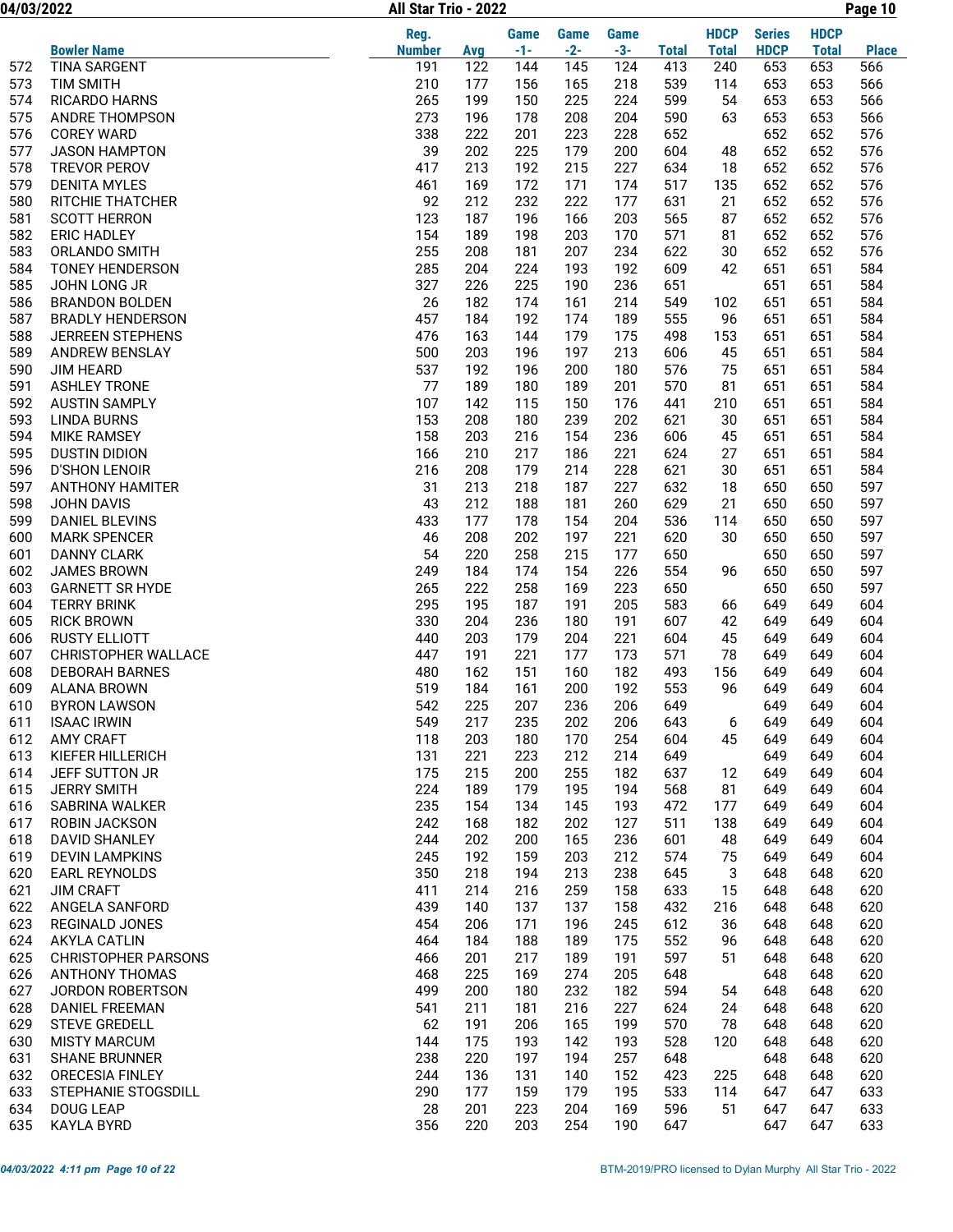| | Bowler Name | Reg. Number | Avg | Game -1- | Game -2- | Game -3- | Total | HDCP Total | Series HDCP | HDCP Total | Place |
|---|---|---|---|---|---|---|---|---|---|---|---|
| 572 | TINA SARGENT | 191 | 122 | 144 | 145 | 124 | 413 | 240 | 653 | 653 | 566 |
| 573 | TIM SMITH | 210 | 177 | 156 | 165 | 218 | 539 | 114 | 653 | 653 | 566 |
| 574 | RICARDO HARNS | 265 | 199 | 150 | 225 | 224 | 599 | 54 | 653 | 653 | 566 |
| 575 | ANDRE THOMPSON | 273 | 196 | 178 | 208 | 204 | 590 | 63 | 653 | 653 | 566 |
| 576 | COREY WARD | 338 | 222 | 201 | 223 | 228 | 652 | | 652 | 652 | 576 |
| 577 | JASON HAMPTON | 39 | 202 | 225 | 179 | 200 | 604 | 48 | 652 | 652 | 576 |
| 578 | TREVOR PEROV | 417 | 213 | 192 | 215 | 227 | 634 | 18 | 652 | 652 | 576 |
| 579 | DENITA MYLES | 461 | 169 | 172 | 171 | 174 | 517 | 135 | 652 | 652 | 576 |
| 580 | RITCHIE THATCHER | 92 | 212 | 232 | 222 | 177 | 631 | 21 | 652 | 652 | 576 |
| 581 | SCOTT HERRON | 123 | 187 | 196 | 166 | 203 | 565 | 87 | 652 | 652 | 576 |
| 582 | ERIC HADLEY | 154 | 189 | 198 | 203 | 170 | 571 | 81 | 652 | 652 | 576 |
| 583 | ORLANDO SMITH | 255 | 208 | 181 | 207 | 234 | 622 | 30 | 652 | 652 | 576 |
| 584 | TONEY HENDERSON | 285 | 204 | 224 | 193 | 192 | 609 | 42 | 651 | 651 | 584 |
| 585 | JOHN LONG JR | 327 | 226 | 225 | 190 | 236 | 651 | | 651 | 651 | 584 |
| 586 | BRANDON BOLDEN | 26 | 182 | 174 | 161 | 214 | 549 | 102 | 651 | 651 | 584 |
| 587 | BRADLY HENDERSON | 457 | 184 | 192 | 174 | 189 | 555 | 96 | 651 | 651 | 584 |
| 588 | JERREEN STEPHENS | 476 | 163 | 144 | 179 | 175 | 498 | 153 | 651 | 651 | 584 |
| 589 | ANDREW BENSLAY | 500 | 203 | 196 | 197 | 213 | 606 | 45 | 651 | 651 | 584 |
| 590 | JIM HEARD | 537 | 192 | 196 | 200 | 180 | 576 | 75 | 651 | 651 | 584 |
| 591 | ASHLEY TRONE | 77 | 189 | 180 | 189 | 201 | 570 | 81 | 651 | 651 | 584 |
| 592 | AUSTIN SAMPLY | 107 | 142 | 115 | 150 | 176 | 441 | 210 | 651 | 651 | 584 |
| 593 | LINDA BURNS | 153 | 208 | 180 | 239 | 202 | 621 | 30 | 651 | 651 | 584 |
| 594 | MIKE RAMSEY | 158 | 203 | 216 | 154 | 236 | 606 | 45 | 651 | 651 | 584 |
| 595 | DUSTIN DIDION | 166 | 210 | 217 | 186 | 221 | 624 | 27 | 651 | 651 | 584 |
| 596 | D'SHON LENOIR | 216 | 208 | 179 | 214 | 228 | 621 | 30 | 651 | 651 | 584 |
| 597 | ANTHONY HAMITER | 31 | 213 | 218 | 187 | 227 | 632 | 18 | 650 | 650 | 597 |
| 598 | JOHN DAVIS | 43 | 212 | 188 | 181 | 260 | 629 | 21 | 650 | 650 | 597 |
| 599 | DANIEL BLEVINS | 433 | 177 | 178 | 154 | 204 | 536 | 114 | 650 | 650 | 597 |
| 600 | MARK SPENCER | 46 | 208 | 202 | 197 | 221 | 620 | 30 | 650 | 650 | 597 |
| 601 | DANNY CLARK | 54 | 220 | 258 | 215 | 177 | 650 | | 650 | 650 | 597 |
| 602 | JAMES BROWN | 249 | 184 | 174 | 154 | 226 | 554 | 96 | 650 | 650 | 597 |
| 603 | GARNETT SR HYDE | 265 | 222 | 258 | 169 | 223 | 650 | | 650 | 650 | 597 |
| 604 | TERRY BRINK | 295 | 195 | 187 | 191 | 205 | 583 | 66 | 649 | 649 | 604 |
| 605 | RICK BROWN | 330 | 204 | 236 | 180 | 191 | 607 | 42 | 649 | 649 | 604 |
| 606 | RUSTY ELLIOTT | 440 | 203 | 179 | 204 | 221 | 604 | 45 | 649 | 649 | 604 |
| 607 | CHRISTOPHER WALLACE | 447 | 191 | 221 | 177 | 173 | 571 | 78 | 649 | 649 | 604 |
| 608 | DEBORAH BARNES | 480 | 162 | 151 | 160 | 182 | 493 | 156 | 649 | 649 | 604 |
| 609 | ALANA BROWN | 519 | 184 | 161 | 200 | 192 | 553 | 96 | 649 | 649 | 604 |
| 610 | BYRON LAWSON | 542 | 225 | 207 | 236 | 206 | 649 | | 649 | 649 | 604 |
| 611 | ISAAC IRWIN | 549 | 217 | 235 | 202 | 206 | 643 | 6 | 649 | 649 | 604 |
| 612 | AMY CRAFT | 118 | 203 | 180 | 170 | 254 | 604 | 45 | 649 | 649 | 604 |
| 613 | KIEFER HILLERICH | 131 | 221 | 223 | 212 | 214 | 649 | | 649 | 649 | 604 |
| 614 | JEFF SUTTON JR | 175 | 215 | 200 | 255 | 182 | 637 | 12 | 649 | 649 | 604 |
| 615 | JERRY SMITH | 224 | 189 | 179 | 195 | 194 | 568 | 81 | 649 | 649 | 604 |
| 616 | SABRINA WALKER | 235 | 154 | 134 | 145 | 193 | 472 | 177 | 649 | 649 | 604 |
| 617 | ROBIN JACKSON | 242 | 168 | 182 | 202 | 127 | 511 | 138 | 649 | 649 | 604 |
| 618 | DAVID SHANLEY | 244 | 202 | 200 | 165 | 236 | 601 | 48 | 649 | 649 | 604 |
| 619 | DEVIN LAMPKINS | 245 | 192 | 159 | 203 | 212 | 574 | 75 | 649 | 649 | 604 |
| 620 | EARL REYNOLDS | 350 | 218 | 194 | 213 | 238 | 645 | 3 | 648 | 648 | 620 |
| 621 | JIM CRAFT | 411 | 214 | 216 | 259 | 158 | 633 | 15 | 648 | 648 | 620 |
| 622 | ANGELA SANFORD | 439 | 140 | 137 | 137 | 158 | 432 | 216 | 648 | 648 | 620 |
| 623 | REGINALD JONES | 454 | 206 | 171 | 196 | 245 | 612 | 36 | 648 | 648 | 620 |
| 624 | AKYLA CATLIN | 464 | 184 | 188 | 189 | 175 | 552 | 96 | 648 | 648 | 620 |
| 625 | CHRISTOPHER PARSONS | 466 | 201 | 217 | 189 | 191 | 597 | 51 | 648 | 648 | 620 |
| 626 | ANTHONY THOMAS | 468 | 225 | 169 | 274 | 205 | 648 | | 648 | 648 | 620 |
| 627 | JORDON ROBERTSON | 499 | 200 | 180 | 232 | 182 | 594 | 54 | 648 | 648 | 620 |
| 628 | DANIEL FREEMAN | 541 | 211 | 181 | 216 | 227 | 624 | 24 | 648 | 648 | 620 |
| 629 | STEVE GREDELL | 62 | 191 | 206 | 165 | 199 | 570 | 78 | 648 | 648 | 620 |
| 630 | MISTY MARCUM | 144 | 175 | 193 | 142 | 193 | 528 | 120 | 648 | 648 | 620 |
| 631 | SHANE BRUNNER | 238 | 220 | 197 | 194 | 257 | 648 | | 648 | 648 | 620 |
| 632 | ORECESIA FINLEY | 244 | 136 | 131 | 140 | 152 | 423 | 225 | 648 | 648 | 620 |
| 633 | STEPHANIE STOGSDILL | 290 | 177 | 159 | 179 | 195 | 533 | 114 | 647 | 647 | 633 |
| 634 | DOUG LEAP | 28 | 201 | 223 | 204 | 169 | 596 | 51 | 647 | 647 | 633 |
| 635 | KAYLA BYRD | 356 | 220 | 203 | 254 | 190 | 647 | | 647 | 647 | 633 |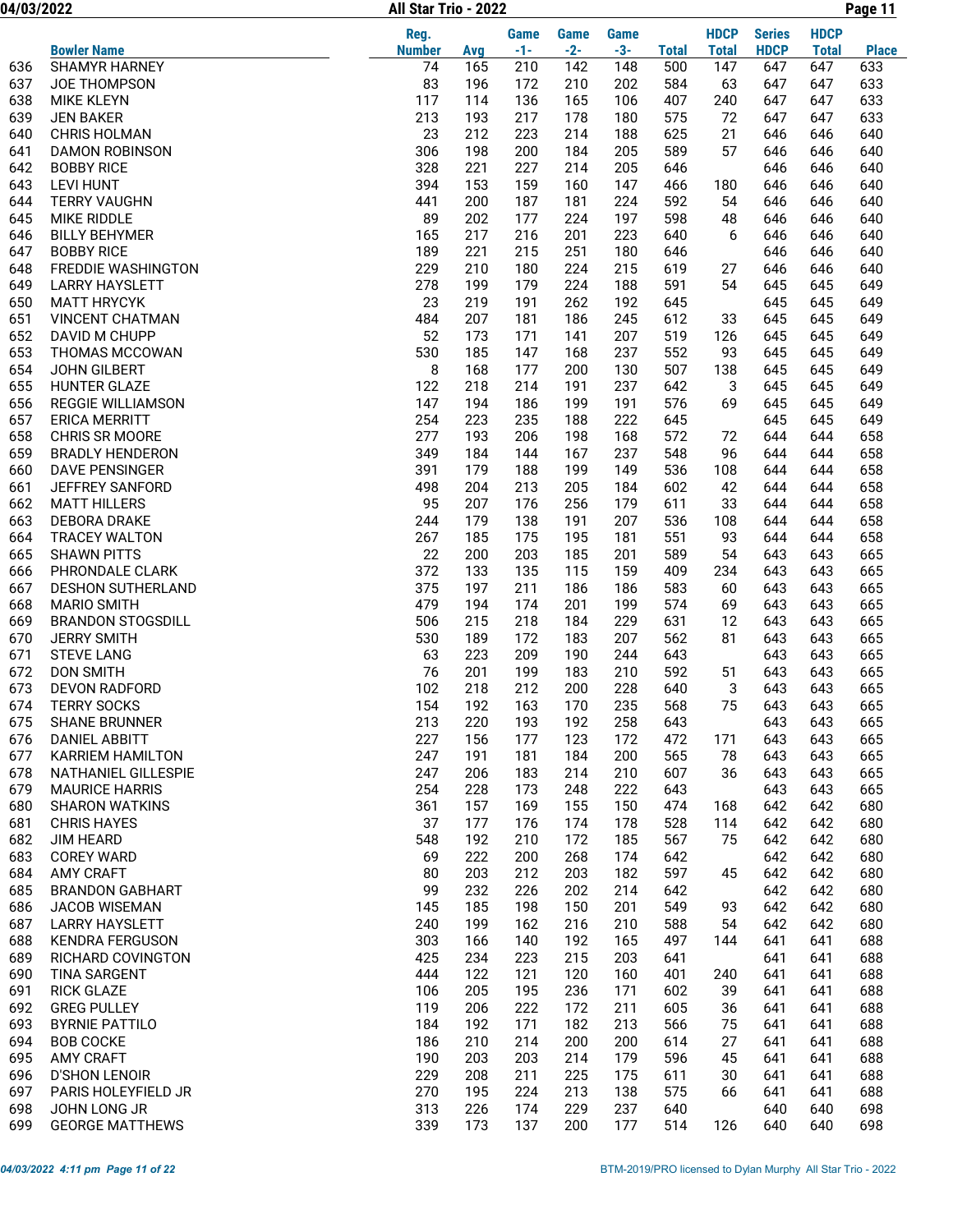| | Bowler Name | Reg. Number | Avg | Game -1- | Game -2- | Game -3- | Total | HDCP Total | Series HDCP | HDCP Total | Place |
|---|---|---|---|---|---|---|---|---|---|---|---|
| 636 | SHAMYR HARNEY | 74 | 165 | 210 | 142 | 148 | 500 | 147 | 647 | 647 | 633 |
| 637 | JOE THOMPSON | 83 | 196 | 172 | 210 | 202 | 584 | 63 | 647 | 647 | 633 |
| 638 | MIKE KLEYN | 117 | 114 | 136 | 165 | 106 | 407 | 240 | 647 | 647 | 633 |
| 639 | JEN BAKER | 213 | 193 | 217 | 178 | 180 | 575 | 72 | 647 | 647 | 633 |
| 640 | CHRIS HOLMAN | 23 | 212 | 223 | 214 | 188 | 625 | 21 | 646 | 646 | 640 |
| 641 | DAMON ROBINSON | 306 | 198 | 200 | 184 | 205 | 589 | 57 | 646 | 646 | 640 |
| 642 | BOBBY RICE | 328 | 221 | 227 | 214 | 205 | 646 | | 646 | 646 | 640 |
| 643 | LEVI HUNT | 394 | 153 | 159 | 160 | 147 | 466 | 180 | 646 | 646 | 640 |
| 644 | TERRY VAUGHN | 441 | 200 | 187 | 181 | 224 | 592 | 54 | 646 | 646 | 640 |
| 645 | MIKE RIDDLE | 89 | 202 | 177 | 224 | 197 | 598 | 48 | 646 | 646 | 640 |
| 646 | BILLY BEHYMER | 165 | 217 | 216 | 201 | 223 | 640 | 6 | 646 | 646 | 640 |
| 647 | BOBBY RICE | 189 | 221 | 215 | 251 | 180 | 646 | | 646 | 646 | 640 |
| 648 | FREDDIE WASHINGTON | 229 | 210 | 180 | 224 | 215 | 619 | 27 | 646 | 646 | 640 |
| 649 | LARRY HAYSLETT | 278 | 199 | 179 | 224 | 188 | 591 | 54 | 645 | 645 | 649 |
| 650 | MATT HRYCYK | 23 | 219 | 191 | 262 | 192 | 645 | | 645 | 645 | 649 |
| 651 | VINCENT CHATMAN | 484 | 207 | 181 | 186 | 245 | 612 | 33 | 645 | 645 | 649 |
| 652 | DAVID M CHUPP | 52 | 173 | 171 | 141 | 207 | 519 | 126 | 645 | 645 | 649 |
| 653 | THOMAS MCCOWAN | 530 | 185 | 147 | 168 | 237 | 552 | 93 | 645 | 645 | 649 |
| 654 | JOHN GILBERT | 8 | 168 | 177 | 200 | 130 | 507 | 138 | 645 | 645 | 649 |
| 655 | HUNTER GLAZE | 122 | 218 | 214 | 191 | 237 | 642 | 3 | 645 | 645 | 649 |
| 656 | REGGIE WILLIAMSON | 147 | 194 | 186 | 199 | 191 | 576 | 69 | 645 | 645 | 649 |
| 657 | ERICA MERRITT | 254 | 223 | 235 | 188 | 222 | 645 | | 645 | 645 | 649 |
| 658 | CHRIS SR MOORE | 277 | 193 | 206 | 198 | 168 | 572 | 72 | 644 | 644 | 658 |
| 659 | BRADLY HENDERON | 349 | 184 | 144 | 167 | 237 | 548 | 96 | 644 | 644 | 658 |
| 660 | DAVE PENSINGER | 391 | 179 | 188 | 199 | 149 | 536 | 108 | 644 | 644 | 658 |
| 661 | JEFFREY SANFORD | 498 | 204 | 213 | 205 | 184 | 602 | 42 | 644 | 644 | 658 |
| 662 | MATT HILLERS | 95 | 207 | 176 | 256 | 179 | 611 | 33 | 644 | 644 | 658 |
| 663 | DEBORA DRAKE | 244 | 179 | 138 | 191 | 207 | 536 | 108 | 644 | 644 | 658 |
| 664 | TRACEY WALTON | 267 | 185 | 175 | 195 | 181 | 551 | 93 | 644 | 644 | 658 |
| 665 | SHAWN PITTS | 22 | 200 | 203 | 185 | 201 | 589 | 54 | 643 | 643 | 665 |
| 666 | PHRONDALE CLARK | 372 | 133 | 135 | 115 | 159 | 409 | 234 | 643 | 643 | 665 |
| 667 | DESHON SUTHERLAND | 375 | 197 | 211 | 186 | 186 | 583 | 60 | 643 | 643 | 665 |
| 668 | MARIO SMITH | 479 | 194 | 174 | 201 | 199 | 574 | 69 | 643 | 643 | 665 |
| 669 | BRANDON STOGSDILL | 506 | 215 | 218 | 184 | 229 | 631 | 12 | 643 | 643 | 665 |
| 670 | JERRY SMITH | 530 | 189 | 172 | 183 | 207 | 562 | 81 | 643 | 643 | 665 |
| 671 | STEVE LANG | 63 | 223 | 209 | 190 | 244 | 643 | | 643 | 643 | 665 |
| 672 | DON SMITH | 76 | 201 | 199 | 183 | 210 | 592 | 51 | 643 | 643 | 665 |
| 673 | DEVON RADFORD | 102 | 218 | 212 | 200 | 228 | 640 | 3 | 643 | 643 | 665 |
| 674 | TERRY SOCKS | 154 | 192 | 163 | 170 | 235 | 568 | 75 | 643 | 643 | 665 |
| 675 | SHANE BRUNNER | 213 | 220 | 193 | 192 | 258 | 643 | | 643 | 643 | 665 |
| 676 | DANIEL ABBITT | 227 | 156 | 177 | 123 | 172 | 472 | 171 | 643 | 643 | 665 |
| 677 | KARRIEM HAMILTON | 247 | 191 | 181 | 184 | 200 | 565 | 78 | 643 | 643 | 665 |
| 678 | NATHANIEL GILLESPIE | 247 | 206 | 183 | 214 | 210 | 607 | 36 | 643 | 643 | 665 |
| 679 | MAURICE HARRIS | 254 | 228 | 173 | 248 | 222 | 643 | | 643 | 643 | 665 |
| 680 | SHARON WATKINS | 361 | 157 | 169 | 155 | 150 | 474 | 168 | 642 | 642 | 680 |
| 681 | CHRIS HAYES | 37 | 177 | 176 | 174 | 178 | 528 | 114 | 642 | 642 | 680 |
| 682 | JIM HEARD | 548 | 192 | 210 | 172 | 185 | 567 | 75 | 642 | 642 | 680 |
| 683 | COREY WARD | 69 | 222 | 200 | 268 | 174 | 642 | | 642 | 642 | 680 |
| 684 | AMY CRAFT | 80 | 203 | 212 | 203 | 182 | 597 | 45 | 642 | 642 | 680 |
| 685 | BRANDON GABHART | 99 | 232 | 226 | 202 | 214 | 642 | | 642 | 642 | 680 |
| 686 | JACOB WISEMAN | 145 | 185 | 198 | 150 | 201 | 549 | 93 | 642 | 642 | 680 |
| 687 | LARRY HAYSLETT | 240 | 199 | 162 | 216 | 210 | 588 | 54 | 642 | 642 | 680 |
| 688 | KENDRA FERGUSON | 303 | 166 | 140 | 192 | 165 | 497 | 144 | 641 | 641 | 688 |
| 689 | RICHARD COVINGTON | 425 | 234 | 223 | 215 | 203 | 641 | | 641 | 641 | 688 |
| 690 | TINA SARGENT | 444 | 122 | 121 | 120 | 160 | 401 | 240 | 641 | 641 | 688 |
| 691 | RICK GLAZE | 106 | 205 | 195 | 236 | 171 | 602 | 39 | 641 | 641 | 688 |
| 692 | GREG PULLEY | 119 | 206 | 222 | 172 | 211 | 605 | 36 | 641 | 641 | 688 |
| 693 | BYRNIE PATTILO | 184 | 192 | 171 | 182 | 213 | 566 | 75 | 641 | 641 | 688 |
| 694 | BOB COCKE | 186 | 210 | 214 | 200 | 200 | 614 | 27 | 641 | 641 | 688 |
| 695 | AMY CRAFT | 190 | 203 | 203 | 214 | 179 | 596 | 45 | 641 | 641 | 688 |
| 696 | D'SHON LENOIR | 229 | 208 | 211 | 225 | 175 | 611 | 30 | 641 | 641 | 688 |
| 697 | PARIS HOLEYFIELD JR | 270 | 195 | 224 | 213 | 138 | 575 | 66 | 641 | 641 | 688 |
| 698 | JOHN LONG JR | 313 | 226 | 174 | 229 | 237 | 640 | | 640 | 640 | 698 |
| 699 | GEORGE MATTHEWS | 339 | 173 | 137 | 200 | 177 | 514 | 126 | 640 | 640 | 698 |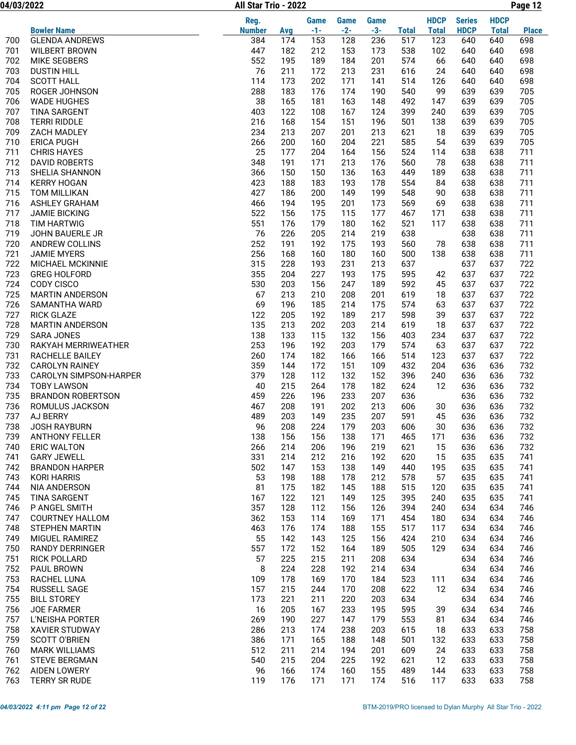| | Bowler Name | Reg. Number | Avg | Game -1- | Game -2- | Game -3- | Total | HDCP Total | Series HDCP | HDCP Total | Place |
|---|---|---|---|---|---|---|---|---|---|---|---|
| 700 | GLENDA ANDREWS | 384 | 174 | 153 | 128 | 236 | 517 | 123 | 640 | 640 | 698 |
| 701 | WILBERT BROWN | 447 | 182 | 212 | 153 | 173 | 538 | 102 | 640 | 640 | 698 |
| 702 | MIKE SEGBERS | 552 | 195 | 189 | 184 | 201 | 574 | 66 | 640 | 640 | 698 |
| 703 | DUSTIN HILL | 76 | 211 | 172 | 213 | 231 | 616 | 24 | 640 | 640 | 698 |
| 704 | SCOTT HALL | 114 | 173 | 202 | 171 | 141 | 514 | 126 | 640 | 640 | 698 |
| 705 | ROGER JOHNSON | 288 | 183 | 176 | 174 | 190 | 540 | 99 | 639 | 639 | 705 |
| 706 | WADE HUGHES | 38 | 165 | 181 | 163 | 148 | 492 | 147 | 639 | 639 | 705 |
| 707 | TINA SARGENT | 403 | 122 | 108 | 167 | 124 | 399 | 240 | 639 | 639 | 705 |
| 708 | TERRI RIDDLE | 216 | 168 | 154 | 151 | 196 | 501 | 138 | 639 | 639 | 705 |
| 709 | ZACH MADLEY | 234 | 213 | 207 | 201 | 213 | 621 | 18 | 639 | 639 | 705 |
| 710 | ERICA PUGH | 266 | 200 | 160 | 204 | 221 | 585 | 54 | 639 | 639 | 705 |
| 711 | CHRIS HAYES | 25 | 177 | 204 | 164 | 156 | 524 | 114 | 638 | 638 | 711 |
| 712 | DAVID ROBERTS | 348 | 191 | 171 | 213 | 176 | 560 | 78 | 638 | 638 | 711 |
| 713 | SHELIA SHANNON | 366 | 150 | 150 | 136 | 163 | 449 | 189 | 638 | 638 | 711 |
| 714 | KERRY HOGAN | 423 | 188 | 183 | 193 | 178 | 554 | 84 | 638 | 638 | 711 |
| 715 | TOM MILLIKAN | 427 | 186 | 200 | 149 | 199 | 548 | 90 | 638 | 638 | 711 |
| 716 | ASHLEY GRAHAM | 466 | 194 | 195 | 201 | 173 | 569 | 69 | 638 | 638 | 711 |
| 717 | JAMIE BICKING | 522 | 156 | 175 | 115 | 177 | 467 | 171 | 638 | 638 | 711 |
| 718 | TIM HARTWIG | 551 | 176 | 179 | 180 | 162 | 521 | 117 | 638 | 638 | 711 |
| 719 | JOHN BAUERLE JR | 76 | 226 | 205 | 214 | 219 | 638 | | 638 | 638 | 711 |
| 720 | ANDREW COLLINS | 252 | 191 | 192 | 175 | 193 | 560 | 78 | 638 | 638 | 711 |
| 721 | JAMIE MYERS | 256 | 168 | 160 | 180 | 160 | 500 | 138 | 638 | 638 | 711 |
| 722 | MICHAEL MCKINNIE | 315 | 228 | 193 | 231 | 213 | 637 | | 637 | 637 | 722 |
| 723 | GREG HOLFORD | 355 | 204 | 227 | 193 | 175 | 595 | 42 | 637 | 637 | 722 |
| 724 | CODY CISCO | 530 | 203 | 156 | 247 | 189 | 592 | 45 | 637 | 637 | 722 |
| 725 | MARTIN ANDERSON | 67 | 213 | 210 | 208 | 201 | 619 | 18 | 637 | 637 | 722 |
| 726 | SAMANTHA WARD | 69 | 196 | 185 | 214 | 175 | 574 | 63 | 637 | 637 | 722 |
| 727 | RICK GLAZE | 122 | 205 | 192 | 189 | 217 | 598 | 39 | 637 | 637 | 722 |
| 728 | MARTIN ANDERSON | 135 | 213 | 202 | 203 | 214 | 619 | 18 | 637 | 637 | 722 |
| 729 | SARA JONES | 138 | 133 | 115 | 132 | 156 | 403 | 234 | 637 | 637 | 722 |
| 730 | RAKYAH MERRIWEATHER | 253 | 196 | 192 | 203 | 179 | 574 | 63 | 637 | 637 | 722 |
| 731 | RACHELLE BAILEY | 260 | 174 | 182 | 166 | 166 | 514 | 123 | 637 | 637 | 722 |
| 732 | CAROLYN RAINEY | 359 | 144 | 172 | 151 | 109 | 432 | 204 | 636 | 636 | 732 |
| 733 | CAROLYN SIMPSON-HARPER | 379 | 128 | 112 | 132 | 152 | 396 | 240 | 636 | 636 | 732 |
| 734 | TOBY LAWSON | 40 | 215 | 264 | 178 | 182 | 624 | 12 | 636 | 636 | 732 |
| 735 | BRANDON ROBERTSON | 459 | 226 | 196 | 233 | 207 | 636 | | 636 | 636 | 732 |
| 736 | ROMULUS JACKSON | 467 | 208 | 191 | 202 | 213 | 606 | 30 | 636 | 636 | 732 |
| 737 | AJ BERRY | 489 | 203 | 149 | 235 | 207 | 591 | 45 | 636 | 636 | 732 |
| 738 | JOSH RAYBURN | 96 | 208 | 224 | 179 | 203 | 606 | 30 | 636 | 636 | 732 |
| 739 | ANTHONY FELLER | 138 | 156 | 156 | 138 | 171 | 465 | 171 | 636 | 636 | 732 |
| 740 | ERIC WALTON | 266 | 214 | 206 | 196 | 219 | 621 | 15 | 636 | 636 | 732 |
| 741 | GARY JEWELL | 331 | 214 | 212 | 216 | 192 | 620 | 15 | 635 | 635 | 741 |
| 742 | BRANDON HARPER | 502 | 147 | 153 | 138 | 149 | 440 | 195 | 635 | 635 | 741 |
| 743 | KORI HARRIS | 53 | 198 | 188 | 178 | 212 | 578 | 57 | 635 | 635 | 741 |
| 744 | NIA ANDERSON | 81 | 175 | 182 | 145 | 188 | 515 | 120 | 635 | 635 | 741 |
| 745 | TINA SARGENT | 167 | 122 | 121 | 149 | 125 | 395 | 240 | 635 | 635 | 741 |
| 746 | P ANGEL SMITH | 357 | 128 | 112 | 156 | 126 | 394 | 240 | 634 | 634 | 746 |
| 747 | COURTNEY HALLOM | 362 | 153 | 114 | 169 | 171 | 454 | 180 | 634 | 634 | 746 |
| 748 | STEPHEN MARTIN | 463 | 176 | 174 | 188 | 155 | 517 | 117 | 634 | 634 | 746 |
| 749 | MIGUEL RAMIREZ | 55 | 142 | 143 | 125 | 156 | 424 | 210 | 634 | 634 | 746 |
| 750 | RANDY DERRINGER | 557 | 172 | 152 | 164 | 189 | 505 | 129 | 634 | 634 | 746 |
| 751 | RICK POLLARD | 57 | 225 | 215 | 211 | 208 | 634 | | 634 | 634 | 746 |
| 752 | PAUL BROWN | 8 | 224 | 228 | 192 | 214 | 634 | | 634 | 634 | 746 |
| 753 | RACHEL LUNA | 109 | 178 | 169 | 170 | 184 | 523 | 111 | 634 | 634 | 746 |
| 754 | RUSSELL SAGE | 157 | 215 | 244 | 170 | 208 | 622 | 12 | 634 | 634 | 746 |
| 755 | BILL STOREY | 173 | 221 | 211 | 220 | 203 | 634 | | 634 | 634 | 746 |
| 756 | JOE FARMER | 16 | 205 | 167 | 233 | 195 | 595 | 39 | 634 | 634 | 746 |
| 757 | L'NEISHA PORTER | 269 | 190 | 227 | 147 | 179 | 553 | 81 | 634 | 634 | 746 |
| 758 | XAVIER STUDWAY | 286 | 213 | 174 | 238 | 203 | 615 | 18 | 633 | 633 | 758 |
| 759 | SCOTT O'BRIEN | 386 | 171 | 165 | 188 | 148 | 501 | 132 | 633 | 633 | 758 |
| 760 | MARK WILLIAMS | 512 | 211 | 214 | 194 | 201 | 609 | 24 | 633 | 633 | 758 |
| 761 | STEVE BERGMAN | 540 | 215 | 204 | 225 | 192 | 621 | 12 | 633 | 633 | 758 |
| 762 | AIDEN LOWERY | 96 | 166 | 174 | 160 | 155 | 489 | 144 | 633 | 633 | 758 |
| 763 | TERRY SR RUDE | 119 | 176 | 171 | 171 | 174 | 516 | 117 | 633 | 633 | 758 |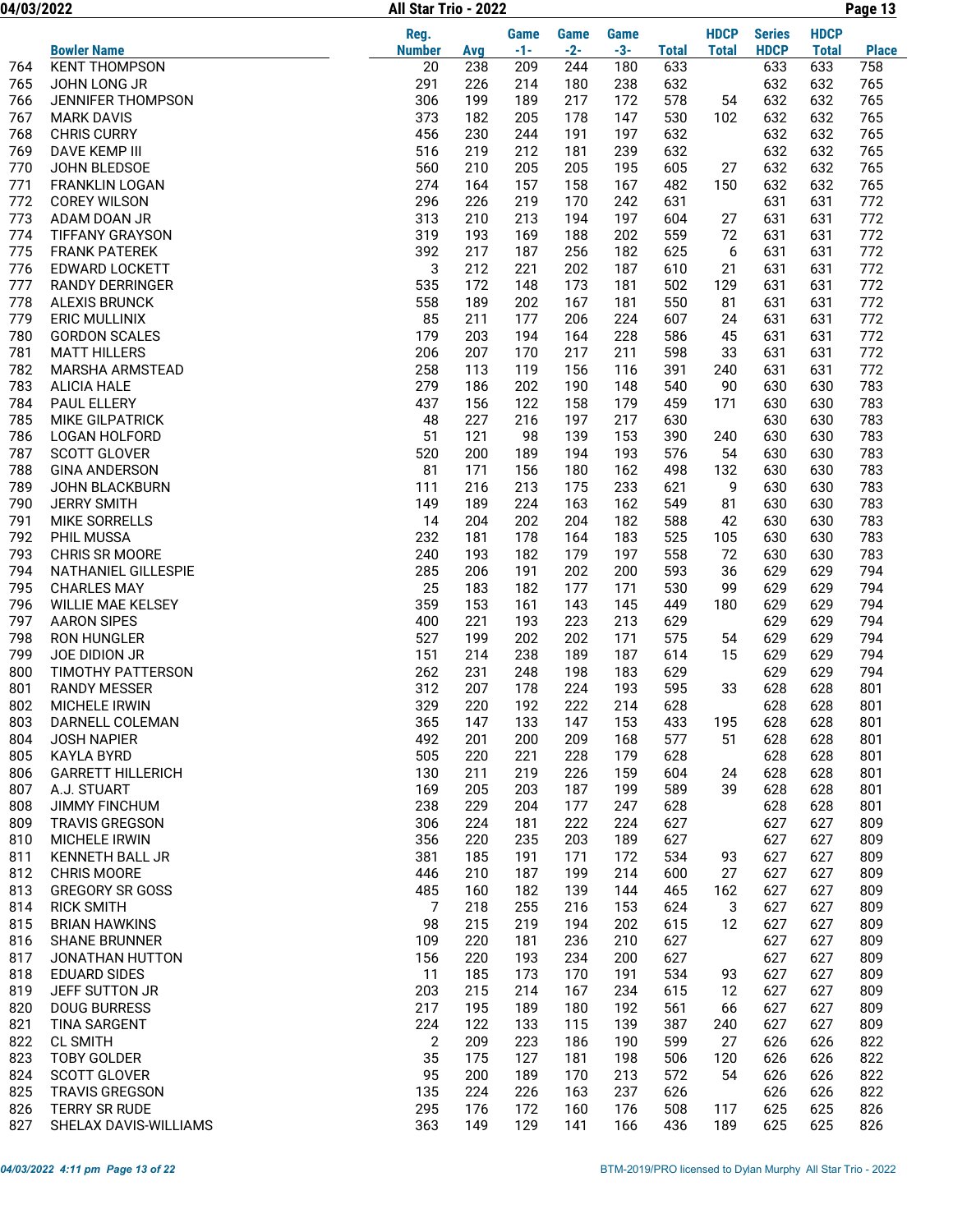| | Bowler Name | Reg. Number | Avg | Game -1- | Game -2- | Game -3- | Total | HDCP Total | Series HDCP | HDCP Total | Place |
|---|---|---|---|---|---|---|---|---|---|---|---|
| 764 | KENT THOMPSON | 20 | 238 | 209 | 244 | 180 | 633 | | 633 | 633 | 758 |
| 765 | JOHN LONG JR | 291 | 226 | 214 | 180 | 238 | 632 | | 632 | 632 | 765 |
| 766 | JENNIFER THOMPSON | 306 | 199 | 189 | 217 | 172 | 578 | 54 | 632 | 632 | 765 |
| 767 | MARK DAVIS | 373 | 182 | 205 | 178 | 147 | 530 | 102 | 632 | 632 | 765 |
| 768 | CHRIS CURRY | 456 | 230 | 244 | 191 | 197 | 632 | | 632 | 632 | 765 |
| 769 | DAVE KEMP III | 516 | 219 | 212 | 181 | 239 | 632 | | 632 | 632 | 765 |
| 770 | JOHN BLEDSOE | 560 | 210 | 205 | 205 | 195 | 605 | 27 | 632 | 632 | 765 |
| 771 | FRANKLIN LOGAN | 274 | 164 | 157 | 158 | 167 | 482 | 150 | 632 | 632 | 765 |
| 772 | COREY WILSON | 296 | 226 | 219 | 170 | 242 | 631 | | 631 | 631 | 772 |
| 773 | ADAM DOAN JR | 313 | 210 | 213 | 194 | 197 | 604 | 27 | 631 | 631 | 772 |
| 774 | TIFFANY GRAYSON | 319 | 193 | 169 | 188 | 202 | 559 | 72 | 631 | 631 | 772 |
| 775 | FRANK PATEREK | 392 | 217 | 187 | 256 | 182 | 625 | 6 | 631 | 631 | 772 |
| 776 | EDWARD LOCKETT | 3 | 212 | 221 | 202 | 187 | 610 | 21 | 631 | 631 | 772 |
| 777 | RANDY DERRINGER | 535 | 172 | 148 | 173 | 181 | 502 | 129 | 631 | 631 | 772 |
| 778 | ALEXIS BRUNCK | 558 | 189 | 202 | 167 | 181 | 550 | 81 | 631 | 631 | 772 |
| 779 | ERIC MULLINIX | 85 | 211 | 177 | 206 | 224 | 607 | 24 | 631 | 631 | 772 |
| 780 | GORDON SCALES | 179 | 203 | 194 | 164 | 228 | 586 | 45 | 631 | 631 | 772 |
| 781 | MATT HILLERS | 206 | 207 | 170 | 217 | 211 | 598 | 33 | 631 | 631 | 772 |
| 782 | MARSHA ARMSTEAD | 258 | 113 | 119 | 156 | 116 | 391 | 240 | 631 | 631 | 772 |
| 783 | ALICIA HALE | 279 | 186 | 202 | 190 | 148 | 540 | 90 | 630 | 630 | 783 |
| 784 | PAUL ELLERY | 437 | 156 | 122 | 158 | 179 | 459 | 171 | 630 | 630 | 783 |
| 785 | MIKE GILPATRICK | 48 | 227 | 216 | 197 | 217 | 630 | | 630 | 630 | 783 |
| 786 | LOGAN HOLFORD | 51 | 121 | 98 | 139 | 153 | 390 | 240 | 630 | 630 | 783 |
| 787 | SCOTT GLOVER | 520 | 200 | 189 | 194 | 193 | 576 | 54 | 630 | 630 | 783 |
| 788 | GINA ANDERSON | 81 | 171 | 156 | 180 | 162 | 498 | 132 | 630 | 630 | 783 |
| 789 | JOHN BLACKBURN | 111 | 216 | 213 | 175 | 233 | 621 | 9 | 630 | 630 | 783 |
| 790 | JERRY SMITH | 149 | 189 | 224 | 163 | 162 | 549 | 81 | 630 | 630 | 783 |
| 791 | MIKE SORRELLS | 14 | 204 | 202 | 204 | 182 | 588 | 42 | 630 | 630 | 783 |
| 792 | PHIL MUSSA | 232 | 181 | 178 | 164 | 183 | 525 | 105 | 630 | 630 | 783 |
| 793 | CHRIS SR MOORE | 240 | 193 | 182 | 179 | 197 | 558 | 72 | 630 | 630 | 783 |
| 794 | NATHANIEL GILLESPIE | 285 | 206 | 191 | 202 | 200 | 593 | 36 | 629 | 629 | 794 |
| 795 | CHARLES MAY | 25 | 183 | 182 | 177 | 171 | 530 | 99 | 629 | 629 | 794 |
| 796 | WILLIE MAE KELSEY | 359 | 153 | 161 | 143 | 145 | 449 | 180 | 629 | 629 | 794 |
| 797 | AARON SIPES | 400 | 221 | 193 | 223 | 213 | 629 | | 629 | 629 | 794 |
| 798 | RON HUNGLER | 527 | 199 | 202 | 202 | 171 | 575 | 54 | 629 | 629 | 794 |
| 799 | JOE DIDION JR | 151 | 214 | 238 | 189 | 187 | 614 | 15 | 629 | 629 | 794 |
| 800 | TIMOTHY PATTERSON | 262 | 231 | 248 | 198 | 183 | 629 | | 629 | 629 | 794 |
| 801 | RANDY MESSER | 312 | 207 | 178 | 224 | 193 | 595 | 33 | 628 | 628 | 801 |
| 802 | MICHELE IRWIN | 329 | 220 | 192 | 222 | 214 | 628 | | 628 | 628 | 801 |
| 803 | DARNELL COLEMAN | 365 | 147 | 133 | 147 | 153 | 433 | 195 | 628 | 628 | 801 |
| 804 | JOSH NAPIER | 492 | 201 | 200 | 209 | 168 | 577 | 51 | 628 | 628 | 801 |
| 805 | KAYLA BYRD | 505 | 220 | 221 | 228 | 179 | 628 | | 628 | 628 | 801 |
| 806 | GARRETT HILLERICH | 130 | 211 | 219 | 226 | 159 | 604 | 24 | 628 | 628 | 801 |
| 807 | A.J. STUART | 169 | 205 | 203 | 187 | 199 | 589 | 39 | 628 | 628 | 801 |
| 808 | JIMMY FINCHUM | 238 | 229 | 204 | 177 | 247 | 628 | | 628 | 628 | 801 |
| 809 | TRAVIS GREGSON | 306 | 224 | 181 | 222 | 224 | 627 | | 627 | 627 | 809 |
| 810 | MICHELE IRWIN | 356 | 220 | 235 | 203 | 189 | 627 | | 627 | 627 | 809 |
| 811 | KENNETH BALL JR | 381 | 185 | 191 | 171 | 172 | 534 | 93 | 627 | 627 | 809 |
| 812 | CHRIS MOORE | 446 | 210 | 187 | 199 | 214 | 600 | 27 | 627 | 627 | 809 |
| 813 | GREGORY SR GOSS | 485 | 160 | 182 | 139 | 144 | 465 | 162 | 627 | 627 | 809 |
| 814 | RICK SMITH | 7 | 218 | 255 | 216 | 153 | 624 | 3 | 627 | 627 | 809 |
| 815 | BRIAN HAWKINS | 98 | 215 | 219 | 194 | 202 | 615 | 12 | 627 | 627 | 809 |
| 816 | SHANE BRUNNER | 109 | 220 | 181 | 236 | 210 | 627 | | 627 | 627 | 809 |
| 817 | JONATHAN HUTTON | 156 | 220 | 193 | 234 | 200 | 627 | | 627 | 627 | 809 |
| 818 | EDUARD SIDES | 11 | 185 | 173 | 170 | 191 | 534 | 93 | 627 | 627 | 809 |
| 819 | JEFF SUTTON JR | 203 | 215 | 214 | 167 | 234 | 615 | 12 | 627 | 627 | 809 |
| 820 | DOUG BURRESS | 217 | 195 | 189 | 180 | 192 | 561 | 66 | 627 | 627 | 809 |
| 821 | TINA SARGENT | 224 | 122 | 133 | 115 | 139 | 387 | 240 | 627 | 627 | 809 |
| 822 | CL SMITH | 2 | 209 | 223 | 186 | 190 | 599 | 27 | 626 | 626 | 822 |
| 823 | TOBY GOLDER | 35 | 175 | 127 | 181 | 198 | 506 | 120 | 626 | 626 | 822 |
| 824 | SCOTT GLOVER | 95 | 200 | 189 | 170 | 213 | 572 | 54 | 626 | 626 | 822 |
| 825 | TRAVIS GREGSON | 135 | 224 | 226 | 163 | 237 | 626 | | 626 | 626 | 822 |
| 826 | TERRY SR RUDE | 295 | 176 | 172 | 160 | 176 | 508 | 117 | 625 | 625 | 826 |
| 827 | SHELAX DAVIS-WILLIAMS | 363 | 149 | 129 | 141 | 166 | 436 | 189 | 625 | 625 | 826 |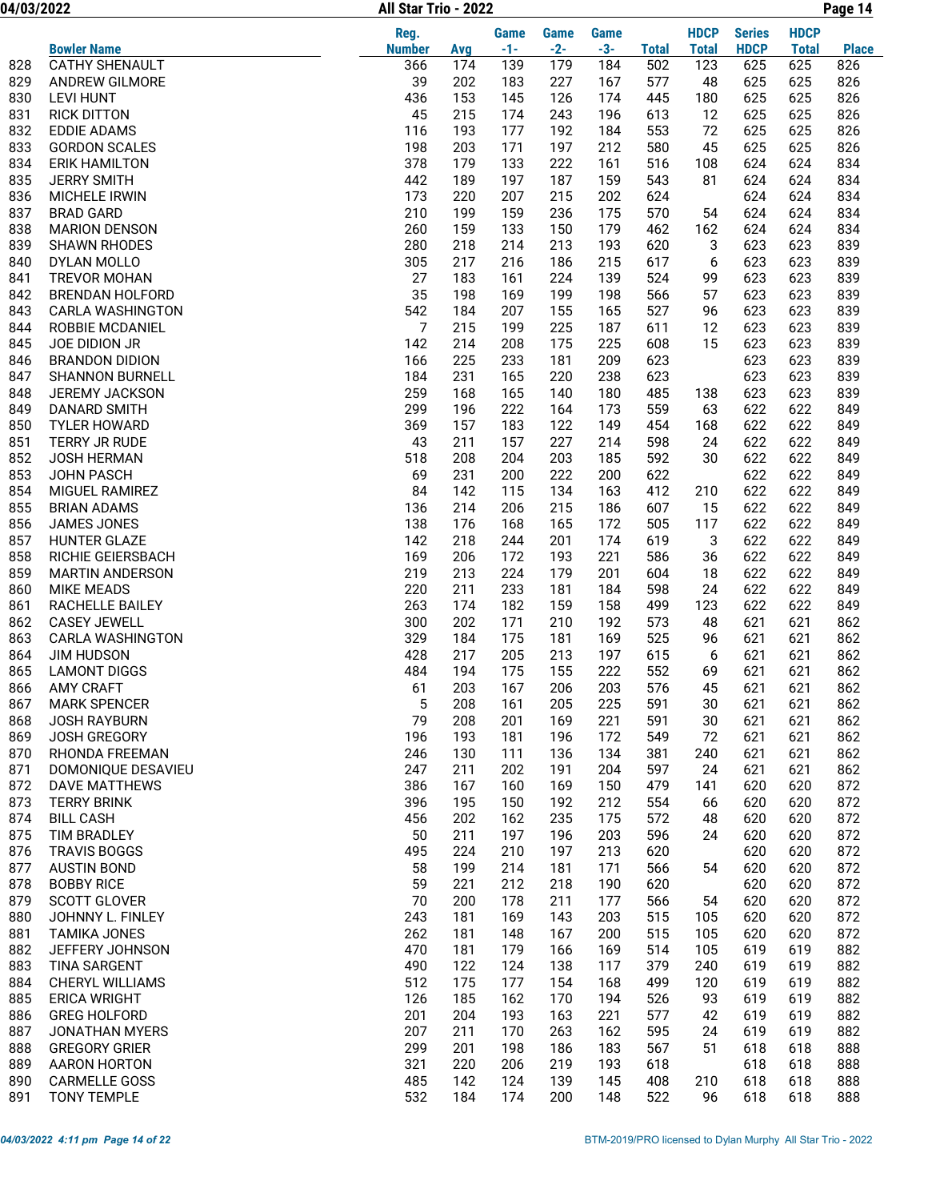# All Star Trio - 2022

| | Bowler Name | Reg. Number | Avg | Game -1- | Game -2- | Game -3- | Total | HDCP Total | Series HDCP | HDCP Total | Place |
|---|---|---|---|---|---|---|---|---|---|---|---|
| 828 | CATHY SHENAULT | 366 | 174 | 139 | 179 | 184 | 502 | 123 | 625 | 625 | 826 |
| 829 | ANDREW GILMORE | 39 | 202 | 183 | 227 | 167 | 577 | 48 | 625 | 625 | 826 |
| 830 | LEVI HUNT | 436 | 153 | 145 | 126 | 174 | 445 | 180 | 625 | 625 | 826 |
| 831 | RICK DITTON | 45 | 215 | 174 | 243 | 196 | 613 | 12 | 625 | 625 | 826 |
| 832 | EDDIE ADAMS | 116 | 193 | 177 | 192 | 184 | 553 | 72 | 625 | 625 | 826 |
| 833 | GORDON SCALES | 198 | 203 | 171 | 197 | 212 | 580 | 45 | 625 | 625 | 826 |
| 834 | ERIK HAMILTON | 378 | 179 | 133 | 222 | 161 | 516 | 108 | 624 | 624 | 834 |
| 835 | JERRY SMITH | 442 | 189 | 197 | 187 | 159 | 543 | 81 | 624 | 624 | 834 |
| 836 | MICHELE IRWIN | 173 | 220 | 207 | 215 | 202 | 624 | | 624 | 624 | 834 |
| 837 | BRAD GARD | 210 | 199 | 159 | 236 | 175 | 570 | 54 | 624 | 624 | 834 |
| 838 | MARION DENSON | 260 | 159 | 133 | 150 | 179 | 462 | 162 | 624 | 624 | 834 |
| 839 | SHAWN RHODES | 280 | 218 | 214 | 213 | 193 | 620 | 3 | 623 | 623 | 839 |
| 840 | DYLAN MOLLO | 305 | 217 | 216 | 186 | 215 | 617 | 6 | 623 | 623 | 839 |
| 841 | TREVOR MOHAN | 27 | 183 | 161 | 224 | 139 | 524 | 99 | 623 | 623 | 839 |
| 842 | BRENDAN HOLFORD | 35 | 198 | 169 | 199 | 198 | 566 | 57 | 623 | 623 | 839 |
| 843 | CARLA WASHINGTON | 542 | 184 | 207 | 155 | 165 | 527 | 96 | 623 | 623 | 839 |
| 844 | ROBBIE MCDANIEL | 7 | 215 | 199 | 225 | 187 | 611 | 12 | 623 | 623 | 839 |
| 845 | JOE DIDION JR | 142 | 214 | 208 | 175 | 225 | 608 | 15 | 623 | 623 | 839 |
| 846 | BRANDON DIDION | 166 | 225 | 233 | 181 | 209 | 623 | | 623 | 623 | 839 |
| 847 | SHANNON BURNELL | 184 | 231 | 165 | 220 | 238 | 623 | | 623 | 623 | 839 |
| 848 | JEREMY JACKSON | 259 | 168 | 165 | 140 | 180 | 485 | 138 | 623 | 623 | 839 |
| 849 | DANARD SMITH | 299 | 196 | 222 | 164 | 173 | 559 | 63 | 622 | 622 | 849 |
| 850 | TYLER HOWARD | 369 | 157 | 183 | 122 | 149 | 454 | 168 | 622 | 622 | 849 |
| 851 | TERRY JR RUDE | 43 | 211 | 157 | 227 | 214 | 598 | 24 | 622 | 622 | 849 |
| 852 | JOSH HERMAN | 518 | 208 | 204 | 203 | 185 | 592 | 30 | 622 | 622 | 849 |
| 853 | JOHN PASCH | 69 | 231 | 200 | 222 | 200 | 622 | | 622 | 622 | 849 |
| 854 | MIGUEL RAMIREZ | 84 | 142 | 115 | 134 | 163 | 412 | 210 | 622 | 622 | 849 |
| 855 | BRIAN ADAMS | 136 | 214 | 206 | 215 | 186 | 607 | 15 | 622 | 622 | 849 |
| 856 | JAMES JONES | 138 | 176 | 168 | 165 | 172 | 505 | 117 | 622 | 622 | 849 |
| 857 | HUNTER GLAZE | 142 | 218 | 244 | 201 | 174 | 619 | 3 | 622 | 622 | 849 |
| 858 | RICHIE GEIERSBACH | 169 | 206 | 172 | 193 | 221 | 586 | 36 | 622 | 622 | 849 |
| 859 | MARTIN ANDERSON | 219 | 213 | 224 | 179 | 201 | 604 | 18 | 622 | 622 | 849 |
| 860 | MIKE MEADS | 220 | 211 | 233 | 181 | 184 | 598 | 24 | 622 | 622 | 849 |
| 861 | RACHELLE BAILEY | 263 | 174 | 182 | 159 | 158 | 499 | 123 | 622 | 622 | 849 |
| 862 | CASEY JEWELL | 300 | 202 | 171 | 210 | 192 | 573 | 48 | 621 | 621 | 862 |
| 863 | CARLA WASHINGTON | 329 | 184 | 175 | 181 | 169 | 525 | 96 | 621 | 621 | 862 |
| 864 | JIM HUDSON | 428 | 217 | 205 | 213 | 197 | 615 | 6 | 621 | 621 | 862 |
| 865 | LAMONT DIGGS | 484 | 194 | 175 | 155 | 222 | 552 | 69 | 621 | 621 | 862 |
| 866 | AMY CRAFT | 61 | 203 | 167 | 206 | 203 | 576 | 45 | 621 | 621 | 862 |
| 867 | MARK SPENCER | 5 | 208 | 161 | 205 | 225 | 591 | 30 | 621 | 621 | 862 |
| 868 | JOSH RAYBURN | 79 | 208 | 201 | 169 | 221 | 591 | 30 | 621 | 621 | 862 |
| 869 | JOSH GREGORY | 196 | 193 | 181 | 196 | 172 | 549 | 72 | 621 | 621 | 862 |
| 870 | RHONDA FREEMAN | 246 | 130 | 111 | 136 | 134 | 381 | 240 | 621 | 621 | 862 |
| 871 | DOMONIQUE DESAVIEU | 247 | 211 | 202 | 191 | 204 | 597 | 24 | 621 | 621 | 862 |
| 872 | DAVE MATTHEWS | 386 | 167 | 160 | 169 | 150 | 479 | 141 | 620 | 620 | 872 |
| 873 | TERRY BRINK | 396 | 195 | 150 | 192 | 212 | 554 | 66 | 620 | 620 | 872 |
| 874 | BILL CASH | 456 | 202 | 162 | 235 | 175 | 572 | 48 | 620 | 620 | 872 |
| 875 | TIM BRADLEY | 50 | 211 | 197 | 196 | 203 | 596 | 24 | 620 | 620 | 872 |
| 876 | TRAVIS BOGGS | 495 | 224 | 210 | 197 | 213 | 620 | | 620 | 620 | 872 |
| 877 | AUSTIN BOND | 58 | 199 | 214 | 181 | 171 | 566 | 54 | 620 | 620 | 872 |
| 878 | BOBBY RICE | 59 | 221 | 212 | 218 | 190 | 620 | | 620 | 620 | 872 |
| 879 | SCOTT GLOVER | 70 | 200 | 178 | 211 | 177 | 566 | 54 | 620 | 620 | 872 |
| 880 | JOHNNY L. FINLEY | 243 | 181 | 169 | 143 | 203 | 515 | 105 | 620 | 620 | 872 |
| 881 | TAMIKA JONES | 262 | 181 | 148 | 167 | 200 | 515 | 105 | 620 | 620 | 872 |
| 882 | JEFFERY JOHNSON | 470 | 181 | 179 | 166 | 169 | 514 | 105 | 619 | 619 | 882 |
| 883 | TINA SARGENT | 490 | 122 | 124 | 138 | 117 | 379 | 240 | 619 | 619 | 882 |
| 884 | CHERYL WILLIAMS | 512 | 175 | 177 | 154 | 168 | 499 | 120 | 619 | 619 | 882 |
| 885 | ERICA WRIGHT | 126 | 185 | 162 | 170 | 194 | 526 | 93 | 619 | 619 | 882 |
| 886 | GREG HOLFORD | 201 | 204 | 193 | 163 | 221 | 577 | 42 | 619 | 619 | 882 |
| 887 | JONATHAN MYERS | 207 | 211 | 170 | 263 | 162 | 595 | 24 | 619 | 619 | 882 |
| 888 | GREGORY GRIER | 299 | 201 | 198 | 186 | 183 | 567 | 51 | 618 | 618 | 888 |
| 889 | AARON HORTON | 321 | 220 | 206 | 219 | 193 | 618 | | 618 | 618 | 888 |
| 890 | CARMELLE GOSS | 485 | 142 | 124 | 139 | 145 | 408 | 210 | 618 | 618 | 888 |
| 891 | TONY TEMPLE | 532 | 184 | 174 | 200 | 148 | 522 | 96 | 618 | 618 | 888 |

BTM-2019/PRO licensed to Dylan Murphy All Star Trio - 2022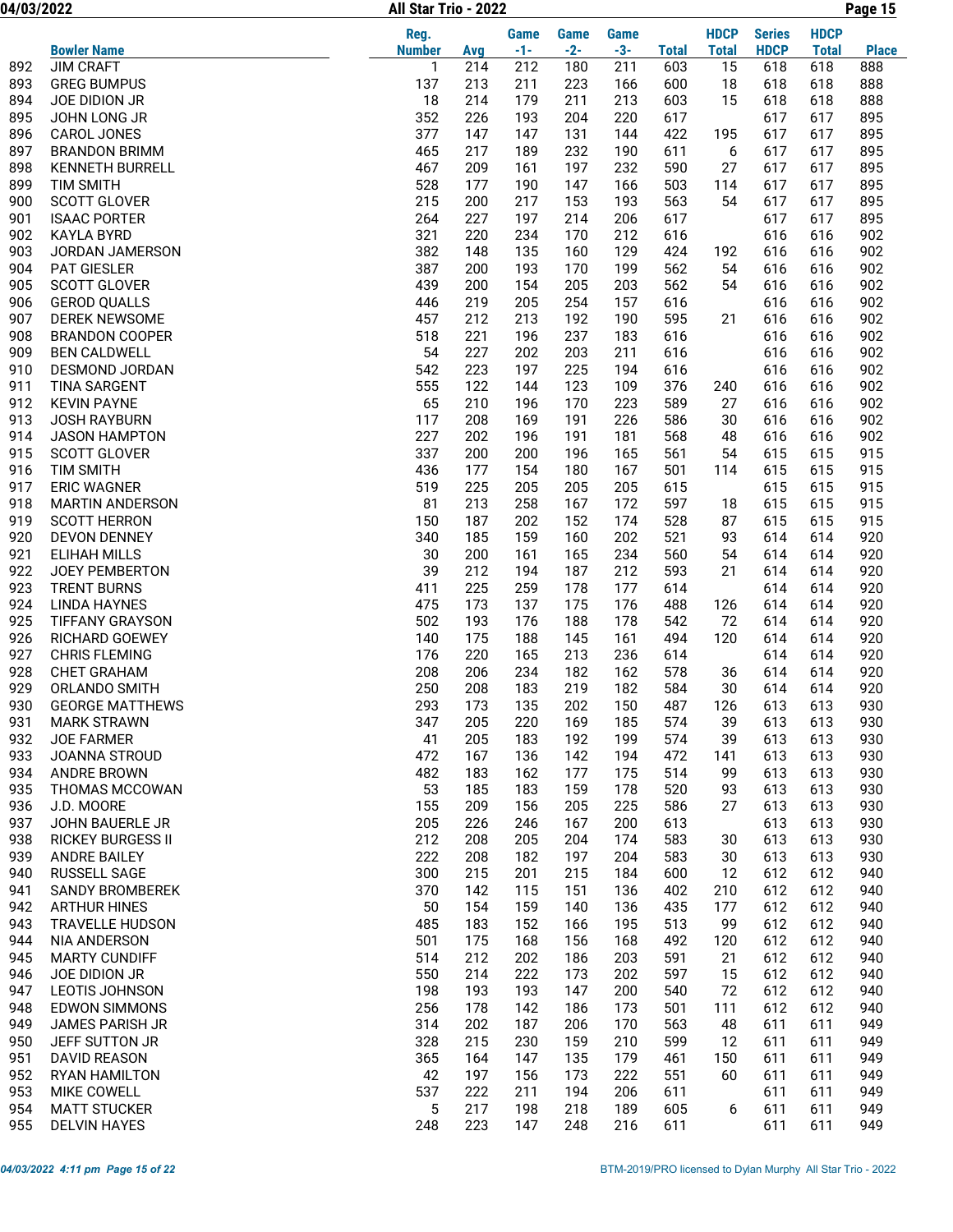| | Bowler Name | Reg. Number | Avg | Game -1- | Game -2- | Game -3- | Total | HDCP Total | Series HDCP | HDCP Total | Place |
|---|---|---|---|---|---|---|---|---|---|---|---|
| 892 | JIM CRAFT | 1 | 214 | 212 | 180 | 211 | 603 | 15 | 618 | 618 | 888 |
| 893 | GREG BUMPUS | 137 | 213 | 211 | 223 | 166 | 600 | 18 | 618 | 618 | 888 |
| 894 | JOE DIDION JR | 18 | 214 | 179 | 211 | 213 | 603 | 15 | 618 | 618 | 888 |
| 895 | JOHN LONG JR | 352 | 226 | 193 | 204 | 220 | 617 | | 617 | 617 | 895 |
| 896 | CAROL JONES | 377 | 147 | 147 | 131 | 144 | 422 | 195 | 617 | 617 | 895 |
| 897 | BRANDON BRIMM | 465 | 217 | 189 | 232 | 190 | 611 | 6 | 617 | 617 | 895 |
| 898 | KENNETH BURRELL | 467 | 209 | 161 | 197 | 232 | 590 | 27 | 617 | 617 | 895 |
| 899 | TIM SMITH | 528 | 177 | 190 | 147 | 166 | 503 | 114 | 617 | 617 | 895 |
| 900 | SCOTT GLOVER | 215 | 200 | 217 | 153 | 193 | 563 | 54 | 617 | 617 | 895 |
| 901 | ISAAC PORTER | 264 | 227 | 197 | 214 | 206 | 617 | | 617 | 617 | 895 |
| 902 | KAYLA BYRD | 321 | 220 | 234 | 170 | 212 | 616 | | 616 | 616 | 902 |
| 903 | JORDAN JAMERSON | 382 | 148 | 135 | 160 | 129 | 424 | 192 | 616 | 616 | 902 |
| 904 | PAT GIESLER | 387 | 200 | 193 | 170 | 199 | 562 | 54 | 616 | 616 | 902 |
| 905 | SCOTT GLOVER | 439 | 200 | 154 | 205 | 203 | 562 | 54 | 616 | 616 | 902 |
| 906 | GEROD QUALLS | 446 | 219 | 205 | 254 | 157 | 616 | | 616 | 616 | 902 |
| 907 | DEREK NEWSOME | 457 | 212 | 213 | 192 | 190 | 595 | 21 | 616 | 616 | 902 |
| 908 | BRANDON COOPER | 518 | 221 | 196 | 237 | 183 | 616 | | 616 | 616 | 902 |
| 909 | BEN CALDWELL | 54 | 227 | 202 | 203 | 211 | 616 | | 616 | 616 | 902 |
| 910 | DESMOND JORDAN | 542 | 223 | 197 | 225 | 194 | 616 | | 616 | 616 | 902 |
| 911 | TINA SARGENT | 555 | 122 | 144 | 123 | 109 | 376 | 240 | 616 | 616 | 902 |
| 912 | KEVIN PAYNE | 65 | 210 | 196 | 170 | 223 | 589 | 27 | 616 | 616 | 902 |
| 913 | JOSH RAYBURN | 117 | 208 | 169 | 191 | 226 | 586 | 30 | 616 | 616 | 902 |
| 914 | JASON HAMPTON | 227 | 202 | 196 | 191 | 181 | 568 | 48 | 616 | 616 | 902 |
| 915 | SCOTT GLOVER | 337 | 200 | 200 | 196 | 165 | 561 | 54 | 615 | 615 | 915 |
| 916 | TIM SMITH | 436 | 177 | 154 | 180 | 167 | 501 | 114 | 615 | 615 | 915 |
| 917 | ERIC WAGNER | 519 | 225 | 205 | 205 | 205 | 615 | | 615 | 615 | 915 |
| 918 | MARTIN ANDERSON | 81 | 213 | 258 | 167 | 172 | 597 | 18 | 615 | 615 | 915 |
| 919 | SCOTT HERRON | 150 | 187 | 202 | 152 | 174 | 528 | 87 | 615 | 615 | 915 |
| 920 | DEVON DENNEY | 340 | 185 | 159 | 160 | 202 | 521 | 93 | 614 | 614 | 920 |
| 921 | ELIHAH MILLS | 30 | 200 | 161 | 165 | 234 | 560 | 54 | 614 | 614 | 920 |
| 922 | JOEY PEMBERTON | 39 | 212 | 194 | 187 | 212 | 593 | 21 | 614 | 614 | 920 |
| 923 | TRENT BURNS | 411 | 225 | 259 | 178 | 177 | 614 | | 614 | 614 | 920 |
| 924 | LINDA HAYNES | 475 | 173 | 137 | 175 | 176 | 488 | 126 | 614 | 614 | 920 |
| 925 | TIFFANY GRAYSON | 502 | 193 | 176 | 188 | 178 | 542 | 72 | 614 | 614 | 920 |
| 926 | RICHARD GOEWEY | 140 | 175 | 188 | 145 | 161 | 494 | 120 | 614 | 614 | 920 |
| 927 | CHRIS FLEMING | 176 | 220 | 165 | 213 | 236 | 614 | | 614 | 614 | 920 |
| 928 | CHET GRAHAM | 208 | 206 | 234 | 182 | 162 | 578 | 36 | 614 | 614 | 920 |
| 929 | ORLANDO SMITH | 250 | 208 | 183 | 219 | 182 | 584 | 30 | 614 | 614 | 920 |
| 930 | GEORGE MATTHEWS | 293 | 173 | 135 | 202 | 150 | 487 | 126 | 613 | 613 | 930 |
| 931 | MARK STRAWN | 347 | 205 | 220 | 169 | 185 | 574 | 39 | 613 | 613 | 930 |
| 932 | JOE FARMER | 41 | 205 | 183 | 192 | 199 | 574 | 39 | 613 | 613 | 930 |
| 933 | JOANNA STROUD | 472 | 167 | 136 | 142 | 194 | 472 | 141 | 613 | 613 | 930 |
| 934 | ANDRE BROWN | 482 | 183 | 162 | 177 | 175 | 514 | 99 | 613 | 613 | 930 |
| 935 | THOMAS MCCOWAN | 53 | 185 | 183 | 159 | 178 | 520 | 93 | 613 | 613 | 930 |
| 936 | J.D. MOORE | 155 | 209 | 156 | 205 | 225 | 586 | 27 | 613 | 613 | 930 |
| 937 | JOHN BAUERLE JR | 205 | 226 | 246 | 167 | 200 | 613 | | 613 | 613 | 930 |
| 938 | RICKEY BURGESS II | 212 | 208 | 205 | 204 | 174 | 583 | 30 | 613 | 613 | 930 |
| 939 | ANDRE BAILEY | 222 | 208 | 182 | 197 | 204 | 583 | 30 | 613 | 613 | 930 |
| 940 | RUSSELL SAGE | 300 | 215 | 201 | 215 | 184 | 600 | 12 | 612 | 612 | 940 |
| 941 | SANDY BROMBEREK | 370 | 142 | 115 | 151 | 136 | 402 | 210 | 612 | 612 | 940 |
| 942 | ARTHUR HINES | 50 | 154 | 159 | 140 | 136 | 435 | 177 | 612 | 612 | 940 |
| 943 | TRAVELLE HUDSON | 485 | 183 | 152 | 166 | 195 | 513 | 99 | 612 | 612 | 940 |
| 944 | NIA ANDERSON | 501 | 175 | 168 | 156 | 168 | 492 | 120 | 612 | 612 | 940 |
| 945 | MARTY CUNDIFF | 514 | 212 | 202 | 186 | 203 | 591 | 21 | 612 | 612 | 940 |
| 946 | JOE DIDION JR | 550 | 214 | 222 | 173 | 202 | 597 | 15 | 612 | 612 | 940 |
| 947 | LEOTIS JOHNSON | 198 | 193 | 193 | 147 | 200 | 540 | 72 | 612 | 612 | 940 |
| 948 | EDWON SIMMONS | 256 | 178 | 142 | 186 | 173 | 501 | 111 | 612 | 612 | 940 |
| 949 | JAMES PARISH JR | 314 | 202 | 187 | 206 | 170 | 563 | 48 | 611 | 611 | 949 |
| 950 | JEFF SUTTON JR | 328 | 215 | 230 | 159 | 210 | 599 | 12 | 611 | 611 | 949 |
| 951 | DAVID REASON | 365 | 164 | 147 | 135 | 179 | 461 | 150 | 611 | 611 | 949 |
| 952 | RYAN HAMILTON | 42 | 197 | 156 | 173 | 222 | 551 | 60 | 611 | 611 | 949 |
| 953 | MIKE COWELL | 537 | 222 | 211 | 194 | 206 | 611 | | 611 | 611 | 949 |
| 954 | MATT STUCKER | 5 | 217 | 198 | 218 | 189 | 605 | 6 | 611 | 611 | 949 |
| 955 | DELVIN HAYES | 248 | 223 | 147 | 248 | 216 | 611 | | 611 | 611 | 949 |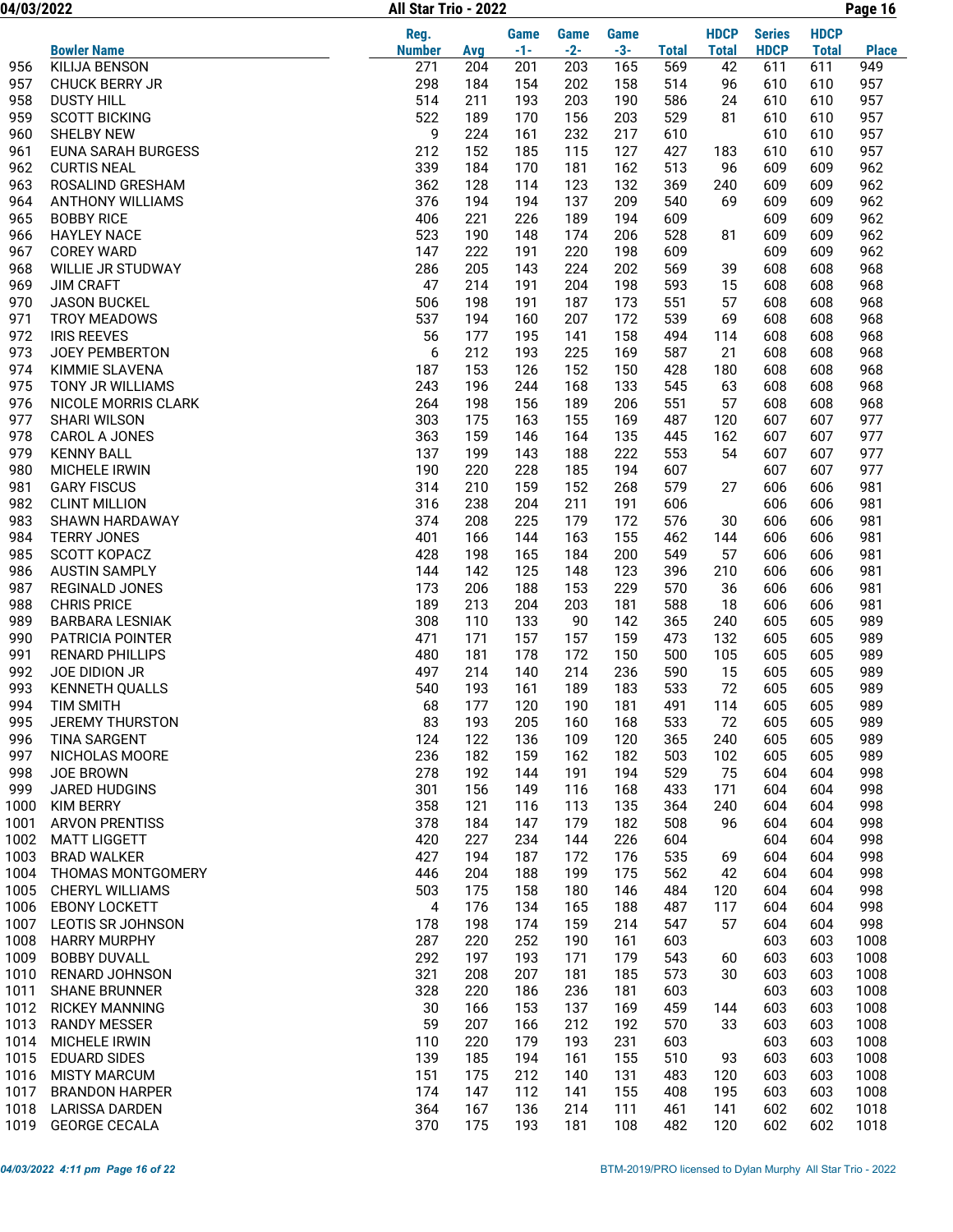| | Bowler Name | Reg. Number | Avg | Game -1- | Game -2- | Game -3- | Total | HDCP Total | Series HDCP | HDCP Total | Place |
|---|---|---|---|---|---|---|---|---|---|---|---|
| 956 | KILIJA BENSON | 271 | 204 | 201 | 203 | 165 | 569 | 42 | 611 | 611 | 949 |
| 957 | CHUCK BERRY JR | 298 | 184 | 154 | 202 | 158 | 514 | 96 | 610 | 610 | 957 |
| 958 | DUSTY HILL | 514 | 211 | 193 | 203 | 190 | 586 | 24 | 610 | 610 | 957 |
| 959 | SCOTT BICKING | 522 | 189 | 170 | 156 | 203 | 529 | 81 | 610 | 610 | 957 |
| 960 | SHELBY NEW | 9 | 224 | 161 | 232 | 217 | 610 | | 610 | 610 | 957 |
| 961 | EUNA SARAH BURGESS | 212 | 152 | 185 | 115 | 127 | 427 | 183 | 610 | 610 | 957 |
| 962 | CURTIS NEAL | 339 | 184 | 170 | 181 | 162 | 513 | 96 | 609 | 609 | 962 |
| 963 | ROSALIND GRESHAM | 362 | 128 | 114 | 123 | 132 | 369 | 240 | 609 | 609 | 962 |
| 964 | ANTHONY WILLIAMS | 376 | 194 | 194 | 137 | 209 | 540 | 69 | 609 | 609 | 962 |
| 965 | BOBBY RICE | 406 | 221 | 226 | 189 | 194 | 609 | | 609 | 609 | 962 |
| 966 | HAYLEY NACE | 523 | 190 | 148 | 174 | 206 | 528 | 81 | 609 | 609 | 962 |
| 967 | COREY WARD | 147 | 222 | 191 | 220 | 198 | 609 | | 609 | 609 | 962 |
| 968 | WILLIE JR STUDWAY | 286 | 205 | 143 | 224 | 202 | 569 | 39 | 608 | 608 | 968 |
| 969 | JIM CRAFT | 47 | 214 | 191 | 204 | 198 | 593 | 15 | 608 | 608 | 968 |
| 970 | JASON BUCKEL | 506 | 198 | 191 | 187 | 173 | 551 | 57 | 608 | 608 | 968 |
| 971 | TROY MEADOWS | 537 | 194 | 160 | 207 | 172 | 539 | 69 | 608 | 608 | 968 |
| 972 | IRIS REEVES | 56 | 177 | 195 | 141 | 158 | 494 | 114 | 608 | 608 | 968 |
| 973 | JOEY PEMBERTON | 6 | 212 | 193 | 225 | 169 | 587 | 21 | 608 | 608 | 968 |
| 974 | KIMMIE SLAVENA | 187 | 153 | 126 | 152 | 150 | 428 | 180 | 608 | 608 | 968 |
| 975 | TONY JR WILLIAMS | 243 | 196 | 244 | 168 | 133 | 545 | 63 | 608 | 608 | 968 |
| 976 | NICOLE MORRIS CLARK | 264 | 198 | 156 | 189 | 206 | 551 | 57 | 608 | 608 | 968 |
| 977 | SHARI WILSON | 303 | 175 | 163 | 155 | 169 | 487 | 120 | 607 | 607 | 977 |
| 978 | CAROL A JONES | 363 | 159 | 146 | 164 | 135 | 445 | 162 | 607 | 607 | 977 |
| 979 | KENNY BALL | 137 | 199 | 143 | 188 | 222 | 553 | 54 | 607 | 607 | 977 |
| 980 | MICHELE IRWIN | 190 | 220 | 228 | 185 | 194 | 607 | | 607 | 607 | 977 |
| 981 | GARY FISCUS | 314 | 210 | 159 | 152 | 268 | 579 | 27 | 606 | 606 | 981 |
| 982 | CLINT MILLION | 316 | 238 | 204 | 211 | 191 | 606 | | 606 | 606 | 981 |
| 983 | SHAWN HARDAWAY | 374 | 208 | 225 | 179 | 172 | 576 | 30 | 606 | 606 | 981 |
| 984 | TERRY JONES | 401 | 166 | 144 | 163 | 155 | 462 | 144 | 606 | 606 | 981 |
| 985 | SCOTT KOPACZ | 428 | 198 | 165 | 184 | 200 | 549 | 57 | 606 | 606 | 981 |
| 986 | AUSTIN SAMPLY | 144 | 142 | 125 | 148 | 123 | 396 | 210 | 606 | 606 | 981 |
| 987 | REGINALD JONES | 173 | 206 | 188 | 153 | 229 | 570 | 36 | 606 | 606 | 981 |
| 988 | CHRIS PRICE | 189 | 213 | 204 | 203 | 181 | 588 | 18 | 606 | 606 | 981 |
| 989 | BARBARA LESNIAK | 308 | 110 | 133 | 90 | 142 | 365 | 240 | 605 | 605 | 989 |
| 990 | PATRICIA POINTER | 471 | 171 | 157 | 157 | 159 | 473 | 132 | 605 | 605 | 989 |
| 991 | RENARD PHILLIPS | 480 | 181 | 178 | 172 | 150 | 500 | 105 | 605 | 605 | 989 |
| 992 | JOE DIDION JR | 497 | 214 | 140 | 214 | 236 | 590 | 15 | 605 | 605 | 989 |
| 993 | KENNETH QUALLS | 540 | 193 | 161 | 189 | 183 | 533 | 72 | 605 | 605 | 989 |
| 994 | TIM SMITH | 68 | 177 | 120 | 190 | 181 | 491 | 114 | 605 | 605 | 989 |
| 995 | JEREMY THURSTON | 83 | 193 | 205 | 160 | 168 | 533 | 72 | 605 | 605 | 989 |
| 996 | TINA SARGENT | 124 | 122 | 136 | 109 | 120 | 365 | 240 | 605 | 605 | 989 |
| 997 | NICHOLAS MOORE | 236 | 182 | 159 | 162 | 182 | 503 | 102 | 605 | 605 | 989 |
| 998 | JOE BROWN | 278 | 192 | 144 | 191 | 194 | 529 | 75 | 604 | 604 | 998 |
| 999 | JARED HUDGINS | 301 | 156 | 149 | 116 | 168 | 433 | 171 | 604 | 604 | 998 |
| 1000 | KIM BERRY | 358 | 121 | 116 | 113 | 135 | 364 | 240 | 604 | 604 | 998 |
| 1001 | ARVON PRENTISS | 378 | 184 | 147 | 179 | 182 | 508 | 96 | 604 | 604 | 998 |
| 1002 | MATT LIGGETT | 420 | 227 | 234 | 144 | 226 | 604 | | 604 | 604 | 998 |
| 1003 | BRAD WALKER | 427 | 194 | 187 | 172 | 176 | 535 | 69 | 604 | 604 | 998 |
| 1004 | THOMAS MONTGOMERY | 446 | 204 | 188 | 199 | 175 | 562 | 42 | 604 | 604 | 998 |
| 1005 | CHERYL WILLIAMS | 503 | 175 | 158 | 180 | 146 | 484 | 120 | 604 | 604 | 998 |
| 1006 | EBONY LOCKETT | 4 | 176 | 134 | 165 | 188 | 487 | 117 | 604 | 604 | 998 |
| 1007 | LEOTIS SR JOHNSON | 178 | 198 | 174 | 159 | 214 | 547 | 57 | 604 | 604 | 998 |
| 1008 | HARRY MURPHY | 287 | 220 | 252 | 190 | 161 | 603 | | 603 | 603 | 1008 |
| 1009 | BOBBY DUVALL | 292 | 197 | 193 | 171 | 179 | 543 | 60 | 603 | 603 | 1008 |
| 1010 | RENARD JOHNSON | 321 | 208 | 207 | 181 | 185 | 573 | 30 | 603 | 603 | 1008 |
| 1011 | SHANE BRUNNER | 328 | 220 | 186 | 236 | 181 | 603 | | 603 | 603 | 1008 |
| 1012 | RICKEY MANNING | 30 | 166 | 153 | 137 | 169 | 459 | 144 | 603 | 603 | 1008 |
| 1013 | RANDY MESSER | 59 | 207 | 166 | 212 | 192 | 570 | 33 | 603 | 603 | 1008 |
| 1014 | MICHELE IRWIN | 110 | 220 | 179 | 193 | 231 | 603 | | 603 | 603 | 1008 |
| 1015 | EDUARD SIDES | 139 | 185 | 194 | 161 | 155 | 510 | 93 | 603 | 603 | 1008 |
| 1016 | MISTY MARCUM | 151 | 175 | 212 | 140 | 131 | 483 | 120 | 603 | 603 | 1008 |
| 1017 | BRANDON HARPER | 174 | 147 | 112 | 141 | 155 | 408 | 195 | 603 | 603 | 1008 |
| 1018 | LARISSA DARDEN | 364 | 167 | 136 | 214 | 111 | 461 | 141 | 602 | 602 | 1018 |
| 1019 | GEORGE CECALA | 370 | 175 | 193 | 181 | 108 | 482 | 120 | 602 | 602 | 1018 |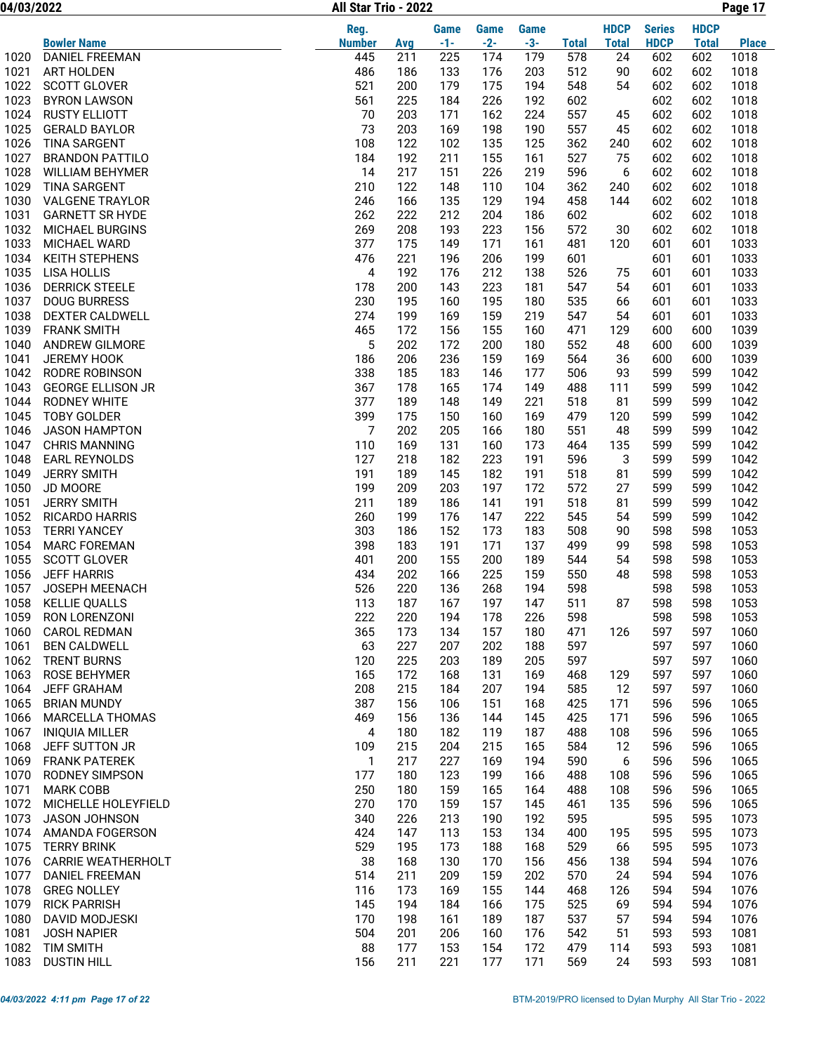| | Bowler Name | Reg. Number | Avg | Game -1- | Game -2- | Game -3- | Total | HDCP Total | Series HDCP | HDCP Total | Place |
|---|---|---|---|---|---|---|---|---|---|---|---|
| 1020 | DANIEL FREEMAN | 445 | 211 | 225 | 174 | 179 | 578 | 24 | 602 | 602 | 1018 |
| 1021 | ART HOLDEN | 486 | 186 | 133 | 176 | 203 | 512 | 90 | 602 | 602 | 1018 |
| 1022 | SCOTT GLOVER | 521 | 200 | 179 | 175 | 194 | 548 | 54 | 602 | 602 | 1018 |
| 1023 | BYRON LAWSON | 561 | 225 | 184 | 226 | 192 | 602 | | 602 | 602 | 1018 |
| 1024 | RUSTY ELLIOTT | 70 | 203 | 171 | 162 | 224 | 557 | 45 | 602 | 602 | 1018 |
| 1025 | GERALD BAYLOR | 73 | 203 | 169 | 198 | 190 | 557 | 45 | 602 | 602 | 1018 |
| 1026 | TINA SARGENT | 108 | 122 | 102 | 135 | 125 | 362 | 240 | 602 | 602 | 1018 |
| 1027 | BRANDON PATTILO | 184 | 192 | 211 | 155 | 161 | 527 | 75 | 602 | 602 | 1018 |
| 1028 | WILLIAM BEHYMER | 14 | 217 | 151 | 226 | 219 | 596 | 6 | 602 | 602 | 1018 |
| 1029 | TINA SARGENT | 210 | 122 | 148 | 110 | 104 | 362 | 240 | 602 | 602 | 1018 |
| 1030 | VALGENE TRAYLOR | 246 | 166 | 135 | 129 | 194 | 458 | 144 | 602 | 602 | 1018 |
| 1031 | GARNETT SR HYDE | 262 | 222 | 212 | 204 | 186 | 602 | | 602 | 602 | 1018 |
| 1032 | MICHAEL BURGINS | 269 | 208 | 193 | 223 | 156 | 572 | 30 | 602 | 602 | 1018 |
| 1033 | MICHAEL WARD | 377 | 175 | 149 | 171 | 161 | 481 | 120 | 601 | 601 | 1033 |
| 1034 | KEITH STEPHENS | 476 | 221 | 196 | 206 | 199 | 601 | | 601 | 601 | 1033 |
| 1035 | LISA HOLLIS | 4 | 192 | 176 | 212 | 138 | 526 | 75 | 601 | 601 | 1033 |
| 1036 | DERRICK STEELE | 178 | 200 | 143 | 223 | 181 | 547 | 54 | 601 | 601 | 1033 |
| 1037 | DOUG BURRESS | 230 | 195 | 160 | 195 | 180 | 535 | 66 | 601 | 601 | 1033 |
| 1038 | DEXTER CALDWELL | 274 | 199 | 169 | 159 | 219 | 547 | 54 | 601 | 601 | 1033 |
| 1039 | FRANK SMITH | 465 | 172 | 156 | 155 | 160 | 471 | 129 | 600 | 600 | 1039 |
| 1040 | ANDREW GILMORE | 5 | 202 | 172 | 200 | 180 | 552 | 48 | 600 | 600 | 1039 |
| 1041 | JEREMY HOOK | 186 | 206 | 236 | 159 | 169 | 564 | 36 | 600 | 600 | 1039 |
| 1042 | RODRE ROBINSON | 338 | 185 | 183 | 146 | 177 | 506 | 93 | 599 | 599 | 1042 |
| 1043 | GEORGE ELLISON JR | 367 | 178 | 165 | 174 | 149 | 488 | 111 | 599 | 599 | 1042 |
| 1044 | RODNEY WHITE | 377 | 189 | 148 | 149 | 221 | 518 | 81 | 599 | 599 | 1042 |
| 1045 | TOBY GOLDER | 399 | 175 | 150 | 160 | 169 | 479 | 120 | 599 | 599 | 1042 |
| 1046 | JASON HAMPTON | 7 | 202 | 205 | 166 | 180 | 551 | 48 | 599 | 599 | 1042 |
| 1047 | CHRIS MANNING | 110 | 169 | 131 | 160 | 173 | 464 | 135 | 599 | 599 | 1042 |
| 1048 | EARL REYNOLDS | 127 | 218 | 182 | 223 | 191 | 596 | 3 | 599 | 599 | 1042 |
| 1049 | JERRY SMITH | 191 | 189 | 145 | 182 | 191 | 518 | 81 | 599 | 599 | 1042 |
| 1050 | JD MOORE | 199 | 209 | 203 | 197 | 172 | 572 | 27 | 599 | 599 | 1042 |
| 1051 | JERRY SMITH | 211 | 189 | 186 | 141 | 191 | 518 | 81 | 599 | 599 | 1042 |
| 1052 | RICARDO HARRIS | 260 | 199 | 176 | 147 | 222 | 545 | 54 | 599 | 599 | 1042 |
| 1053 | TERRI YANCEY | 303 | 186 | 152 | 173 | 183 | 508 | 90 | 598 | 598 | 1053 |
| 1054 | MARC FOREMAN | 398 | 183 | 191 | 171 | 137 | 499 | 99 | 598 | 598 | 1053 |
| 1055 | SCOTT GLOVER | 401 | 200 | 155 | 200 | 189 | 544 | 54 | 598 | 598 | 1053 |
| 1056 | JEFF HARRIS | 434 | 202 | 166 | 225 | 159 | 550 | 48 | 598 | 598 | 1053 |
| 1057 | JOSEPH MEENACH | 526 | 220 | 136 | 268 | 194 | 598 | | 598 | 598 | 1053 |
| 1058 | KELLIE QUALLS | 113 | 187 | 167 | 197 | 147 | 511 | 87 | 598 | 598 | 1053 |
| 1059 | RON LORENZONI | 222 | 220 | 194 | 178 | 226 | 598 | | 598 | 598 | 1053 |
| 1060 | CAROL REDMAN | 365 | 173 | 134 | 157 | 180 | 471 | 126 | 597 | 597 | 1060 |
| 1061 | BEN CALDWELL | 63 | 227 | 207 | 202 | 188 | 597 | | 597 | 597 | 1060 |
| 1062 | TRENT BURNS | 120 | 225 | 203 | 189 | 205 | 597 | | 597 | 597 | 1060 |
| 1063 | ROSE BEHYMER | 165 | 172 | 168 | 131 | 169 | 468 | 129 | 597 | 597 | 1060 |
| 1064 | JEFF GRAHAM | 208 | 215 | 184 | 207 | 194 | 585 | 12 | 597 | 597 | 1060 |
| 1065 | BRIAN MUNDY | 387 | 156 | 106 | 151 | 168 | 425 | 171 | 596 | 596 | 1065 |
| 1066 | MARCELLA THOMAS | 469 | 156 | 136 | 144 | 145 | 425 | 171 | 596 | 596 | 1065 |
| 1067 | INIQUIA MILLER | 4 | 180 | 182 | 119 | 187 | 488 | 108 | 596 | 596 | 1065 |
| 1068 | JEFF SUTTON JR | 109 | 215 | 204 | 215 | 165 | 584 | 12 | 596 | 596 | 1065 |
| 1069 | FRANK PATEREK | 1 | 217 | 227 | 169 | 194 | 590 | 6 | 596 | 596 | 1065 |
| 1070 | RODNEY SIMPSON | 177 | 180 | 123 | 199 | 166 | 488 | 108 | 596 | 596 | 1065 |
| 1071 | MARK COBB | 250 | 180 | 159 | 165 | 164 | 488 | 108 | 596 | 596 | 1065 |
| 1072 | MICHELLE HOLEYFIELD | 270 | 170 | 159 | 157 | 145 | 461 | 135 | 596 | 596 | 1065 |
| 1073 | JASON JOHNSON | 340 | 226 | 213 | 190 | 192 | 595 | | 595 | 595 | 1073 |
| 1074 | AMANDA FOGERSON | 424 | 147 | 113 | 153 | 134 | 400 | 195 | 595 | 595 | 1073 |
| 1075 | TERRY BRINK | 529 | 195 | 173 | 188 | 168 | 529 | 66 | 595 | 595 | 1073 |
| 1076 | CARRIE WEATHERHOLT | 38 | 168 | 130 | 170 | 156 | 456 | 138 | 594 | 594 | 1076 |
| 1077 | DANIEL FREEMAN | 514 | 211 | 209 | 159 | 202 | 570 | 24 | 594 | 594 | 1076 |
| 1078 | GREG NOLLEY | 116 | 173 | 169 | 155 | 144 | 468 | 126 | 594 | 594 | 1076 |
| 1079 | RICK PARRISH | 145 | 194 | 184 | 166 | 175 | 525 | 69 | 594 | 594 | 1076 |
| 1080 | DAVID MODJESKI | 170 | 198 | 161 | 189 | 187 | 537 | 57 | 594 | 594 | 1076 |
| 1081 | JOSH NAPIER | 504 | 201 | 206 | 160 | 176 | 542 | 51 | 593 | 593 | 1081 |
| 1082 | TIM SMITH | 88 | 177 | 153 | 154 | 172 | 479 | 114 | 593 | 593 | 1081 |
| 1083 | DUSTIN HILL | 156 | 211 | 221 | 177 | 171 | 569 | 24 | 593 | 593 | 1081 |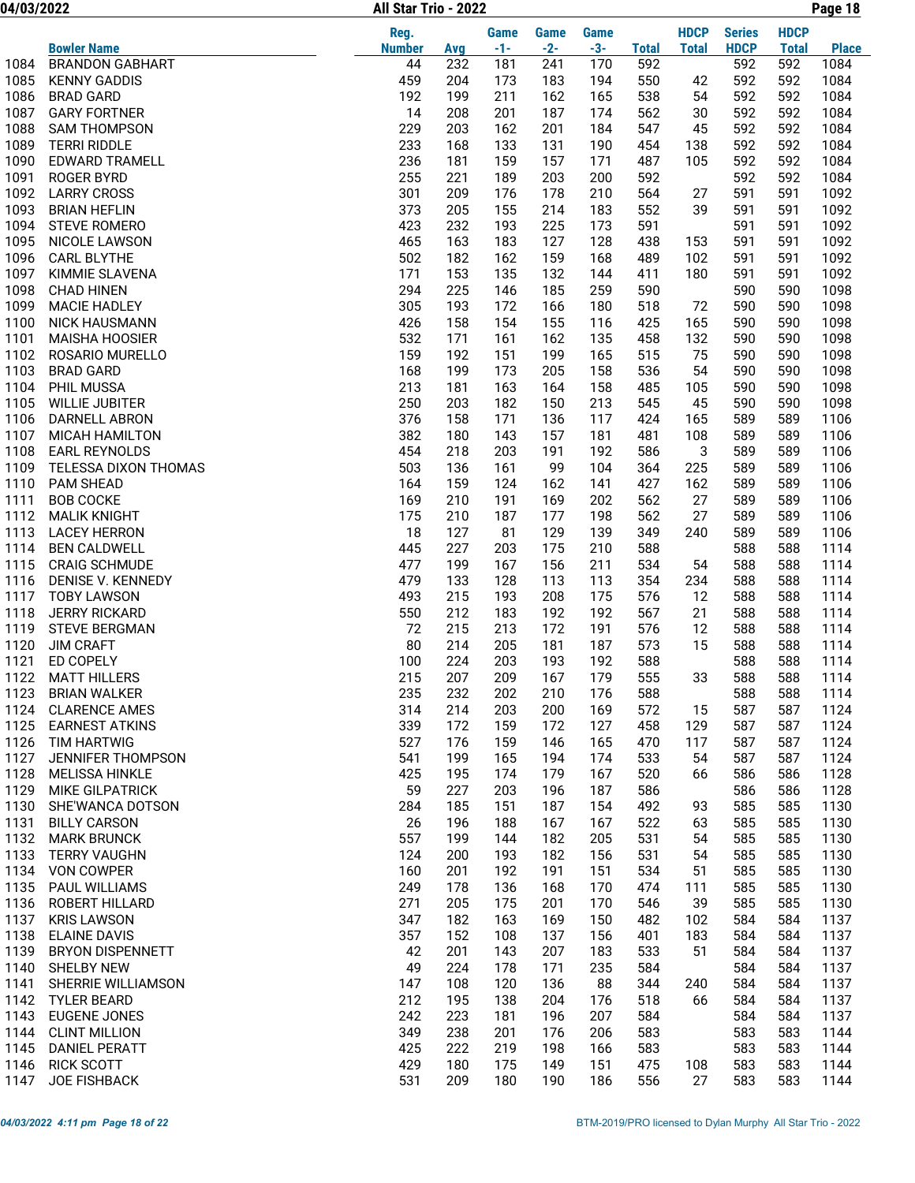| | Bowler Name | Reg. Number | Avg | Game -1- | Game -2- | Game -3- | Total | HDCP Total | Series HDCP | HDCP Total | Place |
|---|---|---|---|---|---|---|---|---|---|---|---|
| 1084 | BRANDON GABHART | 44 | 232 | 181 | 241 | 170 | 592 | | 592 | 592 | 1084 |
| 1085 | KENNY GADDIS | 459 | 204 | 173 | 183 | 194 | 550 | 42 | 592 | 592 | 1084 |
| 1086 | BRAD GARD | 192 | 199 | 211 | 162 | 165 | 538 | 54 | 592 | 592 | 1084 |
| 1087 | GARY FORTNER | 14 | 208 | 201 | 187 | 174 | 562 | 30 | 592 | 592 | 1084 |
| 1088 | SAM THOMPSON | 229 | 203 | 162 | 201 | 184 | 547 | 45 | 592 | 592 | 1084 |
| 1089 | TERRI RIDDLE | 233 | 168 | 133 | 131 | 190 | 454 | 138 | 592 | 592 | 1084 |
| 1090 | EDWARD TRAMELL | 236 | 181 | 159 | 157 | 171 | 487 | 105 | 592 | 592 | 1084 |
| 1091 | ROGER BYRD | 255 | 221 | 189 | 203 | 200 | 592 | | 592 | 592 | 1084 |
| 1092 | LARRY CROSS | 301 | 209 | 176 | 178 | 210 | 564 | 27 | 591 | 591 | 1092 |
| 1093 | BRIAN HEFLIN | 373 | 205 | 155 | 214 | 183 | 552 | 39 | 591 | 591 | 1092 |
| 1094 | STEVE ROMERO | 423 | 232 | 193 | 225 | 173 | 591 | | 591 | 591 | 1092 |
| 1095 | NICOLE LAWSON | 465 | 163 | 183 | 127 | 128 | 438 | 153 | 591 | 591 | 1092 |
| 1096 | CARL BLYTHE | 502 | 182 | 162 | 159 | 168 | 489 | 102 | 591 | 591 | 1092 |
| 1097 | KIMMIE SLAVENA | 171 | 153 | 135 | 132 | 144 | 411 | 180 | 591 | 591 | 1092 |
| 1098 | CHAD HINEN | 294 | 225 | 146 | 185 | 259 | 590 | | 590 | 590 | 1098 |
| 1099 | MACIE HADLEY | 305 | 193 | 172 | 166 | 180 | 518 | 72 | 590 | 590 | 1098 |
| 1100 | NICK HAUSMANN | 426 | 158 | 154 | 155 | 116 | 425 | 165 | 590 | 590 | 1098 |
| 1101 | MAISHA HOOSIER | 532 | 171 | 161 | 162 | 135 | 458 | 132 | 590 | 590 | 1098 |
| 1102 | ROSARIO MURELLO | 159 | 192 | 151 | 199 | 165 | 515 | 75 | 590 | 590 | 1098 |
| 1103 | BRAD GARD | 168 | 199 | 173 | 205 | 158 | 536 | 54 | 590 | 590 | 1098 |
| 1104 | PHIL MUSSA | 213 | 181 | 163 | 164 | 158 | 485 | 105 | 590 | 590 | 1098 |
| 1105 | WILLIE JUBITER | 250 | 203 | 182 | 150 | 213 | 545 | 45 | 590 | 590 | 1098 |
| 1106 | DARNELL ABRON | 376 | 158 | 171 | 136 | 117 | 424 | 165 | 589 | 589 | 1106 |
| 1107 | MICAH HAMILTON | 382 | 180 | 143 | 157 | 181 | 481 | 108 | 589 | 589 | 1106 |
| 1108 | EARL REYNOLDS | 454 | 218 | 203 | 191 | 192 | 586 | 3 | 589 | 589 | 1106 |
| 1109 | TELESSA DIXON THOMAS | 503 | 136 | 161 | 99 | 104 | 364 | 225 | 589 | 589 | 1106 |
| 1110 | PAM SHEAD | 164 | 159 | 124 | 162 | 141 | 427 | 162 | 589 | 589 | 1106 |
| 1111 | BOB COCKE | 169 | 210 | 191 | 169 | 202 | 562 | 27 | 589 | 589 | 1106 |
| 1112 | MALIK KNIGHT | 175 | 210 | 187 | 177 | 198 | 562 | 27 | 589 | 589 | 1106 |
| 1113 | LACEY HERRON | 18 | 127 | 81 | 129 | 139 | 349 | 240 | 589 | 589 | 1106 |
| 1114 | BEN CALDWELL | 445 | 227 | 203 | 175 | 210 | 588 | | 588 | 588 | 1114 |
| 1115 | CRAIG SCHMUDE | 477 | 199 | 167 | 156 | 211 | 534 | 54 | 588 | 588 | 1114 |
| 1116 | DENISE V. KENNEDY | 479 | 133 | 128 | 113 | 113 | 354 | 234 | 588 | 588 | 1114 |
| 1117 | TOBY LAWSON | 493 | 215 | 193 | 208 | 175 | 576 | 12 | 588 | 588 | 1114 |
| 1118 | JERRY RICKARD | 550 | 212 | 183 | 192 | 192 | 567 | 21 | 588 | 588 | 1114 |
| 1119 | STEVE BERGMAN | 72 | 215 | 213 | 172 | 191 | 576 | 12 | 588 | 588 | 1114 |
| 1120 | JIM CRAFT | 80 | 214 | 205 | 181 | 187 | 573 | 15 | 588 | 588 | 1114 |
| 1121 | ED COPELY | 100 | 224 | 203 | 193 | 192 | 588 | | 588 | 588 | 1114 |
| 1122 | MATT HILLERS | 215 | 207 | 209 | 167 | 179 | 555 | 33 | 588 | 588 | 1114 |
| 1123 | BRIAN WALKER | 235 | 232 | 202 | 210 | 176 | 588 | | 588 | 588 | 1114 |
| 1124 | CLARENCE AMES | 314 | 214 | 203 | 200 | 169 | 572 | 15 | 587 | 587 | 1124 |
| 1125 | EARNEST ATKINS | 339 | 172 | 159 | 172 | 127 | 458 | 129 | 587 | 587 | 1124 |
| 1126 | TIM HARTWIG | 527 | 176 | 159 | 146 | 165 | 470 | 117 | 587 | 587 | 1124 |
| 1127 | JENNIFER THOMPSON | 541 | 199 | 165 | 194 | 174 | 533 | 54 | 587 | 587 | 1124 |
| 1128 | MELISSA HINKLE | 425 | 195 | 174 | 179 | 167 | 520 | 66 | 586 | 586 | 1128 |
| 1129 | MIKE GILPATRICK | 59 | 227 | 203 | 196 | 187 | 586 | | 586 | 586 | 1128 |
| 1130 | SHE'WANCA DOTSON | 284 | 185 | 151 | 187 | 154 | 492 | 93 | 585 | 585 | 1130 |
| 1131 | BILLY CARSON | 26 | 196 | 188 | 167 | 167 | 522 | 63 | 585 | 585 | 1130 |
| 1132 | MARK BRUNCK | 557 | 199 | 144 | 182 | 205 | 531 | 54 | 585 | 585 | 1130 |
| 1133 | TERRY VAUGHN | 124 | 200 | 193 | 182 | 156 | 531 | 54 | 585 | 585 | 1130 |
| 1134 | VON COWPER | 160 | 201 | 192 | 191 | 151 | 534 | 51 | 585 | 585 | 1130 |
| 1135 | PAUL WILLIAMS | 249 | 178 | 136 | 168 | 170 | 474 | 111 | 585 | 585 | 1130 |
| 1136 | ROBERT HILLARD | 271 | 205 | 175 | 201 | 170 | 546 | 39 | 585 | 585 | 1130 |
| 1137 | KRIS LAWSON | 347 | 182 | 163 | 169 | 150 | 482 | 102 | 584 | 584 | 1137 |
| 1138 | ELAINE DAVIS | 357 | 152 | 108 | 137 | 156 | 401 | 183 | 584 | 584 | 1137 |
| 1139 | BRYON DISPENNETT | 42 | 201 | 143 | 207 | 183 | 533 | 51 | 584 | 584 | 1137 |
| 1140 | SHELBY NEW | 49 | 224 | 178 | 171 | 235 | 584 | | 584 | 584 | 1137 |
| 1141 | SHERRIE WILLIAMSON | 147 | 108 | 120 | 136 | 88 | 344 | 240 | 584 | 584 | 1137 |
| 1142 | TYLER BEARD | 212 | 195 | 138 | 204 | 176 | 518 | 66 | 584 | 584 | 1137 |
| 1143 | EUGENE JONES | 242 | 223 | 181 | 196 | 207 | 584 | | 584 | 584 | 1137 |
| 1144 | CLINT MILLION | 349 | 238 | 201 | 176 | 206 | 583 | | 583 | 583 | 1144 |
| 1145 | DANIEL PERATT | 425 | 222 | 219 | 198 | 166 | 583 | | 583 | 583 | 1144 |
| 1146 | RICK SCOTT | 429 | 180 | 175 | 149 | 151 | 475 | 108 | 583 | 583 | 1144 |
| 1147 | JOE FISHBACK | 531 | 209 | 180 | 190 | 186 | 556 | 27 | 583 | 583 | 1144 |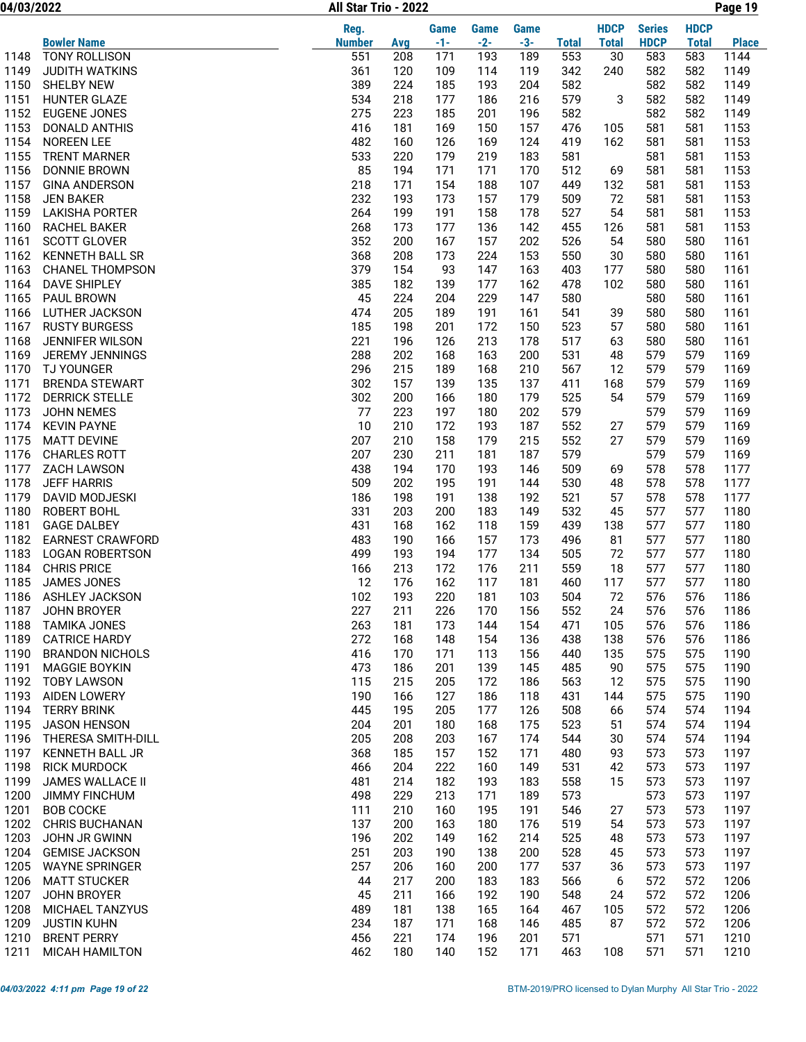| | Bowler Name | Reg. Number | Avg | Game -1- | Game -2- | Game -3- | Total | HDCP Total | Series HDCP | HDCP Total | Place |
|---|---|---|---|---|---|---|---|---|---|---|---|
| 1148 | TONY ROLLISON | 551 | 208 | 171 | 193 | 189 | 553 | 30 | 583 | 583 | 1144 |
| 1149 | JUDITH WATKINS | 361 | 120 | 109 | 114 | 119 | 342 | 240 | 582 | 582 | 1149 |
| 1150 | SHELBY NEW | 389 | 224 | 185 | 193 | 204 | 582 | | 582 | 582 | 1149 |
| 1151 | HUNTER GLAZE | 534 | 218 | 177 | 186 | 216 | 579 | 3 | 582 | 582 | 1149 |
| 1152 | EUGENE JONES | 275 | 223 | 185 | 201 | 196 | 582 | | 582 | 582 | 1149 |
| 1153 | DONALD ANTHIS | 416 | 181 | 169 | 150 | 157 | 476 | 105 | 581 | 581 | 1153 |
| 1154 | NOREEN LEE | 482 | 160 | 126 | 169 | 124 | 419 | 162 | 581 | 581 | 1153 |
| 1155 | TRENT MARNER | 533 | 220 | 179 | 219 | 183 | 581 | | 581 | 581 | 1153 |
| 1156 | DONNIE BROWN | 85 | 194 | 171 | 171 | 170 | 512 | 69 | 581 | 581 | 1153 |
| 1157 | GINA ANDERSON | 218 | 171 | 154 | 188 | 107 | 449 | 132 | 581 | 581 | 1153 |
| 1158 | JEN BAKER | 232 | 193 | 173 | 157 | 179 | 509 | 72 | 581 | 581 | 1153 |
| 1159 | LAKISHA PORTER | 264 | 199 | 191 | 158 | 178 | 527 | 54 | 581 | 581 | 1153 |
| 1160 | RACHEL BAKER | 268 | 173 | 177 | 136 | 142 | 455 | 126 | 581 | 581 | 1153 |
| 1161 | SCOTT GLOVER | 352 | 200 | 167 | 157 | 202 | 526 | 54 | 580 | 580 | 1161 |
| 1162 | KENNETH BALL SR | 368 | 208 | 173 | 224 | 153 | 550 | 30 | 580 | 580 | 1161 |
| 1163 | CHANEL THOMPSON | 379 | 154 | 93 | 147 | 163 | 403 | 177 | 580 | 580 | 1161 |
| 1164 | DAVE SHIPLEY | 385 | 182 | 139 | 177 | 162 | 478 | 102 | 580 | 580 | 1161 |
| 1165 | PAUL BROWN | 45 | 224 | 204 | 229 | 147 | 580 | | 580 | 580 | 1161 |
| 1166 | LUTHER JACKSON | 474 | 205 | 189 | 191 | 161 | 541 | 39 | 580 | 580 | 1161 |
| 1167 | RUSTY BURGESS | 185 | 198 | 201 | 172 | 150 | 523 | 57 | 580 | 580 | 1161 |
| 1168 | JENNIFER WILSON | 221 | 196 | 126 | 213 | 178 | 517 | 63 | 580 | 580 | 1161 |
| 1169 | JEREMY JENNINGS | 288 | 202 | 168 | 163 | 200 | 531 | 48 | 579 | 579 | 1169 |
| 1170 | TJ YOUNGER | 296 | 215 | 189 | 168 | 210 | 567 | 12 | 579 | 579 | 1169 |
| 1171 | BRENDA STEWART | 302 | 157 | 139 | 135 | 137 | 411 | 168 | 579 | 579 | 1169 |
| 1172 | DERRICK STELLE | 302 | 200 | 166 | 180 | 179 | 525 | 54 | 579 | 579 | 1169 |
| 1173 | JOHN NEMES | 77 | 223 | 197 | 180 | 202 | 579 | | 579 | 579 | 1169 |
| 1174 | KEVIN PAYNE | 10 | 210 | 172 | 193 | 187 | 552 | 27 | 579 | 579 | 1169 |
| 1175 | MATT DEVINE | 207 | 210 | 158 | 179 | 215 | 552 | 27 | 579 | 579 | 1169 |
| 1176 | CHARLES ROTT | 207 | 230 | 211 | 181 | 187 | 579 | | 579 | 579 | 1169 |
| 1177 | ZACH LAWSON | 438 | 194 | 170 | 193 | 146 | 509 | 69 | 578 | 578 | 1177 |
| 1178 | JEFF HARRIS | 509 | 202 | 195 | 191 | 144 | 530 | 48 | 578 | 578 | 1177 |
| 1179 | DAVID MODJESKI | 186 | 198 | 191 | 138 | 192 | 521 | 57 | 578 | 578 | 1177 |
| 1180 | ROBERT BOHL | 331 | 203 | 200 | 183 | 149 | 532 | 45 | 577 | 577 | 1180 |
| 1181 | GAGE DALBEY | 431 | 168 | 162 | 118 | 159 | 439 | 138 | 577 | 577 | 1180 |
| 1182 | EARNEST CRAWFORD | 483 | 190 | 166 | 157 | 173 | 496 | 81 | 577 | 577 | 1180 |
| 1183 | LOGAN ROBERTSON | 499 | 193 | 194 | 177 | 134 | 505 | 72 | 577 | 577 | 1180 |
| 1184 | CHRIS PRICE | 166 | 213 | 172 | 176 | 211 | 559 | 18 | 577 | 577 | 1180 |
| 1185 | JAMES JONES | 12 | 176 | 162 | 117 | 181 | 460 | 117 | 577 | 577 | 1180 |
| 1186 | ASHLEY JACKSON | 102 | 193 | 220 | 181 | 103 | 504 | 72 | 576 | 576 | 1186 |
| 1187 | JOHN BROYER | 227 | 211 | 226 | 170 | 156 | 552 | 24 | 576 | 576 | 1186 |
| 1188 | TAMIKA JONES | 263 | 181 | 173 | 144 | 154 | 471 | 105 | 576 | 576 | 1186 |
| 1189 | CATRICE HARDY | 272 | 168 | 148 | 154 | 136 | 438 | 138 | 576 | 576 | 1186 |
| 1190 | BRANDON NICHOLS | 416 | 170 | 171 | 113 | 156 | 440 | 135 | 575 | 575 | 1190 |
| 1191 | MAGGIE BOYKIN | 473 | 186 | 201 | 139 | 145 | 485 | 90 | 575 | 575 | 1190 |
| 1192 | TOBY LAWSON | 115 | 215 | 205 | 172 | 186 | 563 | 12 | 575 | 575 | 1190 |
| 1193 | AIDEN LOWERY | 190 | 166 | 127 | 186 | 118 | 431 | 144 | 575 | 575 | 1190 |
| 1194 | TERRY BRINK | 445 | 195 | 205 | 177 | 126 | 508 | 66 | 574 | 574 | 1194 |
| 1195 | JASON HENSON | 204 | 201 | 180 | 168 | 175 | 523 | 51 | 574 | 574 | 1194 |
| 1196 | THERESA SMITH-DILL | 205 | 208 | 203 | 167 | 174 | 544 | 30 | 574 | 574 | 1194 |
| 1197 | KENNETH BALL JR | 368 | 185 | 157 | 152 | 171 | 480 | 93 | 573 | 573 | 1197 |
| 1198 | RICK MURDOCK | 466 | 204 | 222 | 160 | 149 | 531 | 42 | 573 | 573 | 1197 |
| 1199 | JAMES WALLACE II | 481 | 214 | 182 | 193 | 183 | 558 | 15 | 573 | 573 | 1197 |
| 1200 | JIMMY FINCHUM | 498 | 229 | 213 | 171 | 189 | 573 | | 573 | 573 | 1197 |
| 1201 | BOB COCKE | 111 | 210 | 160 | 195 | 191 | 546 | 27 | 573 | 573 | 1197 |
| 1202 | CHRIS BUCHANAN | 137 | 200 | 163 | 180 | 176 | 519 | 54 | 573 | 573 | 1197 |
| 1203 | JOHN JR GWINN | 196 | 202 | 149 | 162 | 214 | 525 | 48 | 573 | 573 | 1197 |
| 1204 | GEMISE JACKSON | 251 | 203 | 190 | 138 | 200 | 528 | 45 | 573 | 573 | 1197 |
| 1205 | WAYNE SPRINGER | 257 | 206 | 160 | 200 | 177 | 537 | 36 | 573 | 573 | 1197 |
| 1206 | MATT STUCKER | 44 | 217 | 200 | 183 | 183 | 566 | 6 | 572 | 572 | 1206 |
| 1207 | JOHN BROYER | 45 | 211 | 166 | 192 | 190 | 548 | 24 | 572 | 572 | 1206 |
| 1208 | MICHAEL TANZYUS | 489 | 181 | 138 | 165 | 164 | 467 | 105 | 572 | 572 | 1206 |
| 1209 | JUSTIN KUHN | 234 | 187 | 171 | 168 | 146 | 485 | 87 | 572 | 572 | 1206 |
| 1210 | BRENT PERRY | 456 | 221 | 174 | 196 | 201 | 571 | | 571 | 571 | 1210 |
| 1211 | MICAH HAMILTON | 462 | 180 | 140 | 152 | 171 | 463 | 108 | 571 | 571 | 1210 |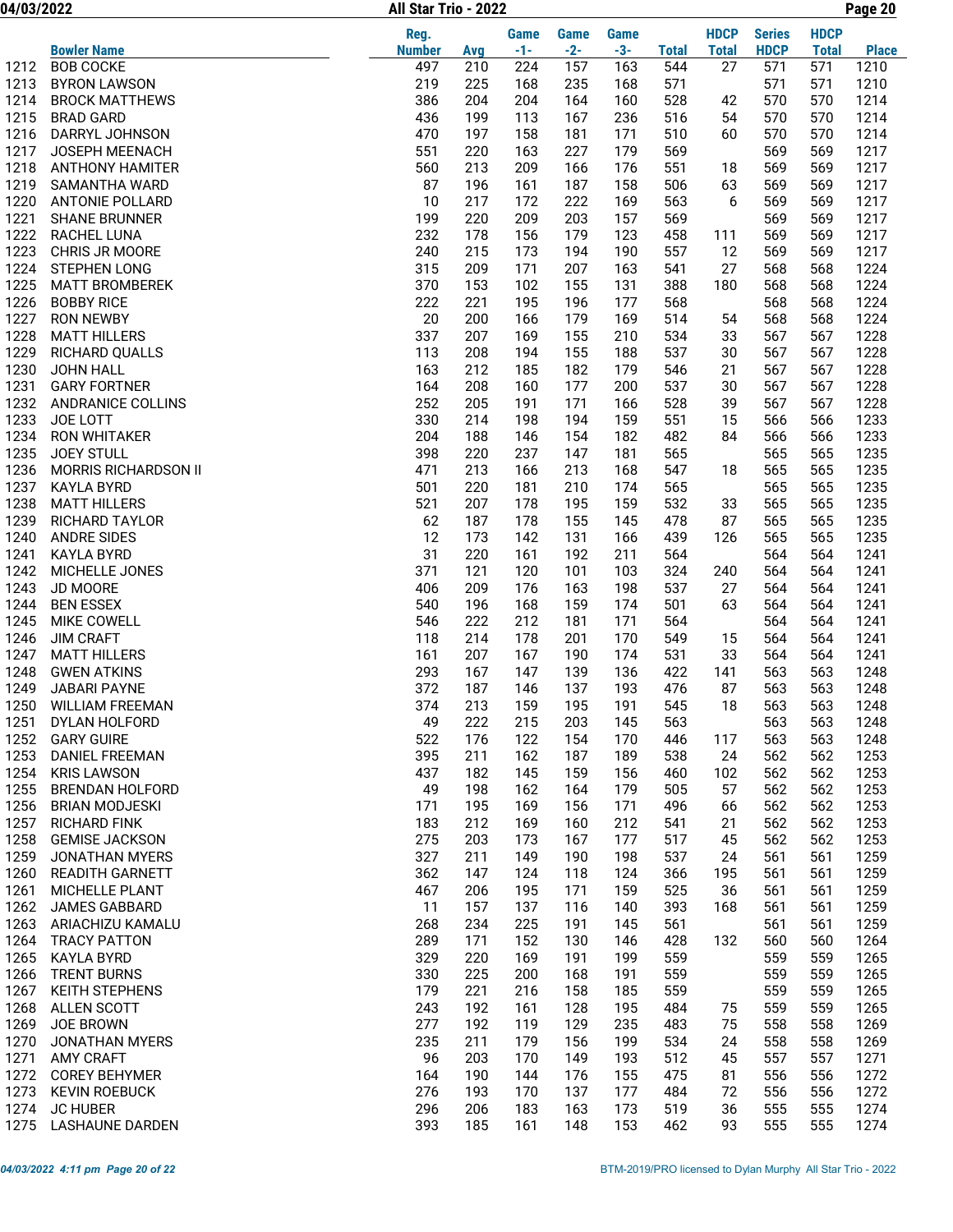| | Bowler Name | Reg. Number | Avg | Game -1- | Game -2- | Game -3- | Total | HDCP Total | Series HDCP | HDCP Total | Place |
|---|---|---|---|---|---|---|---|---|---|---|---|
| 1212 | BOB COCKE | 497 | 210 | 224 | 157 | 163 | 544 | 27 | 571 | 571 | 1210 |
| 1213 | BYRON LAWSON | 219 | 225 | 168 | 235 | 168 | 571 | | 571 | 571 | 1210 |
| 1214 | BROCK MATTHEWS | 386 | 204 | 204 | 164 | 160 | 528 | 42 | 570 | 570 | 1214 |
| 1215 | BRAD GARD | 436 | 199 | 113 | 167 | 236 | 516 | 54 | 570 | 570 | 1214 |
| 1216 | DARRYL JOHNSON | 470 | 197 | 158 | 181 | 171 | 510 | 60 | 570 | 570 | 1214 |
| 1217 | JOSEPH MEENACH | 551 | 220 | 163 | 227 | 179 | 569 | | 569 | 569 | 1217 |
| 1218 | ANTHONY HAMITER | 560 | 213 | 209 | 166 | 176 | 551 | 18 | 569 | 569 | 1217 |
| 1219 | SAMANTHA WARD | 87 | 196 | 161 | 187 | 158 | 506 | 63 | 569 | 569 | 1217 |
| 1220 | ANTONIE POLLARD | 10 | 217 | 172 | 222 | 169 | 563 | 6 | 569 | 569 | 1217 |
| 1221 | SHANE BRUNNER | 199 | 220 | 209 | 203 | 157 | 569 | | 569 | 569 | 1217 |
| 1222 | RACHEL LUNA | 232 | 178 | 156 | 179 | 123 | 458 | 111 | 569 | 569 | 1217 |
| 1223 | CHRIS JR MOORE | 240 | 215 | 173 | 194 | 190 | 557 | 12 | 569 | 569 | 1217 |
| 1224 | STEPHEN LONG | 315 | 209 | 171 | 207 | 163 | 541 | 27 | 568 | 568 | 1224 |
| 1225 | MATT BROMBEREK | 370 | 153 | 102 | 155 | 131 | 388 | 180 | 568 | 568 | 1224 |
| 1226 | BOBBY RICE | 222 | 221 | 195 | 196 | 177 | 568 | | 568 | 568 | 1224 |
| 1227 | RON NEWBY | 20 | 200 | 166 | 179 | 169 | 514 | 54 | 568 | 568 | 1224 |
| 1228 | MATT HILLERS | 337 | 207 | 169 | 155 | 210 | 534 | 33 | 567 | 567 | 1228 |
| 1229 | RICHARD QUALLS | 113 | 208 | 194 | 155 | 188 | 537 | 30 | 567 | 567 | 1228 |
| 1230 | JOHN HALL | 163 | 212 | 185 | 182 | 179 | 546 | 21 | 567 | 567 | 1228 |
| 1231 | GARY FORTNER | 164 | 208 | 160 | 177 | 200 | 537 | 30 | 567 | 567 | 1228 |
| 1232 | ANDRANICE COLLINS | 252 | 205 | 191 | 171 | 166 | 528 | 39 | 567 | 567 | 1228 |
| 1233 | JOE LOTT | 330 | 214 | 198 | 194 | 159 | 551 | 15 | 566 | 566 | 1233 |
| 1234 | RON WHITAKER | 204 | 188 | 146 | 154 | 182 | 482 | 84 | 566 | 566 | 1233 |
| 1235 | JOEY STULL | 398 | 220 | 237 | 147 | 181 | 565 | | 565 | 565 | 1235 |
| 1236 | MORRIS RICHARDSON II | 471 | 213 | 166 | 213 | 168 | 547 | 18 | 565 | 565 | 1235 |
| 1237 | KAYLA BYRD | 501 | 220 | 181 | 210 | 174 | 565 | | 565 | 565 | 1235 |
| 1238 | MATT HILLERS | 521 | 207 | 178 | 195 | 159 | 532 | 33 | 565 | 565 | 1235 |
| 1239 | RICHARD TAYLOR | 62 | 187 | 178 | 155 | 145 | 478 | 87 | 565 | 565 | 1235 |
| 1240 | ANDRE SIDES | 12 | 173 | 142 | 131 | 166 | 439 | 126 | 565 | 565 | 1235 |
| 1241 | KAYLA BYRD | 31 | 220 | 161 | 192 | 211 | 564 | | 564 | 564 | 1241 |
| 1242 | MICHELLE JONES | 371 | 121 | 120 | 101 | 103 | 324 | 240 | 564 | 564 | 1241 |
| 1243 | JD MOORE | 406 | 209 | 176 | 163 | 198 | 537 | 27 | 564 | 564 | 1241 |
| 1244 | BEN ESSEX | 540 | 196 | 168 | 159 | 174 | 501 | 63 | 564 | 564 | 1241 |
| 1245 | MIKE COWELL | 546 | 222 | 212 | 181 | 171 | 564 | | 564 | 564 | 1241 |
| 1246 | JIM CRAFT | 118 | 214 | 178 | 201 | 170 | 549 | 15 | 564 | 564 | 1241 |
| 1247 | MATT HILLERS | 161 | 207 | 167 | 190 | 174 | 531 | 33 | 564 | 564 | 1241 |
| 1248 | GWEN ATKINS | 293 | 167 | 147 | 139 | 136 | 422 | 141 | 563 | 563 | 1248 |
| 1249 | JABARI PAYNE | 372 | 187 | 146 | 137 | 193 | 476 | 87 | 563 | 563 | 1248 |
| 1250 | WILLIAM FREEMAN | 374 | 213 | 159 | 195 | 191 | 545 | 18 | 563 | 563 | 1248 |
| 1251 | DYLAN HOLFORD | 49 | 222 | 215 | 203 | 145 | 563 | | 563 | 563 | 1248 |
| 1252 | GARY GUIRE | 522 | 176 | 122 | 154 | 170 | 446 | 117 | 563 | 563 | 1248 |
| 1253 | DANIEL FREEMAN | 395 | 211 | 162 | 187 | 189 | 538 | 24 | 562 | 562 | 1253 |
| 1254 | KRIS LAWSON | 437 | 182 | 145 | 159 | 156 | 460 | 102 | 562 | 562 | 1253 |
| 1255 | BRENDAN HOLFORD | 49 | 198 | 162 | 164 | 179 | 505 | 57 | 562 | 562 | 1253 |
| 1256 | BRIAN MODJESKI | 171 | 195 | 169 | 156 | 171 | 496 | 66 | 562 | 562 | 1253 |
| 1257 | RICHARD FINK | 183 | 212 | 169 | 160 | 212 | 541 | 21 | 562 | 562 | 1253 |
| 1258 | GEMISE JACKSON | 275 | 203 | 173 | 167 | 177 | 517 | 45 | 562 | 562 | 1253 |
| 1259 | JONATHAN MYERS | 327 | 211 | 149 | 190 | 198 | 537 | 24 | 561 | 561 | 1259 |
| 1260 | READITH GARNETT | 362 | 147 | 124 | 118 | 124 | 366 | 195 | 561 | 561 | 1259 |
| 1261 | MICHELLE PLANT | 467 | 206 | 195 | 171 | 159 | 525 | 36 | 561 | 561 | 1259 |
| 1262 | JAMES GABBARD | 11 | 157 | 137 | 116 | 140 | 393 | 168 | 561 | 561 | 1259 |
| 1263 | ARIACHIZU KAMALU | 268 | 234 | 225 | 191 | 145 | 561 | | 561 | 561 | 1259 |
| 1264 | TRACY PATTON | 289 | 171 | 152 | 130 | 146 | 428 | 132 | 560 | 560 | 1264 |
| 1265 | KAYLA BYRD | 329 | 220 | 169 | 191 | 199 | 559 | | 559 | 559 | 1265 |
| 1266 | TRENT BURNS | 330 | 225 | 200 | 168 | 191 | 559 | | 559 | 559 | 1265 |
| 1267 | KEITH STEPHENS | 179 | 221 | 216 | 158 | 185 | 559 | | 559 | 559 | 1265 |
| 1268 | ALLEN SCOTT | 243 | 192 | 161 | 128 | 195 | 484 | 75 | 559 | 559 | 1265 |
| 1269 | JOE BROWN | 277 | 192 | 119 | 129 | 235 | 483 | 75 | 558 | 558 | 1269 |
| 1270 | JONATHAN MYERS | 235 | 211 | 179 | 156 | 199 | 534 | 24 | 558 | 558 | 1269 |
| 1271 | AMY CRAFT | 96 | 203 | 170 | 149 | 193 | 512 | 45 | 557 | 557 | 1271 |
| 1272 | COREY BEHYMER | 164 | 190 | 144 | 176 | 155 | 475 | 81 | 556 | 556 | 1272 |
| 1273 | KEVIN ROEBUCK | 276 | 193 | 170 | 137 | 177 | 484 | 72 | 556 | 556 | 1272 |
| 1274 | JC HUBER | 296 | 206 | 183 | 163 | 173 | 519 | 36 | 555 | 555 | 1274 |
| 1275 | LASHAUNE DARDEN | 393 | 185 | 161 | 148 | 153 | 462 | 93 | 555 | 555 | 1274 |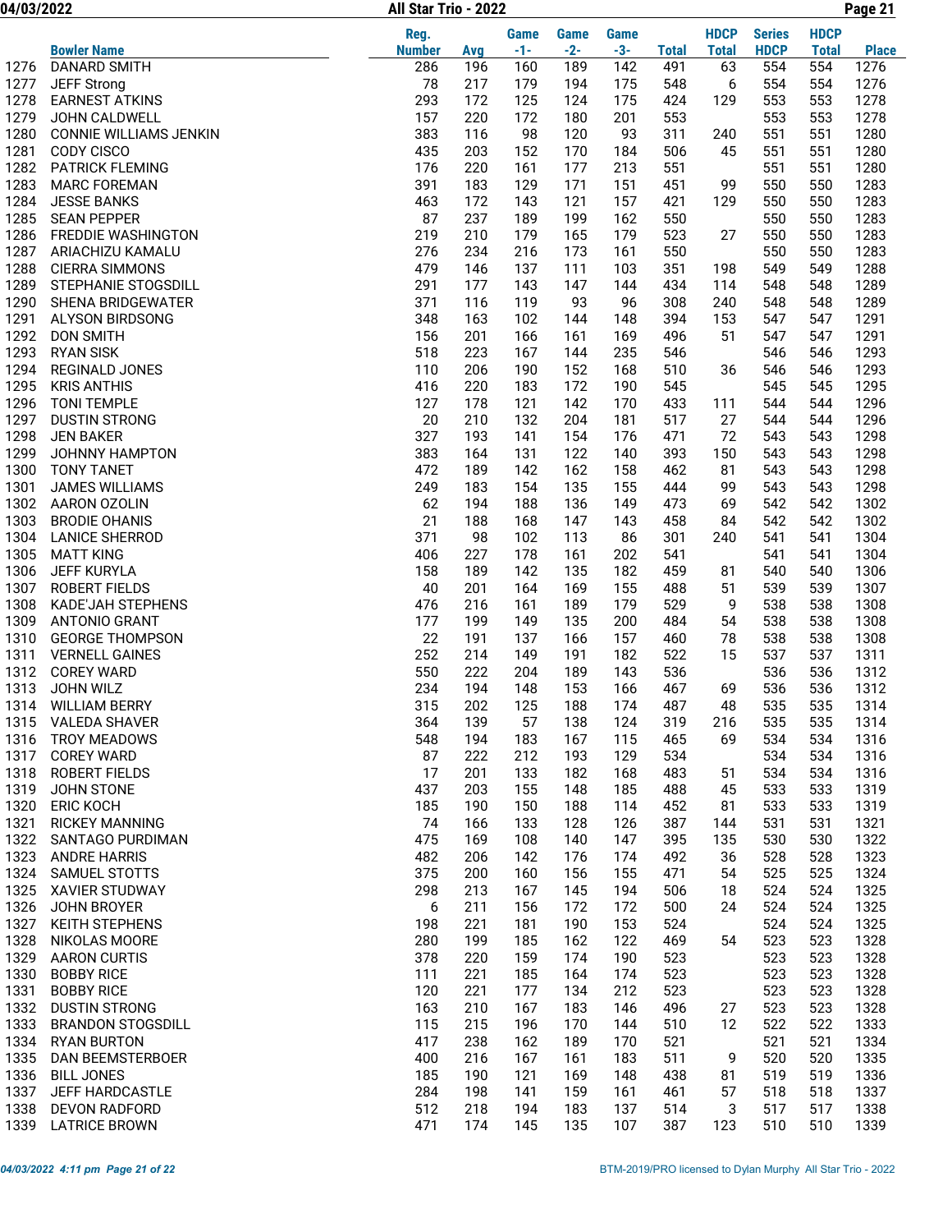| | Bowler Name | Reg. Number | Avg | Game -1- | Game -2- | Game -3- | Total | HDCP Total | Series HDCP | HDCP Total | Place |
|---|---|---|---|---|---|---|---|---|---|---|---|
| 1276 | DANARD SMITH | 286 | 196 | 160 | 189 | 142 | 491 | 63 | 554 | 554 | 1276 |
| 1277 | JEFF Strong | 78 | 217 | 179 | 194 | 175 | 548 | 6 | 554 | 554 | 1276 |
| 1278 | EARNEST ATKINS | 293 | 172 | 125 | 124 | 175 | 424 | 129 | 553 | 553 | 1278 |
| 1279 | JOHN CALDWELL | 157 | 220 | 172 | 180 | 201 | 553 | | 553 | 553 | 1278 |
| 1280 | CONNIE WILLIAMS JENKIN | 383 | 116 | 98 | 120 | 93 | 311 | 240 | 551 | 551 | 1280 |
| 1281 | CODY CISCO | 435 | 203 | 152 | 170 | 184 | 506 | 45 | 551 | 551 | 1280 |
| 1282 | PATRICK FLEMING | 176 | 220 | 161 | 177 | 213 | 551 | | 551 | 551 | 1280 |
| 1283 | MARC FOREMAN | 391 | 183 | 129 | 171 | 151 | 451 | 99 | 550 | 550 | 1283 |
| 1284 | JESSE BANKS | 463 | 172 | 143 | 121 | 157 | 421 | 129 | 550 | 550 | 1283 |
| 1285 | SEAN PEPPER | 87 | 237 | 189 | 199 | 162 | 550 | | 550 | 550 | 1283 |
| 1286 | FREDDIE WASHINGTON | 219 | 210 | 179 | 165 | 179 | 523 | 27 | 550 | 550 | 1283 |
| 1287 | ARIACHIZU KAMALU | 276 | 234 | 216 | 173 | 161 | 550 | | 550 | 550 | 1283 |
| 1288 | CIERRA SIMMONS | 479 | 146 | 137 | 111 | 103 | 351 | 198 | 549 | 549 | 1288 |
| 1289 | STEPHANIE STOGSDILL | 291 | 177 | 143 | 147 | 144 | 434 | 114 | 548 | 548 | 1289 |
| 1290 | SHENA BRIDGEWATER | 371 | 116 | 119 | 93 | 96 | 308 | 240 | 548 | 548 | 1289 |
| 1291 | ALYSON BIRDSONG | 348 | 163 | 102 | 144 | 148 | 394 | 153 | 547 | 547 | 1291 |
| 1292 | DON SMITH | 156 | 201 | 166 | 161 | 169 | 496 | 51 | 547 | 547 | 1291 |
| 1293 | RYAN SISK | 518 | 223 | 167 | 144 | 235 | 546 | | 546 | 546 | 1293 |
| 1294 | REGINALD JONES | 110 | 206 | 190 | 152 | 168 | 510 | 36 | 546 | 546 | 1293 |
| 1295 | KRIS ANTHIS | 416 | 220 | 183 | 172 | 190 | 545 | | 545 | 545 | 1295 |
| 1296 | TONI TEMPLE | 127 | 178 | 121 | 142 | 170 | 433 | 111 | 544 | 544 | 1296 |
| 1297 | DUSTIN STRONG | 20 | 210 | 132 | 204 | 181 | 517 | 27 | 544 | 544 | 1296 |
| 1298 | JEN BAKER | 327 | 193 | 141 | 154 | 176 | 471 | 72 | 543 | 543 | 1298 |
| 1299 | JOHNNY HAMPTON | 383 | 164 | 131 | 122 | 140 | 393 | 150 | 543 | 543 | 1298 |
| 1300 | TONY TANET | 472 | 189 | 142 | 162 | 158 | 462 | 81 | 543 | 543 | 1298 |
| 1301 | JAMES WILLIAMS | 249 | 183 | 154 | 135 | 155 | 444 | 99 | 543 | 543 | 1298 |
| 1302 | AARON OZOLIN | 62 | 194 | 188 | 136 | 149 | 473 | 69 | 542 | 542 | 1302 |
| 1303 | BRODIE OHANIS | 21 | 188 | 168 | 147 | 143 | 458 | 84 | 542 | 542 | 1302 |
| 1304 | LANICE SHERROD | 371 | 98 | 102 | 113 | 86 | 301 | 240 | 541 | 541 | 1304 |
| 1305 | MATT KING | 406 | 227 | 178 | 161 | 202 | 541 | | 541 | 541 | 1304 |
| 1306 | JEFF KURYLA | 158 | 189 | 142 | 135 | 182 | 459 | 81 | 540 | 540 | 1306 |
| 1307 | ROBERT FIELDS | 40 | 201 | 164 | 169 | 155 | 488 | 51 | 539 | 539 | 1307 |
| 1308 | KADE'JAH STEPHENS | 476 | 216 | 161 | 189 | 179 | 529 | 9 | 538 | 538 | 1308 |
| 1309 | ANTONIO GRANT | 177 | 199 | 149 | 135 | 200 | 484 | 54 | 538 | 538 | 1308 |
| 1310 | GEORGE THOMPSON | 22 | 191 | 137 | 166 | 157 | 460 | 78 | 538 | 538 | 1308 |
| 1311 | VERNELL GAINES | 252 | 214 | 149 | 191 | 182 | 522 | 15 | 537 | 537 | 1311 |
| 1312 | COREY WARD | 550 | 222 | 204 | 189 | 143 | 536 | | 536 | 536 | 1312 |
| 1313 | JOHN WILZ | 234 | 194 | 148 | 153 | 166 | 467 | 69 | 536 | 536 | 1312 |
| 1314 | WILLIAM BERRY | 315 | 202 | 125 | 188 | 174 | 487 | 48 | 535 | 535 | 1314 |
| 1315 | VALEDA SHAVER | 364 | 139 | 57 | 138 | 124 | 319 | 216 | 535 | 535 | 1314 |
| 1316 | TROY MEADOWS | 548 | 194 | 183 | 167 | 115 | 465 | 69 | 534 | 534 | 1316 |
| 1317 | COREY WARD | 87 | 222 | 212 | 193 | 129 | 534 | | 534 | 534 | 1316 |
| 1318 | ROBERT FIELDS | 17 | 201 | 133 | 182 | 168 | 483 | 51 | 534 | 534 | 1316 |
| 1319 | JOHN STONE | 437 | 203 | 155 | 148 | 185 | 488 | 45 | 533 | 533 | 1319 |
| 1320 | ERIC KOCH | 185 | 190 | 150 | 188 | 114 | 452 | 81 | 533 | 533 | 1319 |
| 1321 | RICKEY MANNING | 74 | 166 | 133 | 128 | 126 | 387 | 144 | 531 | 531 | 1321 |
| 1322 | SANTAGO PURDIMAN | 475 | 169 | 108 | 140 | 147 | 395 | 135 | 530 | 530 | 1322 |
| 1323 | ANDRE HARRIS | 482 | 206 | 142 | 176 | 174 | 492 | 36 | 528 | 528 | 1323 |
| 1324 | SAMUEL STOTTS | 375 | 200 | 160 | 156 | 155 | 471 | 54 | 525 | 525 | 1324 |
| 1325 | XAVIER STUDWAY | 298 | 213 | 167 | 145 | 194 | 506 | 18 | 524 | 524 | 1325 |
| 1326 | JOHN BROYER | 6 | 211 | 156 | 172 | 172 | 500 | 24 | 524 | 524 | 1325 |
| 1327 | KEITH STEPHENS | 198 | 221 | 181 | 190 | 153 | 524 | | 524 | 524 | 1325 |
| 1328 | NIKOLAS MOORE | 280 | 199 | 185 | 162 | 122 | 469 | 54 | 523 | 523 | 1328 |
| 1329 | AARON CURTIS | 378 | 220 | 159 | 174 | 190 | 523 | | 523 | 523 | 1328 |
| 1330 | BOBBY RICE | 111 | 221 | 185 | 164 | 174 | 523 | | 523 | 523 | 1328 |
| 1331 | BOBBY RICE | 120 | 221 | 177 | 134 | 212 | 523 | | 523 | 523 | 1328 |
| 1332 | DUSTIN STRONG | 163 | 210 | 167 | 183 | 146 | 496 | 27 | 523 | 523 | 1328 |
| 1333 | BRANDON STOGSDILL | 115 | 215 | 196 | 170 | 144 | 510 | 12 | 522 | 522 | 1333 |
| 1334 | RYAN BURTON | 417 | 238 | 162 | 189 | 170 | 521 | | 521 | 521 | 1334 |
| 1335 | DAN BEEMSTERBOER | 400 | 216 | 167 | 161 | 183 | 511 | 9 | 520 | 520 | 1335 |
| 1336 | BILL JONES | 185 | 190 | 121 | 169 | 148 | 438 | 81 | 519 | 519 | 1336 |
| 1337 | JEFF HARDCASTLE | 284 | 198 | 141 | 159 | 161 | 461 | 57 | 518 | 518 | 1337 |
| 1338 | DEVON RADFORD | 512 | 218 | 194 | 183 | 137 | 514 | 3 | 517 | 517 | 1338 |
| 1339 | LATRICE BROWN | 471 | 174 | 145 | 135 | 107 | 387 | 123 | 510 | 510 | 1339 |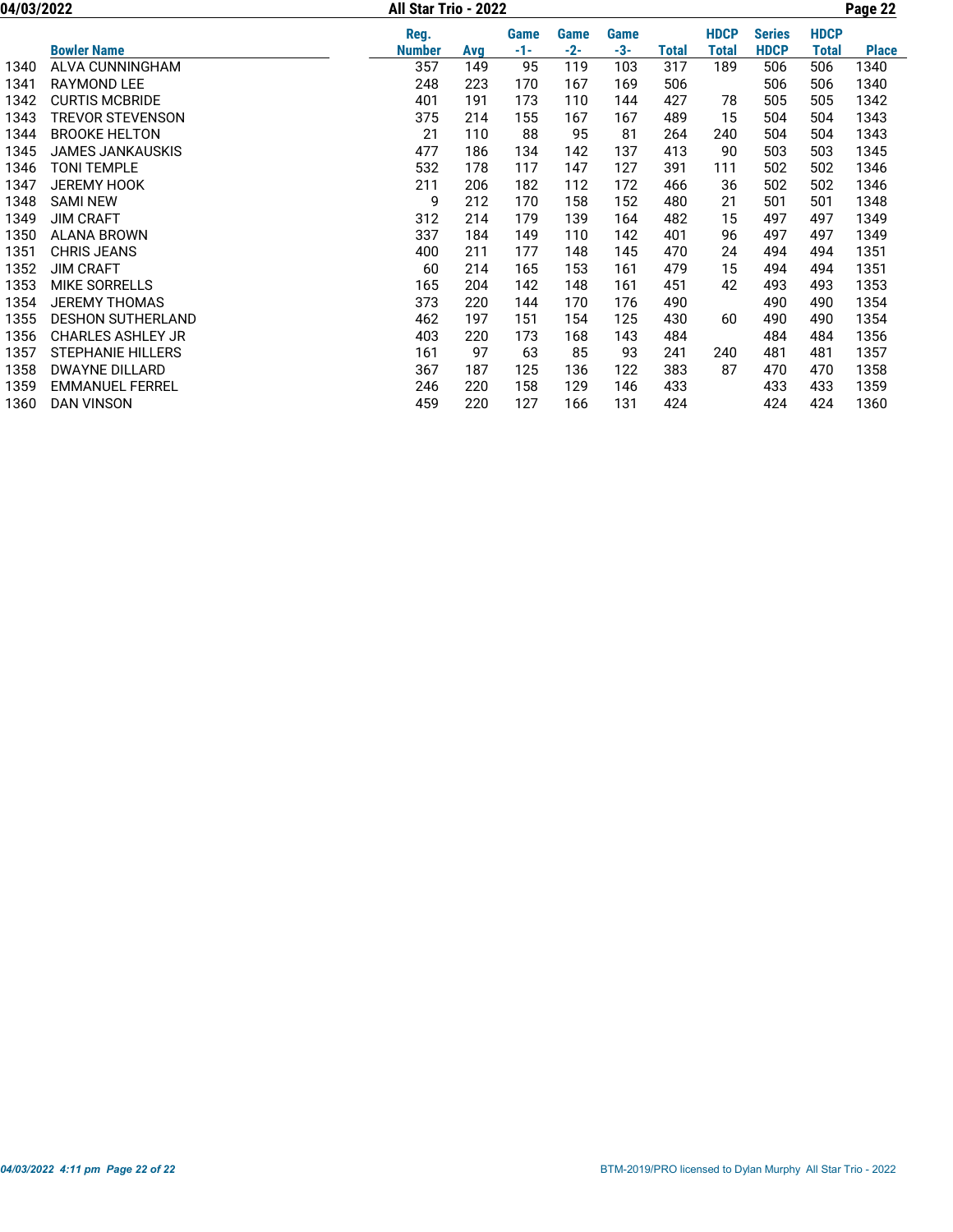| | Bowler Name | Reg. Number | Avg | Game -1- | Game -2- | Game -3- | Total | HDCP Total | Series HDCP | HDCP Total | Place |
|---|---|---|---|---|---|---|---|---|---|---|---|
| 1340 | ALVA CUNNINGHAM | 357 | 149 | 95 | 119 | 103 | 317 | 189 | 506 | 506 | 1340 |
| 1341 | RAYMOND LEE | 248 | 223 | 170 | 167 | 169 | 506 | | 506 | 506 | 1340 |
| 1342 | CURTIS MCBRIDE | 401 | 191 | 173 | 110 | 144 | 427 | 78 | 505 | 505 | 1342 |
| 1343 | TREVOR STEVENSON | 375 | 214 | 155 | 167 | 167 | 489 | 15 | 504 | 504 | 1343 |
| 1344 | BROOKE HELTON | 21 | 110 | 88 | 95 | 81 | 264 | 240 | 504 | 504 | 1343 |
| 1345 | JAMES JANKAUSKIS | 477 | 186 | 134 | 142 | 137 | 413 | 90 | 503 | 503 | 1345 |
| 1346 | TONI TEMPLE | 532 | 178 | 117 | 147 | 127 | 391 | 111 | 502 | 502 | 1346 |
| 1347 | JEREMY HOOK | 211 | 206 | 182 | 112 | 172 | 466 | 36 | 502 | 502 | 1346 |
| 1348 | SAMI NEW | 9 | 212 | 170 | 158 | 152 | 480 | 21 | 501 | 501 | 1348 |
| 1349 | JIM CRAFT | 312 | 214 | 179 | 139 | 164 | 482 | 15 | 497 | 497 | 1349 |
| 1350 | ALANA BROWN | 337 | 184 | 149 | 110 | 142 | 401 | 96 | 497 | 497 | 1349 |
| 1351 | CHRIS JEANS | 400 | 211 | 177 | 148 | 145 | 470 | 24 | 494 | 494 | 1351 |
| 1352 | JIM CRAFT | 60 | 214 | 165 | 153 | 161 | 479 | 15 | 494 | 494 | 1351 |
| 1353 | MIKE SORRELLS | 165 | 204 | 142 | 148 | 161 | 451 | 42 | 493 | 493 | 1353 |
| 1354 | JEREMY THOMAS | 373 | 220 | 144 | 170 | 176 | 490 | | 490 | 490 | 1354 |
| 1355 | DESHON SUTHERLAND | 462 | 197 | 151 | 154 | 125 | 430 | 60 | 490 | 490 | 1354 |
| 1356 | CHARLES ASHLEY JR | 403 | 220 | 173 | 168 | 143 | 484 | | 484 | 484 | 1356 |
| 1357 | STEPHANIE HILLERS | 161 | 97 | 63 | 85 | 93 | 241 | 240 | 481 | 481 | 1357 |
| 1358 | DWAYNE DILLARD | 367 | 187 | 125 | 136 | 122 | 383 | 87 | 470 | 470 | 1358 |
| 1359 | EMMANUEL FERREL | 246 | 220 | 158 | 129 | 146 | 433 | | 433 | 433 | 1359 |
| 1360 | DAN VINSON | 459 | 220 | 127 | 166 | 131 | 424 | | 424 | 424 | 1360 |

BTM-2019/PRO licensed to Dylan Murphy All Star Trio - 2022